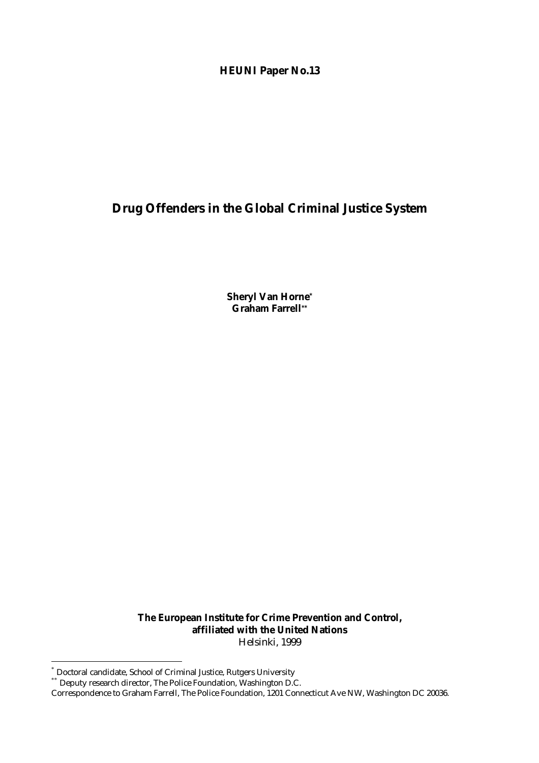**HEUNI Paper No.13**

# Drug Offenders in the Global Criminal Justice System

**Sheryl Van Horne***
**Graham Farrell****

**The European Institute for Crime Prevention and Control, affiliated with the United Nations**
Helsinki, 1999

---

* Doctoral candidate, School of Criminal Justice, Rutgers University

** Deputy research director, The Police Foundation, Washington D.C.

Correspondence to Graham Farrell, The Police Foundation, 1201 Connecticut Ave NW, Washington DC 20036.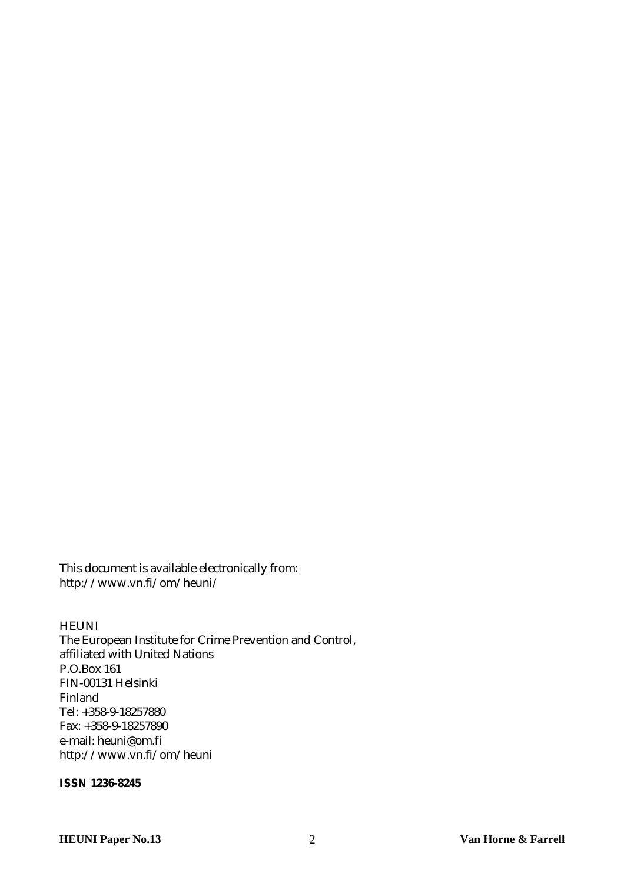This document is available electronically from:
http://www.vn.fi/om/heuni/

HEUNI
The European Institute for Crime Prevention and Control,
affiliated with United Nations
P.O.Box 161
FIN-00131 Helsinki
Finland
Tel: +358-9-18257880
Fax: +358-9-18257890
e-mail: heuni@om.fi
http://www.vn.fi/om/heuni

**ISSN 1236-8245**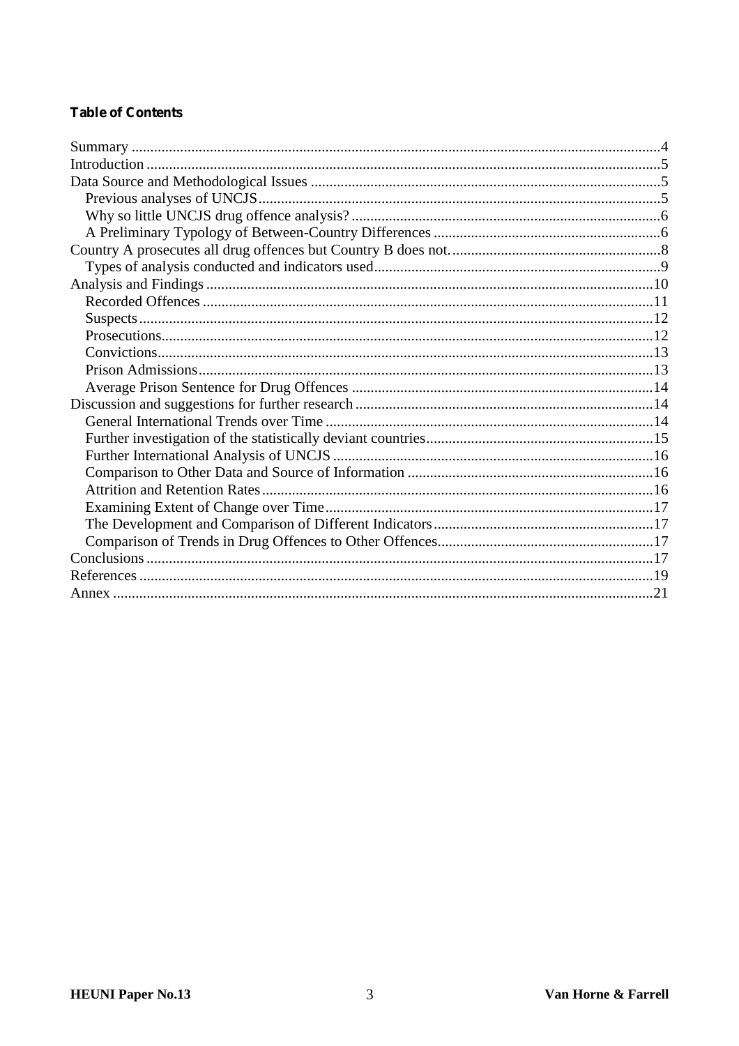**Table of Contents**

Summary ....................................................................................................................................4
Introduction ...............................................................................................................................5
Data Source and Methodological Issues ...................................................................................5
    Previous analyses of UNCJS .................................................................................................5
    Why so little UNCJS drug offence analysis? .........................................................................6
    A Preliminary Typology of Between-Country Differences ....................................................6
Country A prosecutes all drug offences but Country B does not. ..............................................8
    Types of analysis conducted and indicators used...................................................................9
Analysis and Findings ..............................................................................................................10
    Recorded Offences ..............................................................................................................11
    Suspects ...............................................................................................................................12
    Prosecutions.........................................................................................................................12
    Convictions..........................................................................................................................13
    Prison Admissions................................................................................................................13
    Average Prison Sentence for Drug Offences .......................................................................14
Discussion and suggestions for further research ......................................................................14
    General International Trends over Time .............................................................................14
    Further investigation of the statistically deviant countries....................................................15
    Further International Analysis of UNCJS ............................................................................16
    Comparison to Other Data and Source of Information ........................................................16
    Attrition and Retention Rates...............................................................................................16
    Examining Extent of Change over Time..............................................................................17
    The Development and Comparison of Different Indicators..................................................17
    Comparison of Trends in Drug Offences to Other Offences.................................................17
Conclusions .............................................................................................................................17
References ...............................................................................................................................19
Annex ......................................................................................................................................21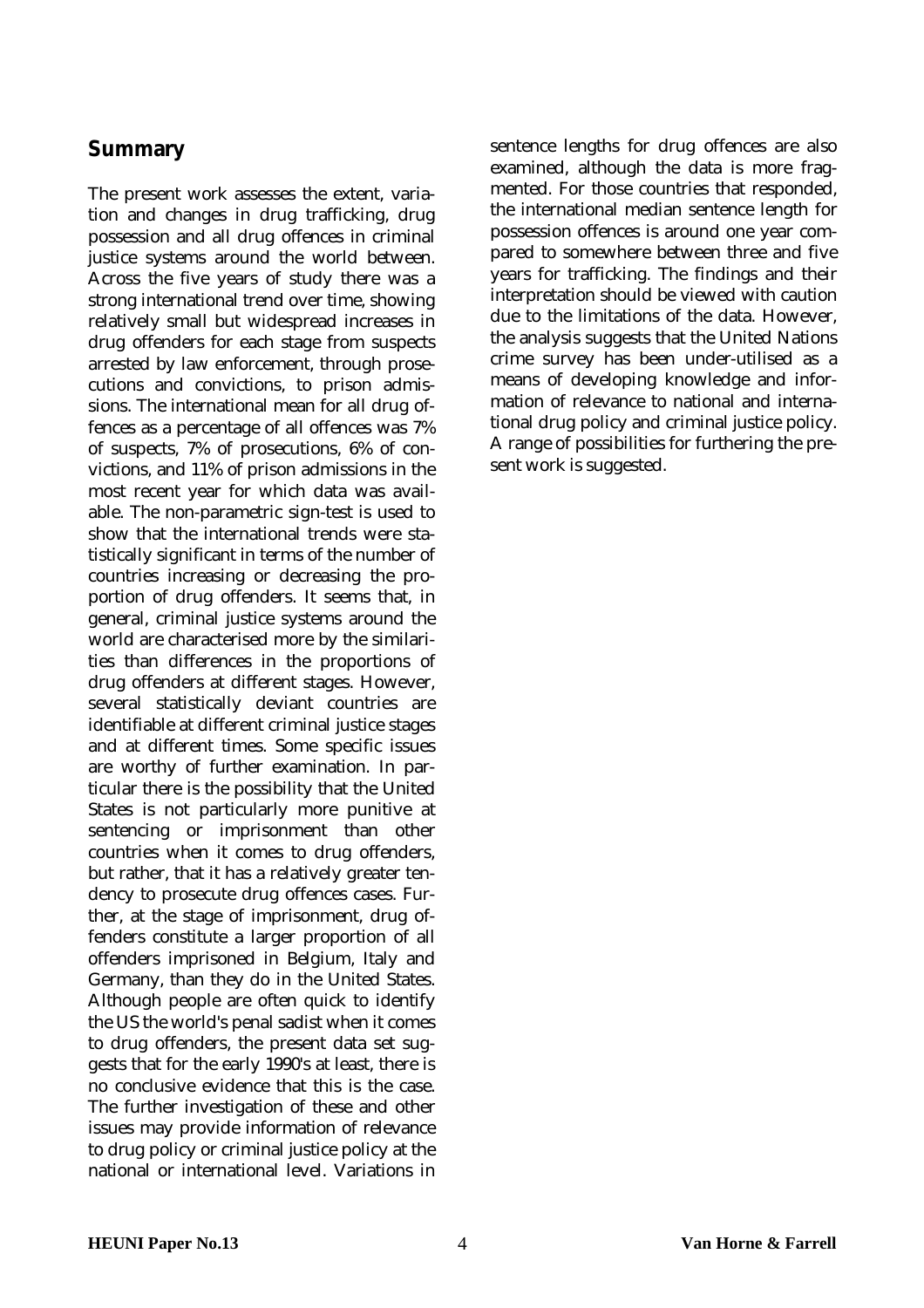## Summary

The present work assesses the extent, variation and changes in drug trafficking, drug possession and all drug offences in criminal justice systems around the world between. Across the five years of study there was a strong international trend over time, showing relatively small but widespread increases in drug offenders for each stage from suspects arrested by law enforcement, through prosecutions and convictions, to prison admissions. The international mean for all drug offences as a percentage of all offences was 7% of suspects, 7% of prosecutions, 6% of convictions, and 11% of prison admissions in the most recent year for which data was available. The non-parametric sign-test is used to show that the international trends were statistically significant in terms of the number of countries increasing or decreasing the proportion of drug offenders. It seems that, in general, criminal justice systems around the world are characterised more by the similarities than differences in the proportions of drug offenders at different stages. However, several statistically deviant countries are identifiable at different criminal justice stages and at different times. Some specific issues are worthy of further examination. In particular there is the possibility that the United States is not particularly more punitive at sentencing or imprisonment than other countries when it comes to drug offenders, but rather, that it has a relatively greater tendency to prosecute drug offences cases. Further, at the stage of imprisonment, drug offenders constitute a larger proportion of all offenders imprisoned in Belgium, Italy and Germany, than they do in the United States. Although people are often quick to identify the US the world's penal sadist when it comes to drug offenders, the present data set suggests that for the early 1990's at least, there is no conclusive evidence that this is the case. The further investigation of these and other issues may provide information of relevance to drug policy or criminal justice policy at the national or international level. Variations in sentence lengths for drug offences are also examined, although the data is more fragmented. For those countries that responded, the international median sentence length for possession offences is around one year compared to somewhere between three and five years for trafficking. The findings and their interpretation should be viewed with caution due to the limitations of the data. However, the analysis suggests that the United Nations crime survey has been under-utilised as a means of developing knowledge and information of relevance to national and international drug policy and criminal justice policy. A range of possibilities for furthering the present work is suggested.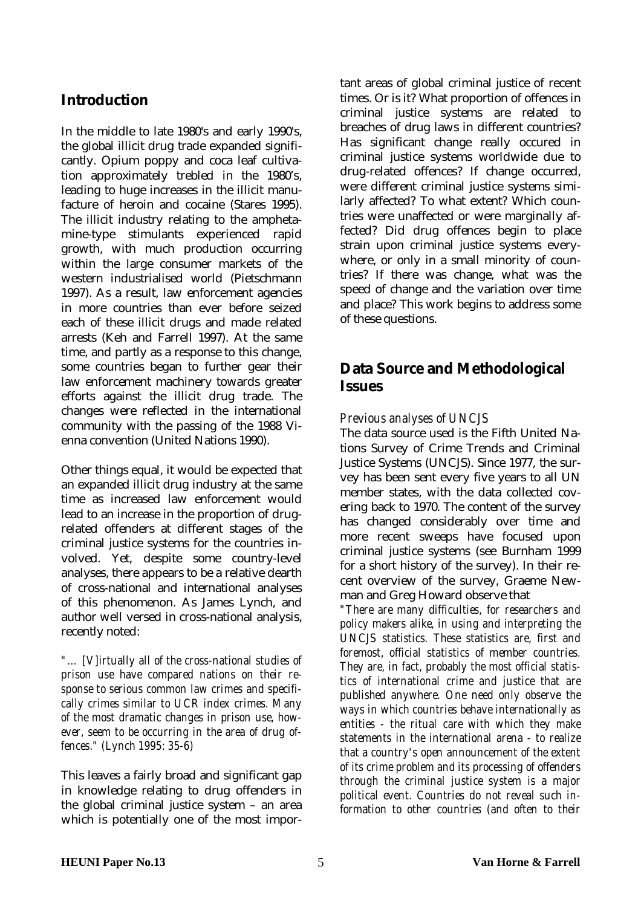## Introduction

In the middle to late 1980's and early 1990's, the global illicit drug trade expanded significantly. Opium poppy and coca leaf cultivation approximately trebled in the 1980's, leading to huge increases in the illicit manufacture of heroin and cocaine (Stares 1995). The illicit industry relating to the amphetamine-type stimulants experienced rapid growth, with much production occurring within the large consumer markets of the western industrialised world (Pietschmann 1997). As a result, law enforcement agencies in more countries than ever before seized each of these illicit drugs and made related arrests (Keh and Farrell 1997). At the same time, and partly as a response to this change, some countries began to further gear their law enforcement machinery towards greater efforts against the illicit drug trade. The changes were reflected in the international community with the passing of the 1988 Vienna convention (United Nations 1990).

Other things equal, it would be expected that an expanded illicit drug industry at the same time as increased law enforcement would lead to an increase in the proportion of drug-related offenders at different stages of the criminal justice systems for the countries involved. Yet, despite some country-level analyses, there appears to be a relative dearth of cross-national and international analyses of this phenomenon. As James Lynch, and author well versed in cross-national analysis, recently noted:

*"... [V]irtually all of the cross-national studies of prison use have compared nations on their response to serious common law crimes and specifically crimes similar to UCR index crimes. Many of the most dramatic changes in prison use, however, seem to be occurring in the area of drug offences." (Lynch 1995: 35-6)*

This leaves a fairly broad and significant gap in knowledge relating to drug offenders in the global criminal justice system – an area which is potentially one of the most important areas of global criminal justice of recent times. Or is it? What proportion of offences in criminal justice systems are related to breaches of drug laws in different countries? Has significant change really occured in criminal justice systems worldwide due to drug-related offences? If change occurred, were different criminal justice systems similarly affected? To what extent? Which countries were unaffected or were marginally affected? Did drug offences begin to place strain upon criminal justice systems everywhere, or only in a small minority of countries? If there was change, what was the speed of change and the variation over time and place? This work begins to address some of these questions.

## Data Source and Methodological Issues

*Previous analyses of UNCJS*

The data source used is the Fifth United Nations Survey of Crime Trends and Criminal Justice Systems (UNCJS). Since 1977, the survey has been sent every five years to all UN member states, with the data collected covering back to 1970. The content of the survey has changed considerably over time and more recent sweeps have focused upon criminal justice systems (see Burnham 1999 for a short history of the survey). In their recent overview of the survey, Graeme Newman and Greg Howard observe that

*"There are many difficulties, for researchers and policy makers alike, in using and interpreting the UNCJS statistics. These statistics are, first and foremost, official statistics of member countries. They are, in fact, probably the most official statistics of international crime and justice that are published anywhere. One need only observe the ways in which countries behave internationally as entities - the ritual care with which they make statements in the international arena - to realize that a country's open announcement of the extent of its crime problem and its processing of offenders through the criminal justice system is a major political event. Countries do not reveal such information to other countries (and often to their*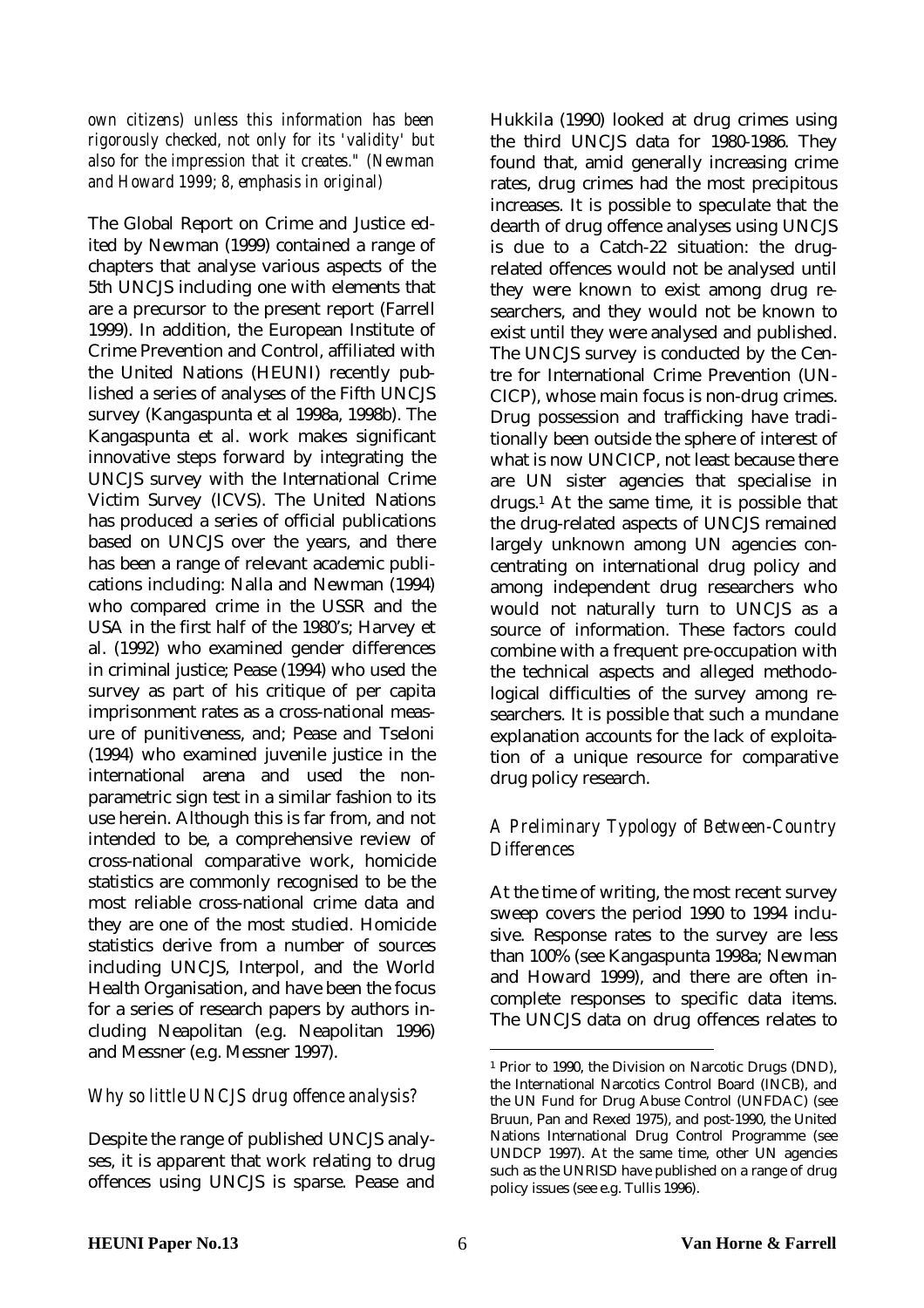*own citizens) unless this information has been rigorously checked, not only for its 'validity' but also for the impression that it creates." (Newman and Howard 1999; 8, emphasis in original)*

The Global Report on Crime and Justice edited by Newman (1999) contained a range of chapters that analyse various aspects of the 5th UNCJS including one with elements that are a precursor to the present report (Farrell 1999). In addition, the European Institute of Crime Prevention and Control, affiliated with the United Nations (HEUNI) recently published a series of analyses of the Fifth UNCJS survey (Kangaspunta et al 1998a, 1998b). The Kangaspunta et al. work makes significant innovative steps forward by integrating the UNCJS survey with the International Crime Victim Survey (ICVS). The United Nations has produced a series of official publications based on UNCJS over the years, and there has been a range of relevant academic publications including: Nalla and Newman (1994) who compared crime in the USSR and the USA in the first half of the 1980's; Harvey et al. (1992) who examined gender differences in criminal justice; Pease (1994) who used the survey as part of his critique of per capita imprisonment rates as a cross-national measure of punitiveness, and; Pease and Tseloni (1994) who examined juvenile justice in the international arena and used the non-parametric sign test in a similar fashion to its use herein. Although this is far from, and not intended to be, a comprehensive review of cross-national comparative work, homicide statistics are commonly recognised to be the most reliable cross-national crime data and they are one of the most studied. Homicide statistics derive from a number of sources including UNCJS, Interpol, and the World Health Organisation, and have been the focus for a series of research papers by authors including Neapolitan (e.g. Neapolitan 1996) and Messner (e.g. Messner 1997).

### *Why so little UNCJS drug offence analysis?*

Despite the range of published UNCJS analyses, it is apparent that work relating to drug offences using UNCJS is sparse. Pease and Hukkila (1990) looked at drug crimes using the third UNCJS data for 1980-1986. They found that, amid generally increasing crime rates, drug crimes had the most precipitous increases. It is possible to speculate that the dearth of drug offence analyses using UNCJS is due to a Catch-22 situation: the drug-related offences would not be analysed until they were known to exist among drug researchers, and they would not be known to exist until they were analysed and published. The UNCJS survey is conducted by the Centre for International Crime Prevention (UNCICP), whose main focus is non-drug crimes. Drug possession and trafficking have traditionally been outside the sphere of interest of what is now UNCICP, not least because there are UN sister agencies that specialise in drugs.[1] At the same time, it is possible that the drug-related aspects of UNCJS remained largely unknown among UN agencies concentrating on international drug policy and among independent drug researchers who would not naturally turn to UNCJS as a source of information. These factors could combine with a frequent pre-occupation with the technical aspects and alleged methodological difficulties of the survey among researchers. It is possible that such a mundane explanation accounts for the lack of exploitation of a unique resource for comparative drug policy research.

### *A Preliminary Typology of Between-Country Differences*

At the time of writing, the most recent survey sweep covers the period 1990 to 1994 inclusive. Response rates to the survey are less than 100% (see Kangaspunta 1998a; Newman and Howard 1999), and there are often incomplete responses to specific data items. The UNCJS data on drug offences relates to

---

[1] Prior to 1990, the Division on Narcotic Drugs (DND), the International Narcotics Control Board (INCB), and the UN Fund for Drug Abuse Control (UNFDAC) (see Bruun, Pan and Rexed 1975), and post-1990, the United Nations International Drug Control Programme (see UNDCP 1997). At the same time, other UN agencies such as the UNRISD have published on a range of drug policy issues (see e.g. Tullis 1996).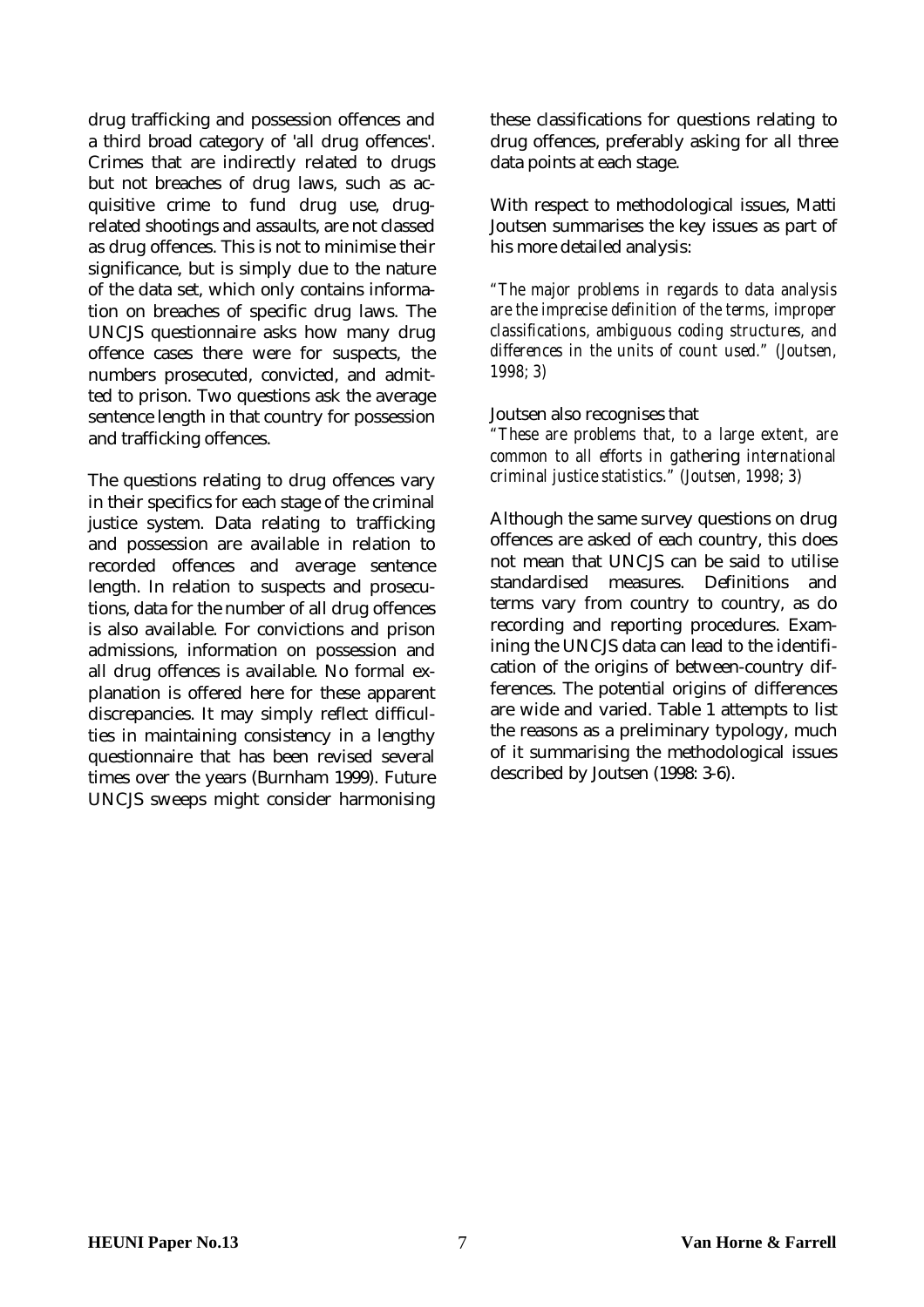drug trafficking and possession offences and a third broad category of 'all drug offences'. Crimes that are indirectly related to drugs but not breaches of drug laws, such as acquisitive crime to fund drug use, drug-related shootings and assaults, are not classed as drug offences. This is not to minimise their significance, but is simply due to the nature of the data set, which only contains information on breaches of specific drug laws. The UNCJS questionnaire asks how many drug offence cases there were for suspects, the numbers prosecuted, convicted, and admitted to prison. Two questions ask the average sentence length in that country for possession and trafficking offences.

The questions relating to drug offences vary in their specifics for each stage of the criminal justice system. Data relating to trafficking and possession are available in relation to recorded offences and average sentence length. In relation to suspects and prosecutions, data for the number of all drug offences is also available. For convictions and prison admissions, information on possession and all drug offences is available. No formal explanation is offered here for these apparent discrepancies. It may simply reflect difficulties in maintaining consistency in a lengthy questionnaire that has been revised several times over the years (Burnham 1999). Future UNCJS sweeps might consider harmonising these classifications for questions relating to drug offences, preferably asking for all three data points at each stage.

With respect to methodological issues, Matti Joutsen summarises the key issues as part of his more detailed analysis:

*"The major problems in regards to data analysis are the imprecise definition of the terms, improper classifications, ambiguous coding structures, and differences in the units of count used." (Joutsen, 1998; 3)*

Joutsen also recognises that
*"These are problems that, to a large extent, are common to all efforts in gathering international criminal justice statistics." (Joutsen, 1998; 3)*

Although the same survey questions on drug offences are asked of each country, this does not mean that UNCJS can be said to utilise standardised measures. Definitions and terms vary from country to country, as do recording and reporting procedures. Examining the UNCJS data can lead to the identification of the origins of between-country differences. The potential origins of differences are wide and varied. Table 1 attempts to list the reasons as a preliminary typology, much of it summarising the methodological issues described by Joutsen (1998: 3-6).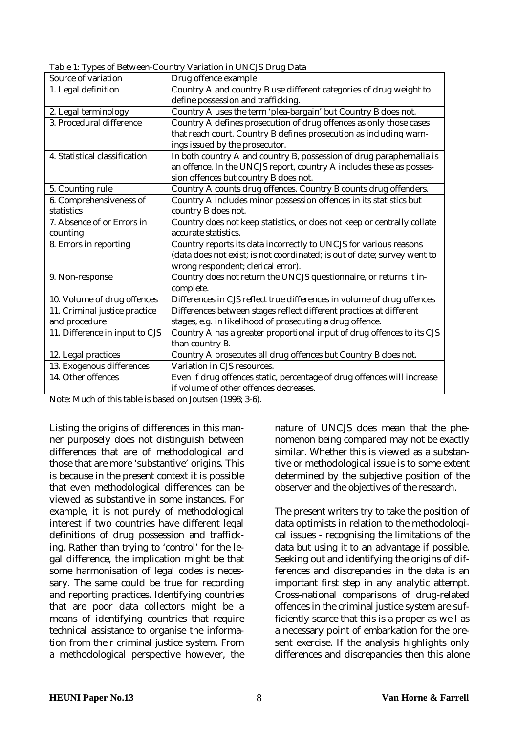Table 1: Types of Between-Country Variation in UNCJS Drug Data

| Source of variation | Drug offence example |
|---|---|
| 1. Legal definition | Country A and country B use different categories of drug weight to define possession and trafficking. |
| 2. Legal terminology | Country A uses the term 'plea-bargain' but Country B does not. |
| 3. Procedural difference | Country A defines prosecution of drug offences as only those cases that reach court. Country B defines prosecution as including warnings issued by the prosecutor. |
| 4. Statistical classification | In both country A and country B, possession of drug paraphernalia is an offence. In the UNCJS report, country A includes these as possession offences but country B does not. |
| 5. Counting rule | Country A counts drug offences. Country B counts drug offenders. |
| 6. Comprehensiveness of statistics | Country A includes minor possession offences in its statistics but country B does not. |
| 7. Absence of or Errors in counting | Country does not keep statistics, or does not keep or centrally collate accurate statistics. |
| 8. Errors in reporting | Country reports its data incorrectly to UNCJS for various reasons (data does not exist; is not coordinated; is out of date; survey went to wrong respondent; clerical error). |
| 9. Non-response | Country does not return the UNCJS questionnaire, or returns it incomplete. |
| 10. Volume of drug offences | Differences in CJS reflect true differences in volume of drug offences |
| 11. Criminal justice practice and procedure | Differences between stages reflect different practices at different stages, e.g. in likelihood of prosecuting a drug offence. |
| 11. Difference in input to CJS | Country A has a greater proportional input of drug offences to its CJS than country B. |
| 12. Legal practices | Country A prosecutes all drug offences but Country B does not. |
| 13. Exogenous differences | Variation in CJS resources. |
| 14. Other offences | Even if drug offences static, percentage of drug offences will increase if volume of other offences decreases. |

Note: Much of this table is based on Joutsen (1998; 3-6).

Listing the origins of differences in this manner purposely does not distinguish between differences that are of methodological and those that are more 'substantive' origins. This is because in the present context it is possible that even methodological differences can be viewed as substantive in some instances. For example, it is not purely of methodological interest if two countries have different legal definitions of drug possession and trafficking. Rather than trying to 'control' for the legal difference, the implication might be that some harmonisation of legal codes is necessary. The same could be true for recording and reporting practices. Identifying countries that are poor data collectors might be a means of identifying countries that require technical assistance to organise the information from their criminal justice system. From a methodological perspective however, the nature of UNCJS does mean that the phenomenon being compared may not be exactly similar. Whether this is viewed as a substantive or methodological issue is to some extent determined by the subjective position of the observer and the objectives of the research.

The present writers try to take the position of data optimists in relation to the methodological issues - recognising the limitations of the data but using it to an advantage if possible. Seeking out and identifying the origins of differences and discrepancies in the data is an important first step in any analytic attempt. Cross-national comparisons of drug-related offences in the criminal justice system are sufficiently scarce that this is a proper as well as a necessary point of embarkation for the present exercise. If the analysis highlights only differences and discrepancies then this alone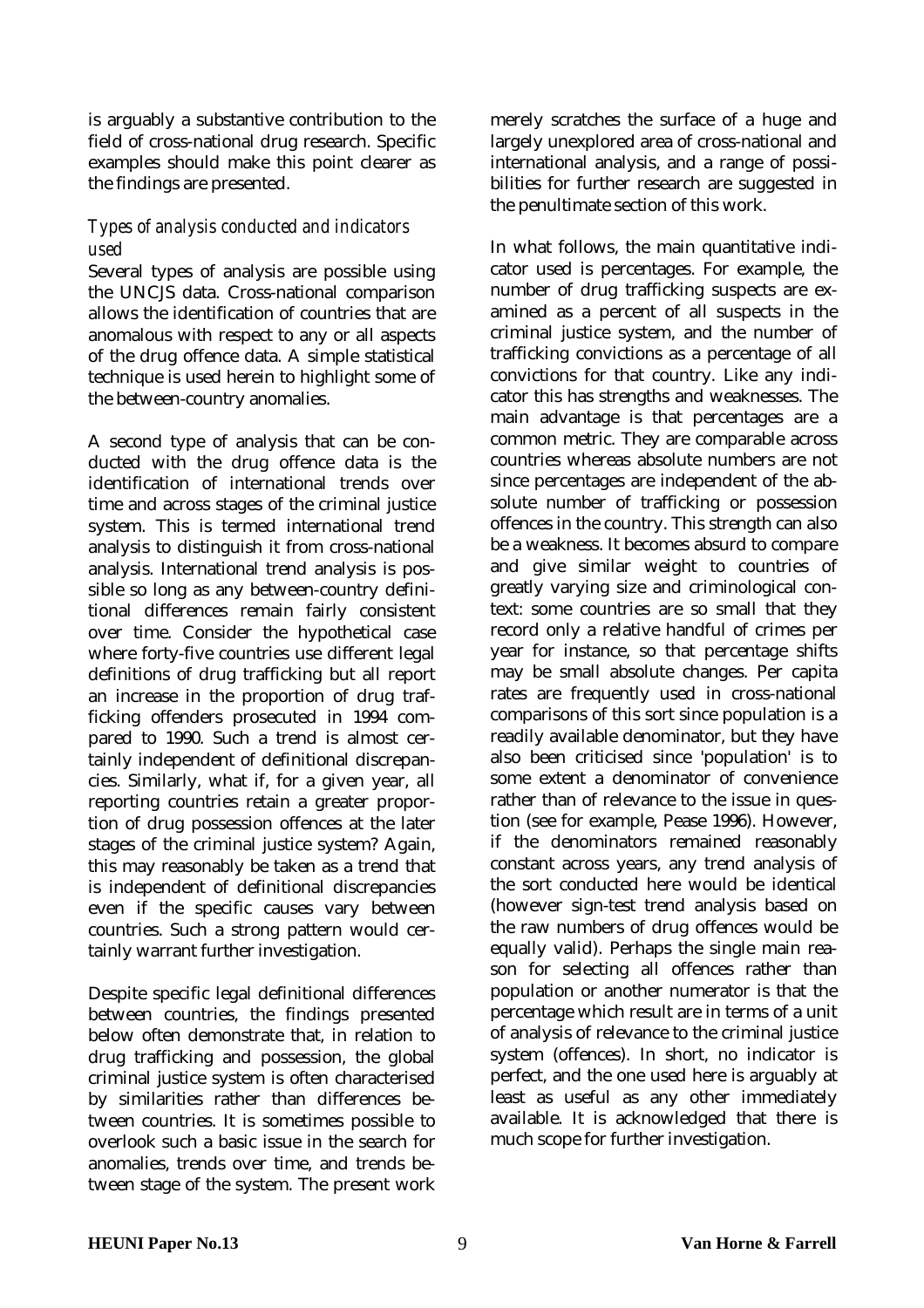is arguably a substantive contribution to the field of cross-national drug research. Specific examples should make this point clearer as the findings are presented.

### *Types of analysis conducted and indicators used*

Several types of analysis are possible using the UNCJS data. Cross-national comparison allows the identification of countries that are anomalous with respect to any or all aspects of the drug offence data. A simple statistical technique is used herein to highlight some of the between-country anomalies.

A second type of analysis that can be conducted with the drug offence data is the identification of international trends over time and across stages of the criminal justice system. This is termed international trend analysis to distinguish it from cross-national analysis. International trend analysis is possible so long as any between-country definitional differences remain fairly consistent over time. Consider the hypothetical case where forty-five countries use different legal definitions of drug trafficking but all report an increase in the proportion of drug trafficking offenders prosecuted in 1994 compared to 1990. Such a trend is almost certainly independent of definitional discrepancies. Similarly, what if, for a given year, all reporting countries retain a greater proportion of drug possession offences at the later stages of the criminal justice system? Again, this may reasonably be taken as a trend that is independent of definitional discrepancies even if the specific causes vary between countries. Such a strong pattern would certainly warrant further investigation.

Despite specific legal definitional differences between countries, the findings presented below often demonstrate that, in relation to drug trafficking and possession, the global criminal justice system is often characterised by similarities rather than differences between countries. It is sometimes possible to overlook such a basic issue in the search for anomalies, trends over time, and trends between stage of the system. The present work merely scratches the surface of a huge and largely unexplored area of cross-national and international analysis, and a range of possibilities for further research are suggested in the penultimate section of this work.

In what follows, the main quantitative indicator used is percentages. For example, the number of drug trafficking suspects are examined as a percent of all suspects in the criminal justice system, and the number of trafficking convictions as a percentage of all convictions for that country. Like any indicator this has strengths and weaknesses. The main advantage is that percentages are a common metric. They are comparable across countries whereas absolute numbers are not since percentages are independent of the absolute number of trafficking or possession offences in the country. This strength can also be a weakness. It becomes absurd to compare and give similar weight to countries of greatly varying size and criminological context: some countries are so small that they record only a relative handful of crimes per year for instance, so that percentage shifts may be small absolute changes. Per capita rates are frequently used in cross-national comparisons of this sort since population is a readily available denominator, but they have also been criticised since 'population' is to some extent a denominator of convenience rather than of relevance to the issue in question (see for example, Pease 1996). However, if the denominators remained reasonably constant across years, any trend analysis of the sort conducted here would be identical (however sign-test trend analysis based on the raw numbers of drug offences would be equally valid). Perhaps the single main reason for selecting all offences rather than population or another numerator is that the percentage which result are in terms of a unit of analysis of relevance to the criminal justice system (offences). In short, no indicator is perfect, and the one used here is arguably at least as useful as any other immediately available. It is acknowledged that there is much scope for further investigation.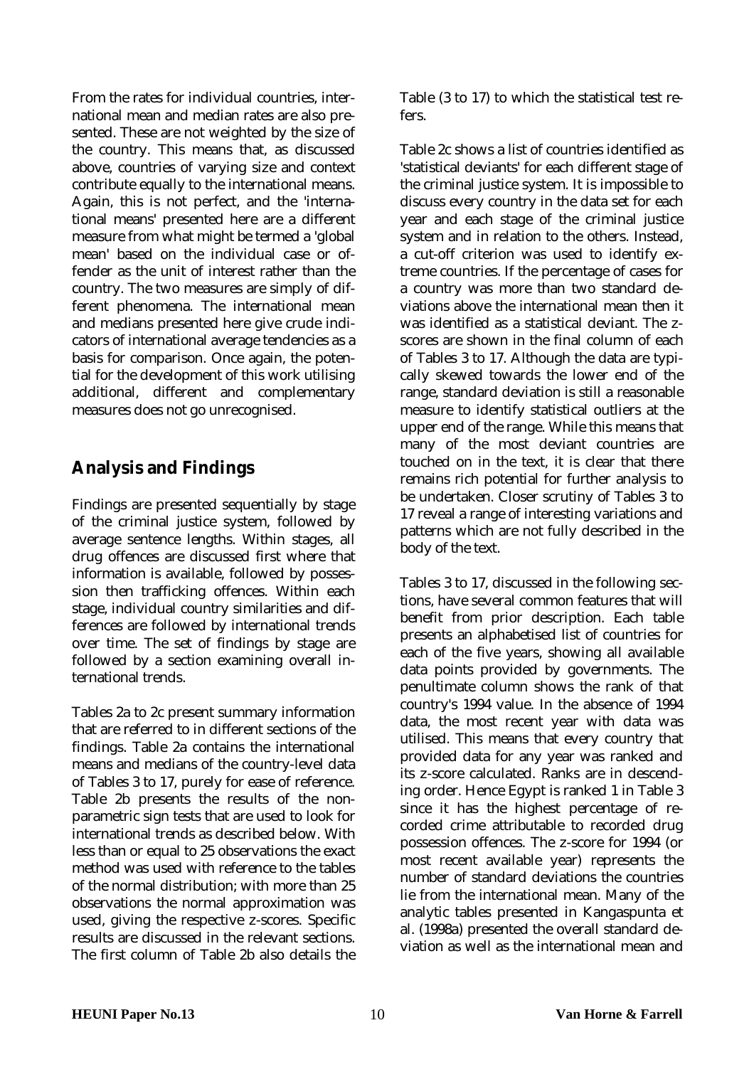From the rates for individual countries, international mean and median rates are also presented. These are not weighted by the size of the country. This means that, as discussed above, countries of varying size and context contribute equally to the international means. Again, this is not perfect, and the 'international means' presented here are a different measure from what might be termed a 'global mean' based on the individual case or offender as the unit of interest rather than the country. The two measures are simply of different phenomena. The international mean and medians presented here give crude indicators of international average tendencies as a basis for comparison. Once again, the potential for the development of this work utilising additional, different and complementary measures does not go unrecognised.

## Analysis and Findings

Findings are presented sequentially by stage of the criminal justice system, followed by average sentence lengths. Within stages, all drug offences are discussed first where that information is available, followed by possession then trafficking offences. Within each stage, individual country similarities and differences are followed by international trends over time. The set of findings by stage are followed by a section examining overall international trends.

Tables 2a to 2c present summary information that are referred to in different sections of the findings. Table 2a contains the international means and medians of the country-level data of Tables 3 to 17, purely for ease of reference. Table 2b presents the results of the non-parametric sign tests that are used to look for international trends as described below. With less than or equal to 25 observations the exact method was used with reference to the tables of the normal distribution; with more than 25 observations the normal approximation was used, giving the respective z-scores. Specific results are discussed in the relevant sections. The first column of Table 2b also details the Table (3 to 17) to which the statistical test refers.

Table 2c shows a list of countries identified as 'statistical deviants' for each different stage of the criminal justice system. It is impossible to discuss every country in the data set for each year and each stage of the criminal justice system and in relation to the others. Instead, a cut-off criterion was used to identify extreme countries. If the percentage of cases for a country was more than two standard deviations above the international mean then it was identified as a statistical deviant. The z-scores are shown in the final column of each of Tables 3 to 17. Although the data are typically skewed towards the lower end of the range, standard deviation is still a reasonable measure to identify statistical outliers at the upper end of the range. While this means that many of the most deviant countries are touched on in the text, it is clear that there remains rich potential for further analysis to be undertaken. Closer scrutiny of Tables 3 to 17 reveal a range of interesting variations and patterns which are not fully described in the body of the text.

Tables 3 to 17, discussed in the following sections, have several common features that will benefit from prior description. Each table presents an alphabetised list of countries for each of the five years, showing all available data points provided by governments. The penultimate column shows the rank of that country's 1994 value. In the absence of 1994 data, the most recent year with data was utilised. This means that every country that provided data for any year was ranked and its z-score calculated. Ranks are in descending order. Hence Egypt is ranked 1 in Table 3 since it has the highest percentage of recorded crime attributable to recorded drug possession offences. The z-score for 1994 (or most recent available year) represents the number of standard deviations the countries lie from the international mean. Many of the analytic tables presented in Kangaspunta et al. (1998a) presented the overall standard deviation as well as the international mean and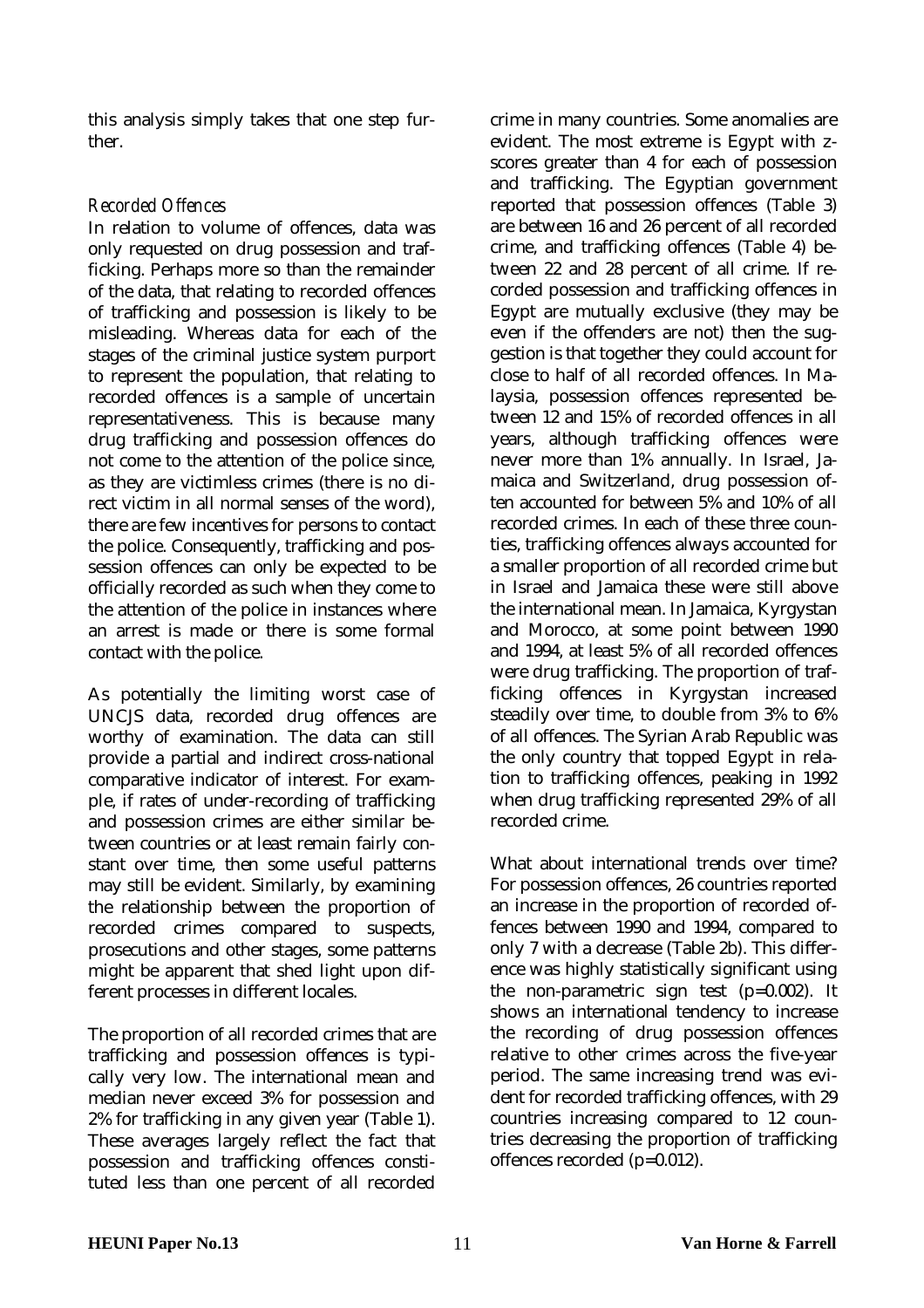this analysis simply takes that one step further.

### *Recorded Offences*

In relation to volume of offences, data was only requested on drug possession and trafficking. Perhaps more so than the remainder of the data, that relating to recorded offences of trafficking and possession is likely to be misleading. Whereas data for each of the stages of the criminal justice system purport to represent the population, that relating to recorded offences is a sample of uncertain representativeness. This is because many drug trafficking and possession offences do not come to the attention of the police since, as they are victimless crimes (there is no direct victim in all normal senses of the word), there are few incentives for persons to contact the police. Consequently, trafficking and possession offences can only be expected to be officially recorded as such when they come to the attention of the police in instances where an arrest is made or there is some formal contact with the police.

As potentially the limiting worst case of UNCJS data, recorded drug offences are worthy of examination. The data can still provide a partial and indirect cross-national comparative indicator of interest. For example, if rates of under-recording of trafficking and possession crimes are either similar between countries or at least remain fairly constant over time, then some useful patterns may still be evident. Similarly, by examining the relationship between the proportion of recorded crimes compared to suspects, prosecutions and other stages, some patterns might be apparent that shed light upon different processes in different locales.

The proportion of all recorded crimes that are trafficking and possession offences is typically very low. The international mean and median never exceed 3% for possession and 2% for trafficking in any given year (Table 1). These averages largely reflect the fact that possession and trafficking offences constituted less than one percent of all recorded crime in many countries. Some anomalies are evident. The most extreme is Egypt with z-scores greater than 4 for each of possession and trafficking. The Egyptian government reported that possession offences (Table 3) are between 16 and 26 percent of all recorded crime, and trafficking offences (Table 4) between 22 and 28 percent of all crime. If recorded possession and trafficking offences in Egypt are mutually exclusive (they may be even if the offenders are not) then the suggestion is that together they could account for close to half of all recorded offences. In Malaysia, possession offences represented between 12 and 15% of recorded offences in all years, although trafficking offences were never more than 1% annually. In Israel, Jamaica and Switzerland, drug possession often accounted for between 5% and 10% of all recorded crimes. In each of these three counties, trafficking offences always accounted for a smaller proportion of all recorded crime but in Israel and Jamaica these were still above the international mean. In Jamaica, Kyrgystan and Morocco, at some point between 1990 and 1994, at least 5% of all recorded offences were drug trafficking. The proportion of trafficking offences in Kyrgystan increased steadily over time, to double from 3% to 6% of all offences. The Syrian Arab Republic was the only country that topped Egypt in relation to trafficking offences, peaking in 1992 when drug trafficking represented 29% of all recorded crime.

What about international trends over time? For possession offences, 26 countries reported an increase in the proportion of recorded offences between 1990 and 1994, compared to only 7 with a decrease (Table 2b). This difference was highly statistically significant using the non-parametric sign test ($p=0.002$). It shows an international tendency to increase the recording of drug possession offences relative to other crimes across the five-year period. The same increasing trend was evident for recorded trafficking offences, with 29 countries increasing compared to 12 countries decreasing the proportion of trafficking offences recorded ($p=0.012$).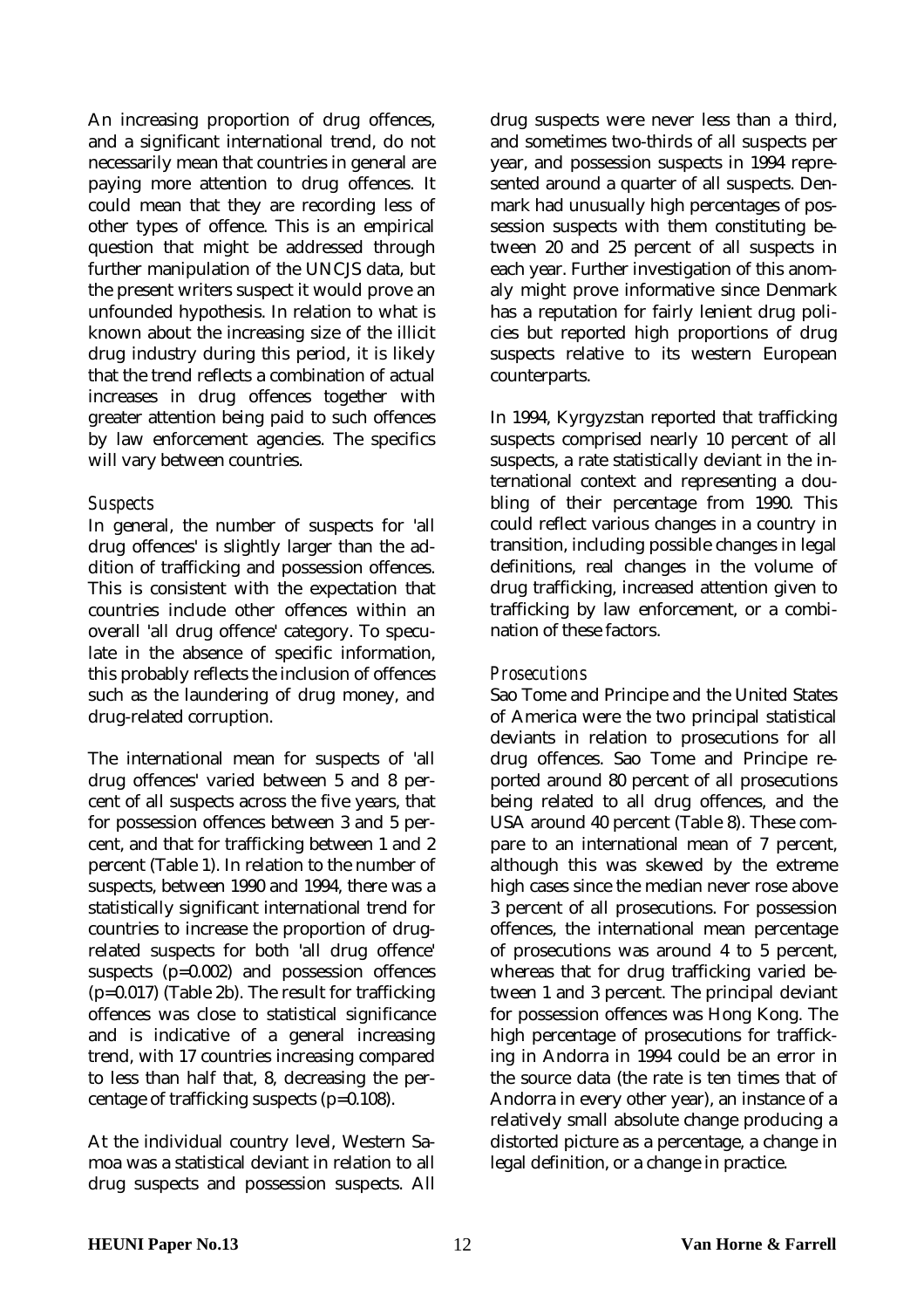An increasing proportion of drug offences, and a significant international trend, do not necessarily mean that countries in general are paying more attention to drug offences. It could mean that they are recording less of other types of offence. This is an empirical question that might be addressed through further manipulation of the UNCJS data, but the present writers suspect it would prove an unfounded hypothesis. In relation to what is known about the increasing size of the illicit drug industry during this period, it is likely that the trend reflects a combination of actual increases in drug offences together with greater attention being paid to such offences by law enforcement agencies. The specifics will vary between countries.

### *Suspects*

In general, the number of suspects for 'all drug offences' is slightly larger than the addition of trafficking and possession offences. This is consistent with the expectation that countries include other offences within an overall 'all drug offence' category. To speculate in the absence of specific information, this probably reflects the inclusion of offences such as the laundering of drug money, and drug-related corruption.

The international mean for suspects of 'all drug offences' varied between 5 and 8 percent of all suspects across the five years, that for possession offences between 3 and 5 percent, and that for trafficking between 1 and 2 percent (Table 1). In relation to the number of suspects, between 1990 and 1994, there was a statistically significant international trend for countries to increase the proportion of drug-related suspects for both 'all drug offence' suspects ($p=0.002$) and possession offences ($p=0.017$) (Table 2b). The result for trafficking offences was close to statistical significance and is indicative of a general increasing trend, with 17 countries increasing compared to less than half that, 8, decreasing the percentage of trafficking suspects ($p=0.108$).

At the individual country level, Western Samoa was a statistical deviant in relation to all drug suspects and possession suspects. All drug suspects were never less than a third, and sometimes two-thirds of all suspects per year, and possession suspects in 1994 represented around a quarter of all suspects. Denmark had unusually high percentages of possession suspects with them constituting between 20 and 25 percent of all suspects in each year. Further investigation of this anomaly might prove informative since Denmark has a reputation for fairly lenient drug policies but reported high proportions of drug suspects relative to its western European counterparts.

In 1994, Kyrgyzstan reported that trafficking suspects comprised nearly 10 percent of all suspects, a rate statistically deviant in the international context and representing a doubling of their percentage from 1990. This could reflect various changes in a country in transition, including possible changes in legal definitions, real changes in the volume of drug trafficking, increased attention given to trafficking by law enforcement, or a combination of these factors.

### *Prosecutions*

Sao Tome and Principe and the United States of America were the two principal statistical deviants in relation to prosecutions for all drug offences. Sao Tome and Principe reported around 80 percent of all prosecutions being related to all drug offences, and the USA around 40 percent (Table 8). These compare to an international mean of 7 percent, although this was skewed by the extreme high cases since the median never rose above 3 percent of all prosecutions. For possession offences, the international mean percentage of prosecutions was around 4 to 5 percent, whereas that for drug trafficking varied between 1 and 3 percent. The principal deviant for possession offences was Hong Kong. The high percentage of prosecutions for trafficking in Andorra in 1994 could be an error in the source data (the rate is ten times that of Andorra in every other year), an instance of a relatively small absolute change producing a distorted picture as a percentage, a change in legal definition, or a change in practice.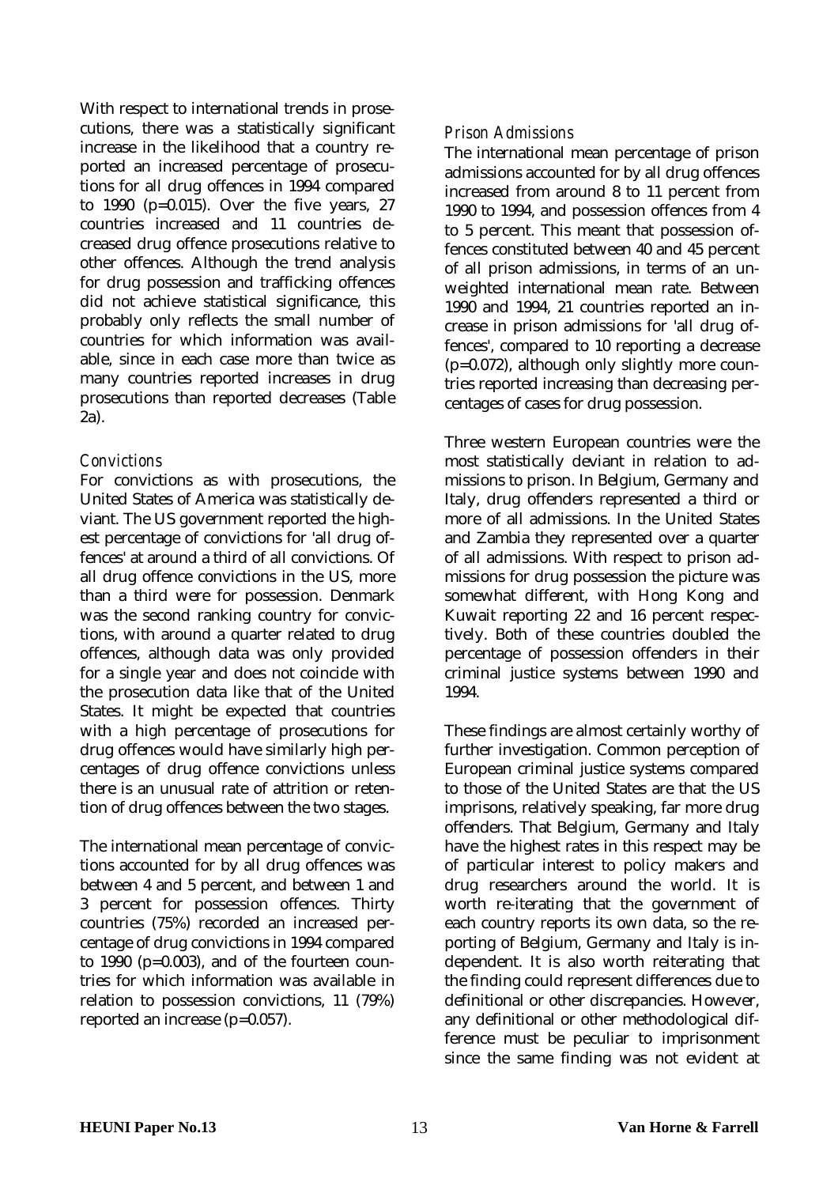With respect to international trends in prosecutions, there was a statistically significant increase in the likelihood that a country reported an increased percentage of prosecutions for all drug offences in 1994 compared to 1990 ($p=0.015$). Over the five years, 27 countries increased and 11 countries decreased drug offence prosecutions relative to other offences. Although the trend analysis for drug possession and trafficking offences did not achieve statistical significance, this probably only reflects the small number of countries for which information was available, since in each case more than twice as many countries reported increases in drug prosecutions than reported decreases (Table 2a).

### *Convictions*

For convictions as with prosecutions, the United States of America was statistically deviant. The US government reported the highest percentage of convictions for 'all drug offences' at around a third of all convictions. Of all drug offence convictions in the US, more than a third were for possession. Denmark was the second ranking country for convictions, with around a quarter related to drug offences, although data was only provided for a single year and does not coincide with the prosecution data like that of the United States. It might be expected that countries with a high percentage of prosecutions for drug offences would have similarly high percentages of drug offence convictions unless there is an unusual rate of attrition or retention of drug offences between the two stages.

The international mean percentage of convictions accounted for by all drug offences was between 4 and 5 percent, and between 1 and 3 percent for possession offences. Thirty countries (75%) recorded an increased percentage of drug convictions in 1994 compared to 1990 ($p=0.003$), and of the fourteen countries for which information was available in relation to possession convictions, 11 (79%) reported an increase ($p=0.057$).

### *Prison Admissions*

The international mean percentage of prison admissions accounted for by all drug offences increased from around 8 to 11 percent from 1990 to 1994, and possession offences from 4 to 5 percent. This meant that possession offences constituted between 40 and 45 percent of all prison admissions, in terms of an unweighted international mean rate. Between 1990 and 1994, 21 countries reported an increase in prison admissions for 'all drug offences', compared to 10 reporting a decrease ($p=0.072$), although only slightly more countries reported increasing than decreasing percentages of cases for drug possession.

Three western European countries were the most statistically deviant in relation to admissions to prison. In Belgium, Germany and Italy, drug offenders represented a third or more of all admissions. In the United States and Zambia they represented over a quarter of all admissions. With respect to prison admissions for drug possession the picture was somewhat different, with Hong Kong and Kuwait reporting 22 and 16 percent respectively. Both of these countries doubled the percentage of possession offenders in their criminal justice systems between 1990 and 1994.

These findings are almost certainly worthy of further investigation. Common perception of European criminal justice systems compared to those of the United States are that the US imprisons, relatively speaking, far more drug offenders. That Belgium, Germany and Italy have the highest rates in this respect may be of particular interest to policy makers and drug researchers around the world. It is worth re-iterating that the government of each country reports its own data, so the reporting of Belgium, Germany and Italy is independent. It is also worth reiterating that the finding could represent differences due to definitional or other discrepancies. However, any definitional or other methodological difference must be peculiar to imprisonment since the same finding was not evident at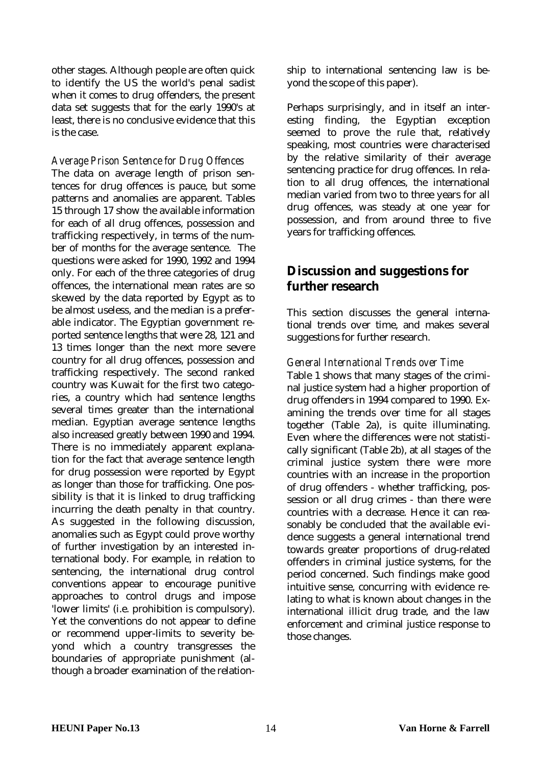other stages. Although people are often quick to identify the US the world's penal sadist when it comes to drug offenders, the present data set suggests that for the early 1990's at least, there is no conclusive evidence that this is the case.

*Average Prison Sentence for Drug Offences*

The data on average length of prison sentences for drug offences is pauce, but some patterns and anomalies are apparent. Tables 15 through 17 show the available information for each of all drug offences, possession and trafficking respectively, in terms of the number of months for the average sentence. The questions were asked for 1990, 1992 and 1994 only. For each of the three categories of drug offences, the international mean rates are so skewed by the data reported by Egypt as to be almost useless, and the median is a preferable indicator. The Egyptian government reported sentence lengths that were 28, 121 and 13 times longer than the next more severe country for all drug offences, possession and trafficking respectively. The second ranked country was Kuwait for the first two categories, a country which had sentence lengths several times greater than the international median. Egyptian average sentence lengths also increased greatly between 1990 and 1994. There is no immediately apparent explanation for the fact that average sentence length for drug possession were reported by Egypt as longer than those for trafficking. One possibility is that it is linked to drug trafficking incurring the death penalty in that country. As suggested in the following discussion, anomalies such as Egypt could prove worthy of further investigation by an interested international body. For example, in relation to sentencing, the international drug control conventions appear to encourage punitive approaches to control drugs and impose 'lower limits' (i.e. prohibition is compulsory). Yet the conventions do not appear to define or recommend upper-limits to severity beyond which a country transgresses the boundaries of appropriate punishment (although a broader examination of the relationship to international sentencing law is beyond the scope of this paper).

Perhaps surprisingly, and in itself an interesting finding, the Egyptian exception seemed to prove the rule that, relatively speaking, most countries were characterised by the relative similarity of their average sentencing practice for drug offences. In relation to all drug offences, the international median varied from two to three years for all drug offences, was steady at one year for possession, and from around three to five years for trafficking offences.

## Discussion and suggestions for further research

This section discusses the general international trends over time, and makes several suggestions for further research.

*General International Trends over Time*

Table 1 shows that many stages of the criminal justice system had a higher proportion of drug offenders in 1994 compared to 1990. Examining the trends over time for all stages together (Table 2a), is quite illuminating. Even where the differences were not statistically significant (Table 2b), at all stages of the criminal justice system there were more countries with an increase in the proportion of drug offenders - whether trafficking, possession or all drug crimes - than there were countries with a decrease. Hence it can reasonably be concluded that the available evidence suggests a general international trend towards greater proportions of drug-related offenders in criminal justice systems, for the period concerned. Such findings make good intuitive sense, concurring with evidence relating to what is known about changes in the international illicit drug trade, and the law enforcement and criminal justice response to those changes.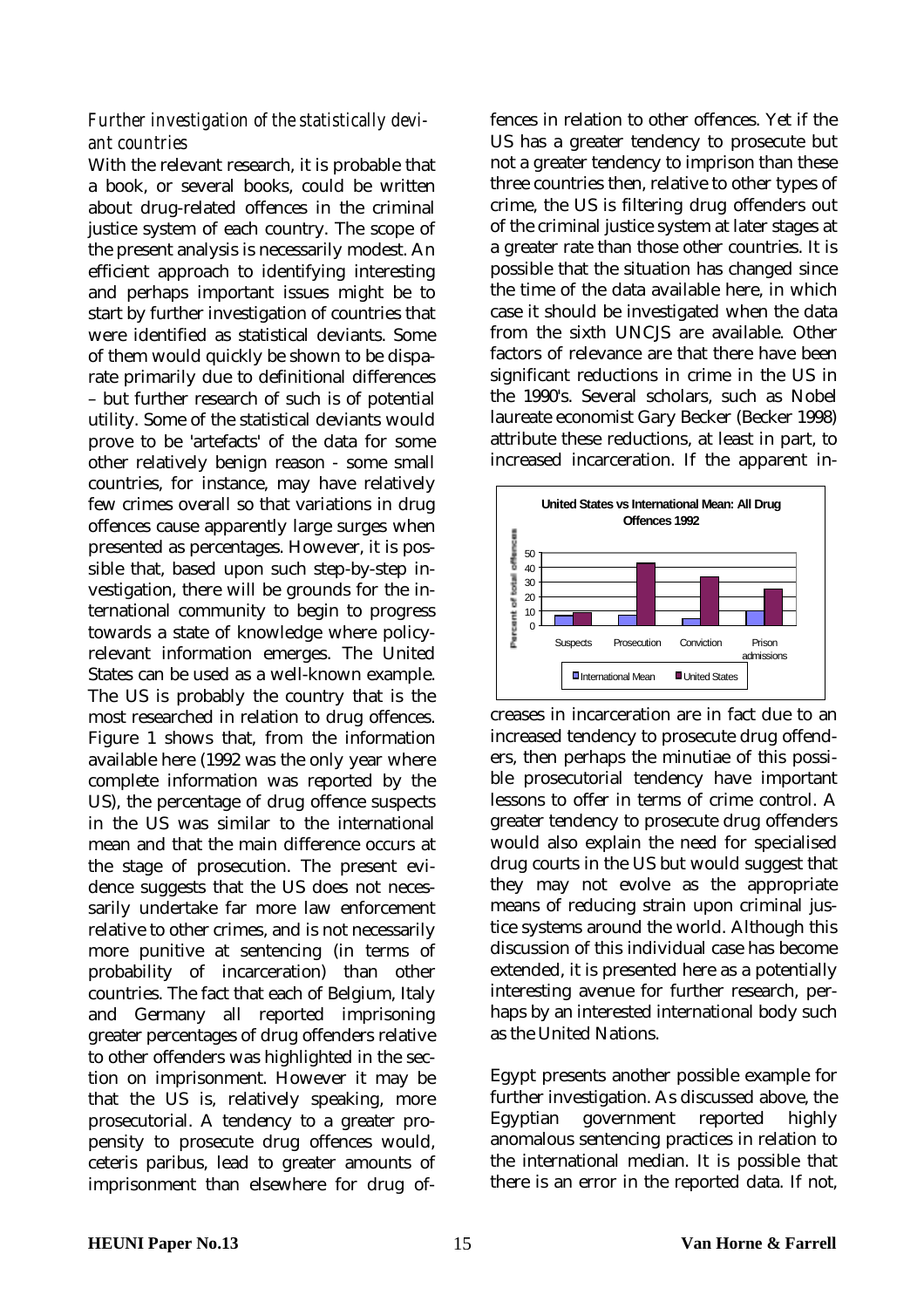### *Further investigation of the statistically deviant countries*

With the relevant research, it is probable that a book, or several books, could be written about drug-related offences in the criminal justice system of each country. The scope of the present analysis is necessarily modest. An efficient approach to identifying interesting and perhaps important issues might be to start by further investigation of countries that were identified as statistical deviants. Some of them would quickly be shown to be disparate primarily due to definitional differences – but further research of such is of potential utility. Some of the statistical deviants would prove to be 'artefacts' of the data for some other relatively benign reason - some small countries, for instance, may have relatively few crimes overall so that variations in drug offences cause apparently large surges when presented as percentages. However, it is possible that, based upon such step-by-step investigation, there will be grounds for the international community to begin to progress towards a state of knowledge where policy-relevant information emerges. The United States can be used as a well-known example. The US is probably the country that is the most researched in relation to drug offences. Figure 1 shows that, from the information available here (1992 was the only year where complete information was reported by the US), the percentage of drug offence suspects in the US was similar to the international mean and that the main difference occurs at the stage of prosecution. The present evidence suggests that the US does not necessarily undertake far more law enforcement relative to other crimes, and is not necessarily more punitive at sentencing (in terms of probability of incarceration) than other countries. The fact that each of Belgium, Italy and Germany all reported imprisoning greater percentages of drug offenders relative to other offenders was highlighted in the section on imprisonment. However it may be that the US is, relatively speaking, more prosecutorial. A tendency to a greater propensity to prosecute drug offences would, ceteris paribus, lead to greater amounts of imprisonment than elsewhere for drug offences in relation to other offences. Yet if the US has a greater tendency to prosecute but not a greater tendency to imprison than these three countries then, relative to other types of crime, the US is filtering drug offenders out of the criminal justice system at later stages at a greater rate than those other countries. It is possible that the situation has changed since the time of the data available here, in which case it should be investigated when the data from the sixth UNCJS are available. Other factors of relevance are that there have been significant reductions in crime in the US in the 1990's. Several scholars, such as Nobel laureate economist Gary Becker (Becker 1998) attribute these reductions, at least in part, to increased incarceration. If the apparent increases in incarceration are in fact due to an increased tendency to prosecute drug offenders, then perhaps the minutiae of this possible prosecutorial tendency have important lessons to offer in terms of crime control. A greater tendency to prosecute drug offenders would also explain the need for specialised drug courts in the US but would suggest that they may not evolve as the appropriate means of reducing strain upon criminal justice systems around the world. Although this discussion of this individual case has become extended, it is presented here as a potentially interesting avenue for further research, perhaps by an interested international body such as the United Nations.

**United States vs International Mean: All Drug Offences 1992**

| Stage | International Mean (Percent of total offences) | United States (Percent of total offences) |
|---|---|---|
| Suspects | ~7 | ~9 |
| Prosecution | ~7 | ~42 |
| Conviction | ~5 | ~33 |
| Prison admissions | ~10 | ~25 |

Egypt presents another possible example for further investigation. As discussed above, the Egyptian government reported highly anomalous sentencing practices in relation to the international median. It is possible that there is an error in the reported data. If not,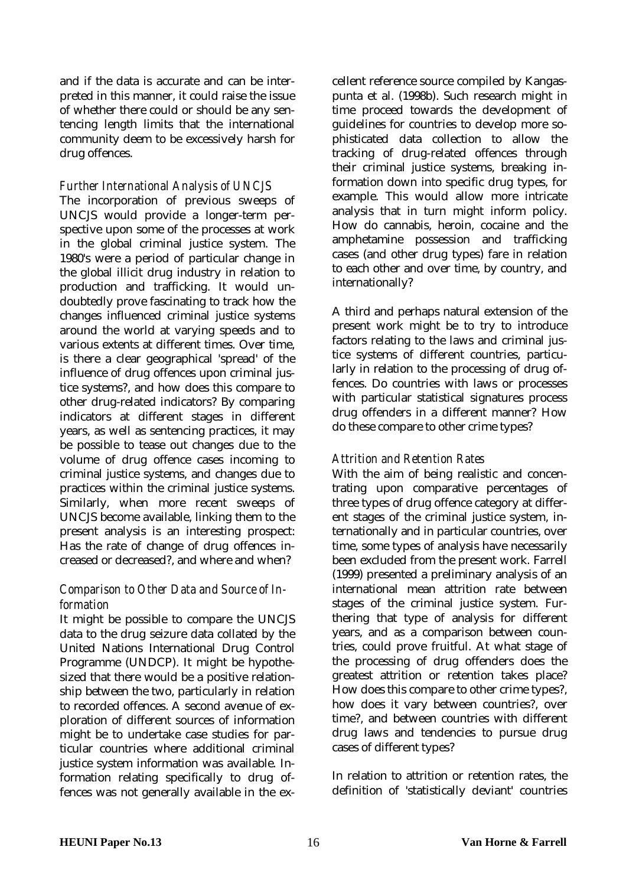and if the data is accurate and can be interpreted in this manner, it could raise the issue of whether there could or should be any sentencing length limits that the international community deem to be excessively harsh for drug offences.

### *Further International Analysis of UNCJS*

The incorporation of previous sweeps of UNCJS would provide a longer-term perspective upon some of the processes at work in the global criminal justice system. The 1980's were a period of particular change in the global illicit drug industry in relation to production and trafficking. It would undoubtedly prove fascinating to track how the changes influenced criminal justice systems around the world at varying speeds and to various extents at different times. Over time, is there a clear geographical 'spread' of the influence of drug offences upon criminal justice systems?, and how does this compare to other drug-related indicators? By comparing indicators at different stages in different years, as well as sentencing practices, it may be possible to tease out changes due to the volume of drug offence cases incoming to criminal justice systems, and changes due to practices within the criminal justice systems. Similarly, when more recent sweeps of UNCJS become available, linking them to the present analysis is an interesting prospect: Has the rate of change of drug offences increased or decreased?, and where and when?

### *Comparison to Other Data and Source of Information*

It might be possible to compare the UNCJS data to the drug seizure data collated by the United Nations International Drug Control Programme (UNDCP). It might be hypothesized that there would be a positive relationship between the two, particularly in relation to recorded offences. A second avenue of exploration of different sources of information might be to undertake case studies for particular countries where additional criminal justice system information was available. Information relating specifically to drug offences was not generally available in the excellent reference source compiled by Kangaspunta et al. (1998b). Such research might in time proceed towards the development of guidelines for countries to develop more sophisticated data collection to allow the tracking of drug-related offences through their criminal justice systems, breaking information down into specific drug types, for example. This would allow more intricate analysis that in turn might inform policy. How do cannabis, heroin, cocaine and the amphetamine possession and trafficking cases (and other drug types) fare in relation to each other and over time, by country, and internationally?

A third and perhaps natural extension of the present work might be to try to introduce factors relating to the laws and criminal justice systems of different countries, particularly in relation to the processing of drug offences. Do countries with laws or processes with particular statistical signatures process drug offenders in a different manner? How do these compare to other crime types?

### *Attrition and Retention Rates*

With the aim of being realistic and concentrating upon comparative percentages of three types of drug offence category at different stages of the criminal justice system, internationally and in particular countries, over time, some types of analysis have necessarily been excluded from the present work. Farrell (1999) presented a preliminary analysis of an international mean attrition rate between stages of the criminal justice system. Furthering that type of analysis for different years, and as a comparison between countries, could prove fruitful. At what stage of the processing of drug offenders does the greatest attrition or retention takes place? How does this compare to other crime types?, how does it vary between countries?, over time?, and between countries with different drug laws and tendencies to pursue drug cases of different types?

In relation to attrition or retention rates, the definition of 'statistically deviant' countries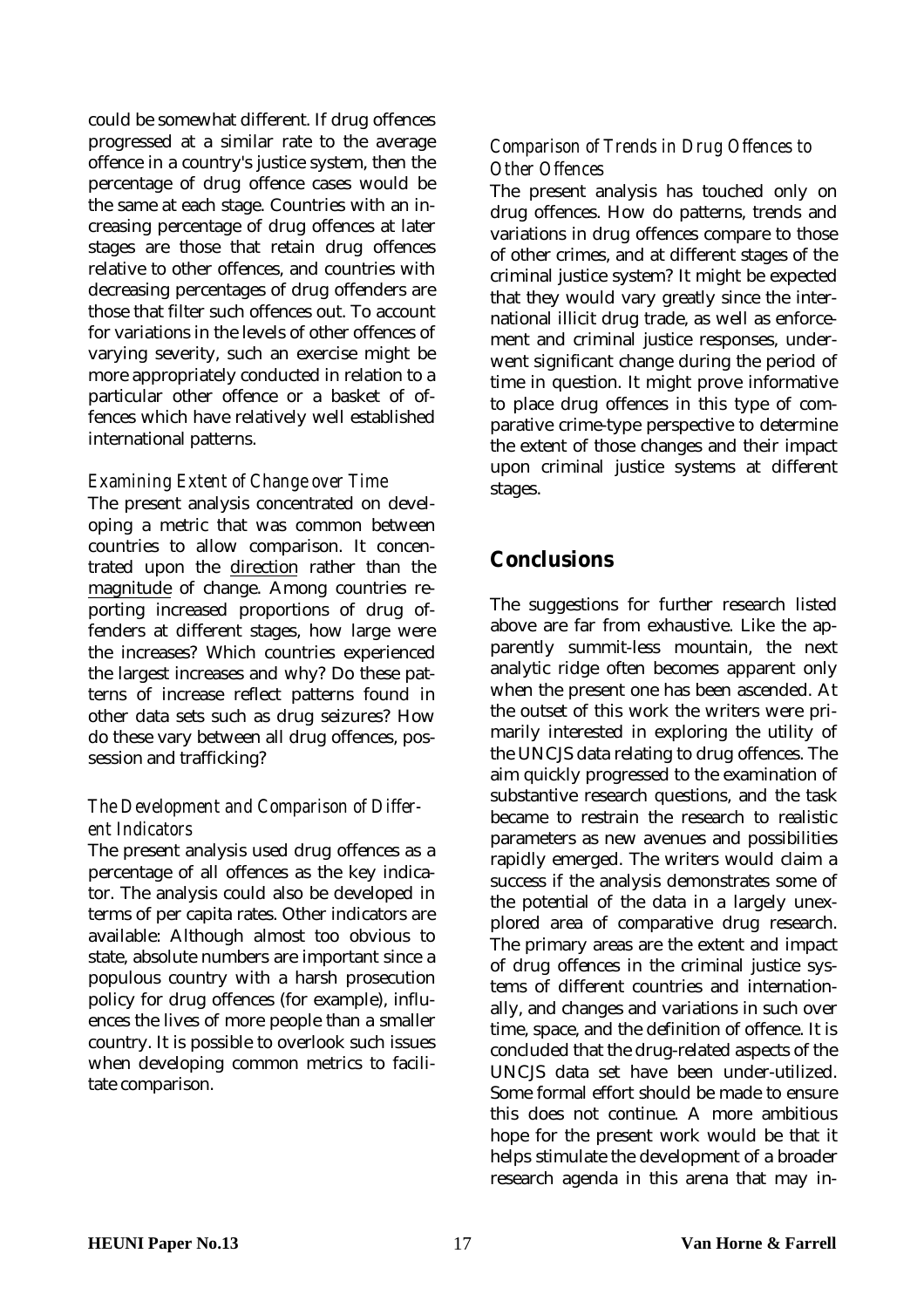could be somewhat different. If drug offences progressed at a similar rate to the average offence in a country's justice system, then the percentage of drug offence cases would be the same at each stage. Countries with an increasing percentage of drug offences at later stages are those that retain drug offences relative to other offences, and countries with decreasing percentages of drug offenders are those that filter such offences out. To account for variations in the levels of other offences of varying severity, such an exercise might be more appropriately conducted in relation to a particular other offence or a basket of offences which have relatively well established international patterns.

### *Examining Extent of Change over Time*

The present analysis concentrated on developing a metric that was common between countries to allow comparison. It concentrated upon the direction rather than the magnitude of change. Among countries reporting increased proportions of drug offenders at different stages, how large were the increases? Which countries experienced the largest increases and why? Do these patterns of increase reflect patterns found in other data sets such as drug seizures? How do these vary between all drug offences, possession and trafficking?

### *The Development and Comparison of Different Indicators*

The present analysis used drug offences as a percentage of all offences as the key indicator. The analysis could also be developed in terms of per capita rates. Other indicators are available: Although almost too obvious to state, absolute numbers are important since a populous country with a harsh prosecution policy for drug offences (for example), influences the lives of more people than a smaller country. It is possible to overlook such issues when developing common metrics to facilitate comparison.

### *Comparison of Trends in Drug Offences to Other Offences*

The present analysis has touched only on drug offences. How do patterns, trends and variations in drug offences compare to those of other crimes, and at different stages of the criminal justice system? It might be expected that they would vary greatly since the international illicit drug trade, as well as enforcement and criminal justice responses, underwent significant change during the period of time in question. It might prove informative to place drug offences in this type of comparative crime-type perspective to determine the extent of those changes and their impact upon criminal justice systems at different stages.

## Conclusions

The suggestions for further research listed above are far from exhaustive. Like the apparently summit-less mountain, the next analytic ridge often becomes apparent only when the present one has been ascended. At the outset of this work the writers were primarily interested in exploring the utility of the UNCJS data relating to drug offences. The aim quickly progressed to the examination of substantive research questions, and the task became to restrain the research to realistic parameters as new avenues and possibilities rapidly emerged. The writers would claim a success if the analysis demonstrates some of the potential of the data in a largely unexplored area of comparative drug research. The primary areas are the extent and impact of drug offences in the criminal justice systems of different countries and internationally, and changes and variations in such over time, space, and the definition of offence. It is concluded that the drug-related aspects of the UNCJS data set have been under-utilized. Some formal effort should be made to ensure this does not continue. A more ambitious hope for the present work would be that it helps stimulate the development of a broader research agenda in this arena that may in-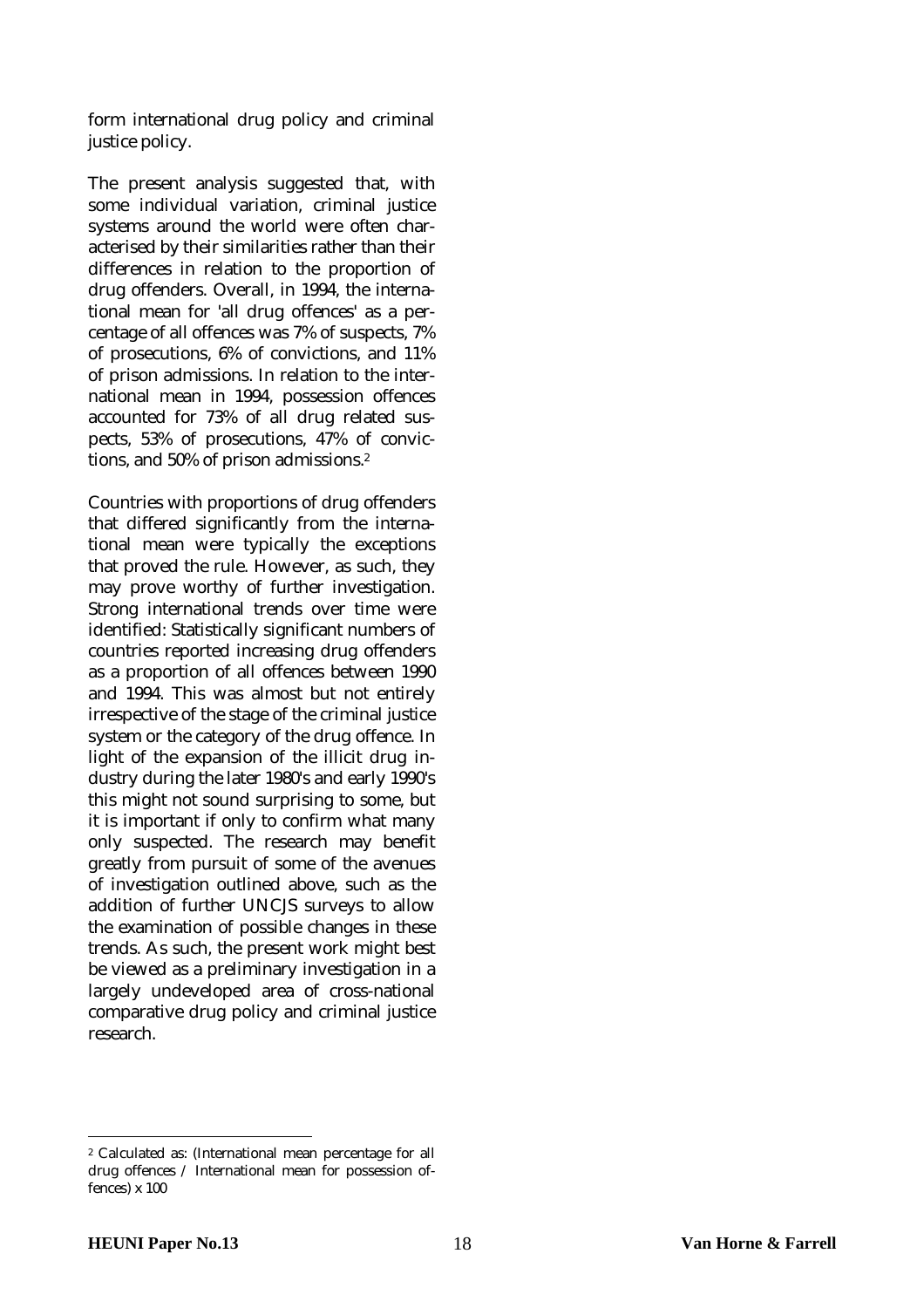form international drug policy and criminal justice policy.

The present analysis suggested that, with some individual variation, criminal justice systems around the world were often characterised by their similarities rather than their differences in relation to the proportion of drug offenders. Overall, in 1994, the international mean for 'all drug offences' as a percentage of all offences was 7% of suspects, 7% of prosecutions, 6% of convictions, and 11% of prison admissions. In relation to the international mean in 1994, possession offences accounted for 73% of all drug related suspects, 53% of prosecutions, 47% of convictions, and 50% of prison admissions.[2]

Countries with proportions of drug offenders that differed significantly from the international mean were typically the exceptions that proved the rule. However, as such, they may prove worthy of further investigation. Strong international trends over time were identified: Statistically significant numbers of countries reported increasing drug offenders as a proportion of all offences between 1990 and 1994. This was almost but not entirely irrespective of the stage of the criminal justice system or the category of the drug offence. In light of the expansion of the illicit drug industry during the later 1980's and early 1990's this might not sound surprising to some, but it is important if only to confirm what many only suspected. The research may benefit greatly from pursuit of some of the avenues of investigation outlined above, such as the addition of further UNCJS surveys to allow the examination of possible changes in these trends. As such, the present work might best be viewed as a preliminary investigation in a largely undeveloped area of cross-national comparative drug policy and criminal justice research.

---

[2] Calculated as: (International mean percentage for all drug offences / International mean for possession offences) x 100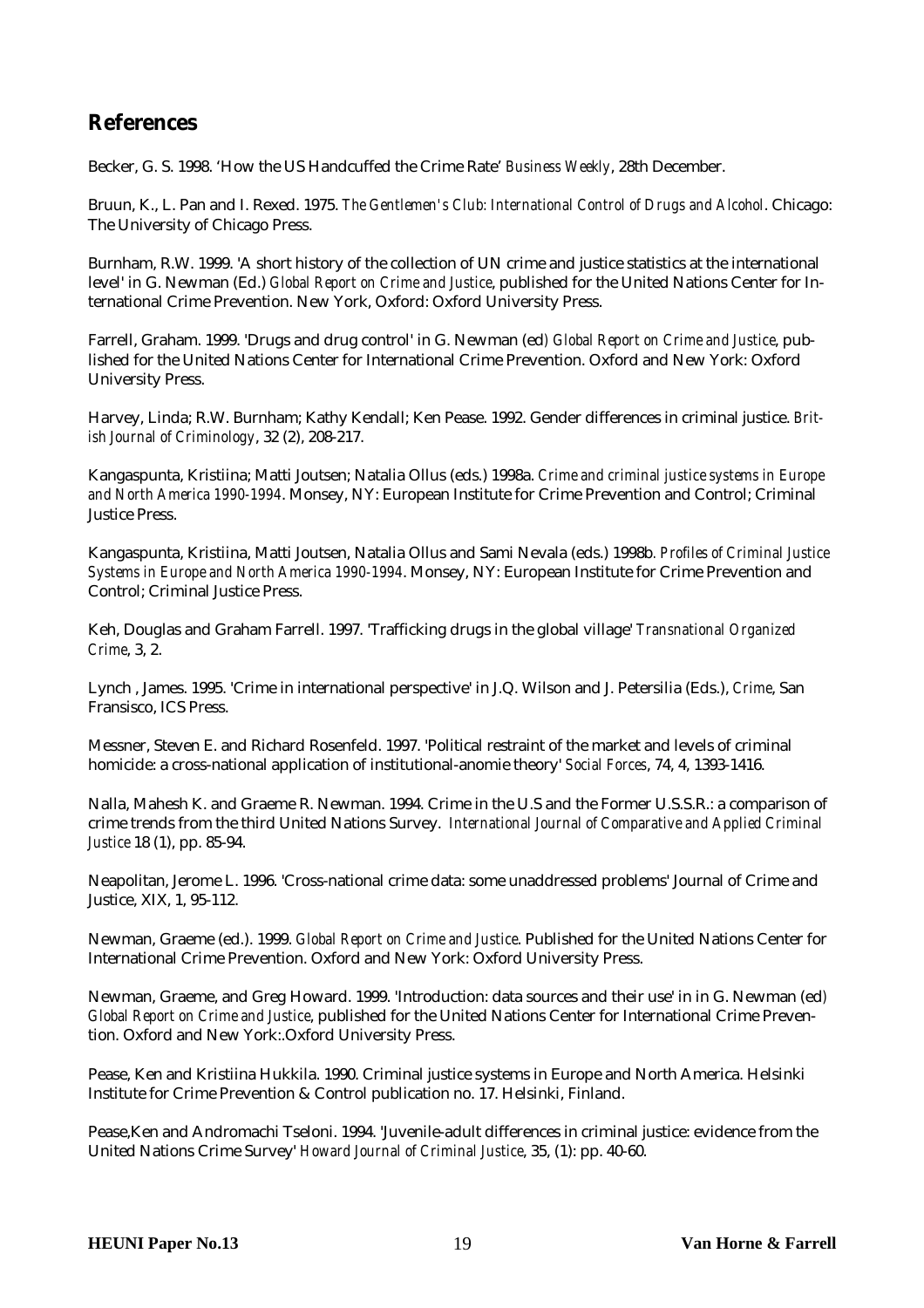## References

Becker, G. S. 1998. 'How the US Handcuffed the Crime Rate' *Business Weekly*, 28th December.

Bruun, K., L. Pan and I. Rexed. 1975. *The Gentlemen's Club: International Control of Drugs and Alcohol*. Chicago: The University of Chicago Press.

Burnham, R.W. 1999. 'A short history of the collection of UN crime and justice statistics at the international level' in G. Newman (Ed.) *Global Report on Crime and Justice*, published for the United Nations Center for International Crime Prevention. New York, Oxford: Oxford University Press.

Farrell, Graham. 1999. 'Drugs and drug control' in G. Newman (ed) *Global Report on Crime and Justice*, published for the United Nations Center for International Crime Prevention. Oxford and New York: Oxford University Press.

Harvey, Linda; R.W. Burnham; Kathy Kendall; Ken Pease. 1992. Gender differences in criminal justice. *British Journal of Criminology*, 32 (2), 208-217.

Kangaspunta, Kristiina; Matti Joutsen; Natalia Ollus (eds.) 1998a. *Crime and criminal justice systems in Europe and North America 1990-1994*. Monsey, NY: European Institute for Crime Prevention and Control; Criminal Justice Press.

Kangaspunta, Kristiina, Matti Joutsen, Natalia Ollus and Sami Nevala (eds.) 1998b. *Profiles of Criminal Justice Systems in Europe and North America 1990-1994*. Monsey, NY: European Institute for Crime Prevention and Control; Criminal Justice Press.

Keh, Douglas and Graham Farrell. 1997. 'Trafficking drugs in the global village' *Transnational Organized Crime*, 3, 2.

Lynch , James. 1995. 'Crime in international perspective' in J.Q. Wilson and J. Petersilia (Eds.), *Crime*, San Fransisco, ICS Press.

Messner, Steven E. and Richard Rosenfeld. 1997. 'Political restraint of the market and levels of criminal homicide: a cross-national application of institutional-anomie theory' *Social Forces*, 74, 4, 1393-1416.

Nalla, Mahesh K. and Graeme R. Newman. 1994. Crime in the U.S and the Former U.S.S.R.: a comparison of crime trends from the third United Nations Survey. *International Journal of Comparative and Applied Criminal Justice* 18 (1), pp. 85-94.

Neapolitan, Jerome L. 1996. 'Cross-national crime data: some unaddressed problems' Journal of Crime and Justice, XIX, 1, 95-112.

Newman, Graeme (ed.). 1999. *Global Report on Crime and Justice*. Published for the United Nations Center for International Crime Prevention. Oxford and New York: Oxford University Press.

Newman, Graeme, and Greg Howard. 1999. 'Introduction: data sources and their use' in in G. Newman (ed) *Global Report on Crime and Justice*, published for the United Nations Center for International Crime Prevention. Oxford and New York:.Oxford University Press.

Pease, Ken and Kristiina Hukkila. 1990. Criminal justice systems in Europe and North America. Helsinki Institute for Crime Prevention & Control publication no. 17. Helsinki, Finland.

Pease,Ken and Andromachi Tseloni. 1994. 'Juvenile-adult differences in criminal justice: evidence from the United Nations Crime Survey' *Howard Journal of Criminal Justice*, 35, (1): pp. 40-60.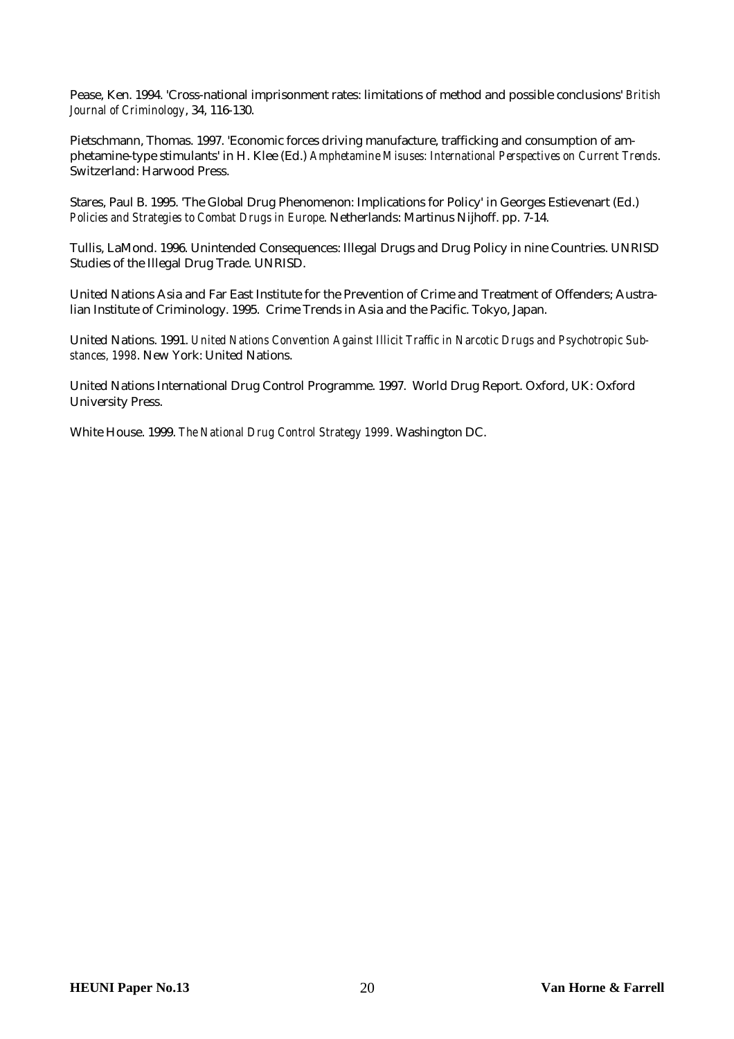Pease, Ken. 1994. 'Cross-national imprisonment rates: limitations of method and possible conclusions' *British Journal of Criminology*, 34, 116-130.

Pietschmann, Thomas. 1997. 'Economic forces driving manufacture, trafficking and consumption of amphetamine-type stimulants' in H. Klee (Ed.) *Amphetamine Misuses: International Perspectives on Current Trends*. Switzerland: Harwood Press.

Stares, Paul B. 1995. 'The Global Drug Phenomenon: Implications for Policy' in Georges Estievenart (Ed.) *Policies and Strategies to Combat Drugs in Europe*. Netherlands: Martinus Nijhoff. pp. 7-14.

Tullis, LaMond. 1996. Unintended Consequences: Illegal Drugs and Drug Policy in nine Countries. UNRISD Studies of the Illegal Drug Trade. UNRISD.

United Nations Asia and Far East Institute for the Prevention of Crime and Treatment of Offenders; Australian Institute of Criminology. 1995. Crime Trends in Asia and the Pacific. Tokyo, Japan.

United Nations. 1991. *United Nations Convention Against Illicit Traffic in Narcotic Drugs and Psychotropic Substances, 1998*. New York: United Nations.

United Nations International Drug Control Programme. 1997. World Drug Report. Oxford, UK: Oxford University Press.

White House. 1999. *The National Drug Control Strategy 1999*. Washington DC.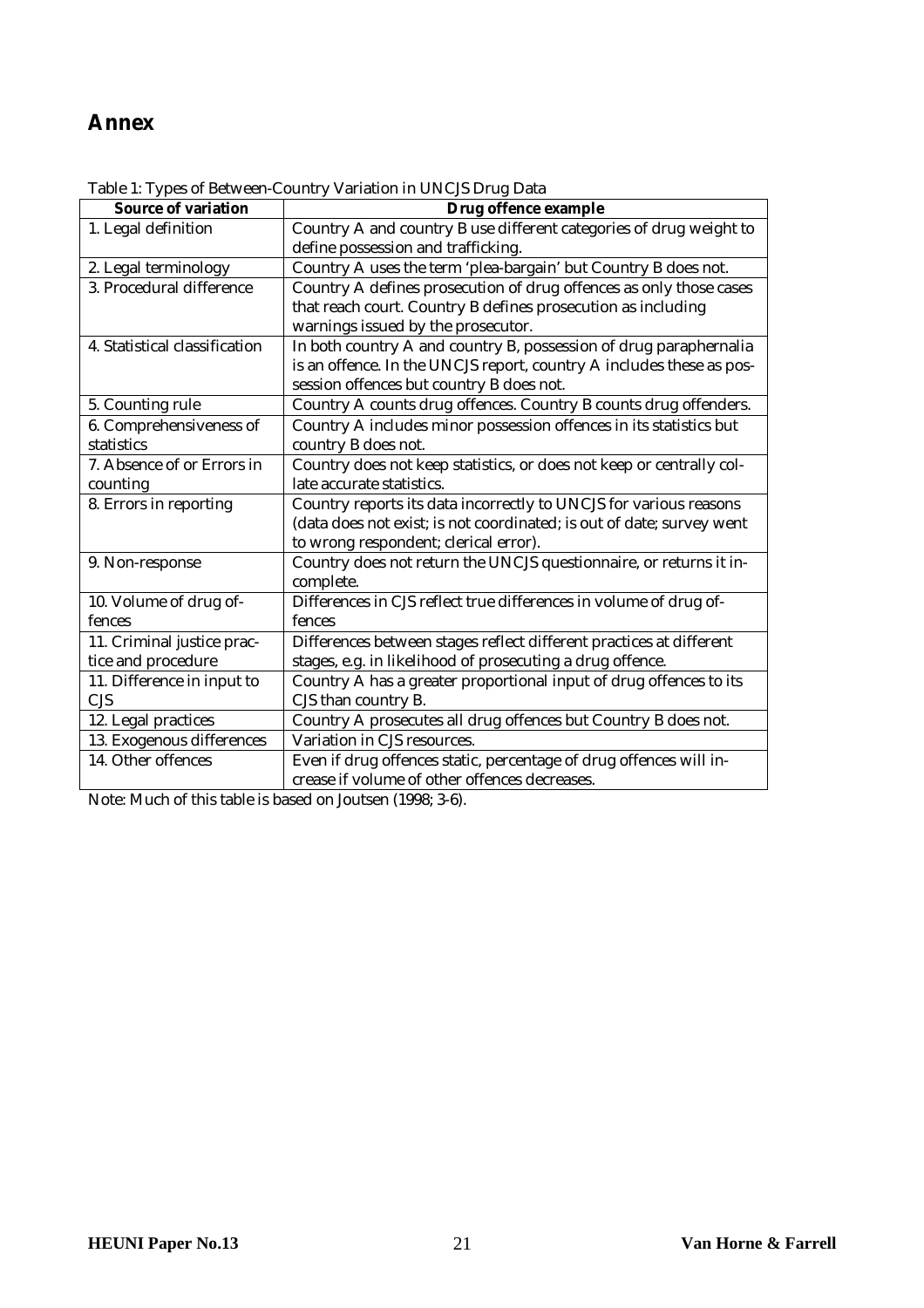# Annex

Table 1: Types of Between-Country Variation in UNCJS Drug Data

| Source of variation | Drug offence example |
|---|---|
| 1. Legal definition | Country A and country B use different categories of drug weight to define possession and trafficking. |
| 2. Legal terminology | Country A uses the term 'plea-bargain' but Country B does not. |
| 3. Procedural difference | Country A defines prosecution of drug offences as only those cases that reach court. Country B defines prosecution as including warnings issued by the prosecutor. |
| 4. Statistical classification | In both country A and country B, possession of drug paraphernalia is an offence. In the UNCJS report, country A includes these as possession offences but country B does not. |
| 5. Counting rule | Country A counts drug offences. Country B counts drug offenders. |
| 6. Comprehensiveness of statistics | Country A includes minor possession offences in its statistics but country B does not. |
| 7. Absence of or Errors in counting | Country does not keep statistics, or does not keep or centrally collate accurate statistics. |
| 8. Errors in reporting | Country reports its data incorrectly to UNCJS for various reasons (data does not exist; is not coordinated; is out of date; survey went to wrong respondent; clerical error). |
| 9. Non-response | Country does not return the UNCJS questionnaire, or returns it incomplete. |
| 10. Volume of drug offences | Differences in CJS reflect true differences in volume of drug offences |
| 11. Criminal justice practice and procedure | Differences between stages reflect different practices at different stages, e.g. in likelihood of prosecuting a drug offence. |
| 11. Difference in input to CJS | Country A has a greater proportional input of drug offences to its CJS than country B. |
| 12. Legal practices | Country A prosecutes all drug offences but Country B does not. |
| 13. Exogenous differences | Variation in CJS resources. |
| 14. Other offences | Even if drug offences static, percentage of drug offences will increase if volume of other offences decreases. |

Note: Much of this table is based on Joutsen (1998; 3-6).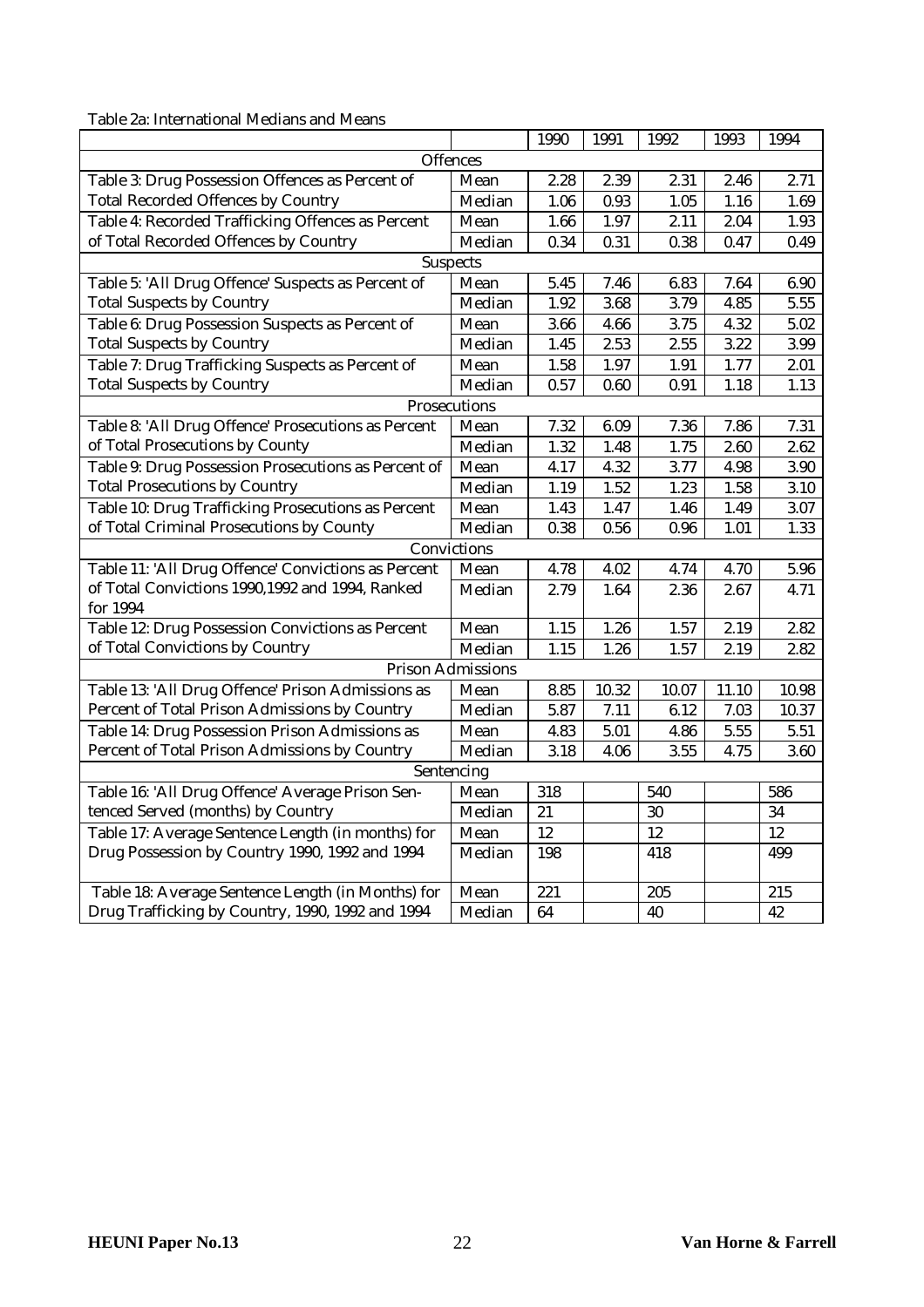Table 2a: International Medians and Means

| | | 1990 | 1991 | 1992 | 1993 | 1994 |
|---|---|---|---|---|---|---|
| **Offences** | | | | | | |
| Table 3: Drug Possession Offences as Percent of Total Recorded Offences by Country | Mean | 2.28 | 2.39 | 2.31 | 2.46 | 2.71 |
| | Median | 1.06 | 0.93 | 1.05 | 1.16 | 1.69 |
| Table 4: Recorded Trafficking Offences as Percent of Total Recorded Offences by Country | Mean | 1.66 | 1.97 | 2.11 | 2.04 | 1.93 |
| | Median | 0.34 | 0.31 | 0.38 | 0.47 | 0.49 |
| **Suspects** | | | | | | |
| Table 5: 'All Drug Offence' Suspects as Percent of Total Suspects by Country | Mean | 5.45 | 7.46 | 6.83 | 7.64 | 6.90 |
| | Median | 1.92 | 3.68 | 3.79 | 4.85 | 5.55 |
| Table 6: Drug Possession Suspects as Percent of Total Suspects by Country | Mean | 3.66 | 4.66 | 3.75 | 4.32 | 5.02 |
| | Median | 1.45 | 2.53 | 2.55 | 3.22 | 3.99 |
| Table 7: Drug Trafficking Suspects as Percent of Total Suspects by Country | Mean | 1.58 | 1.97 | 1.91 | 1.77 | 2.01 |
| | Median | 0.57 | 0.60 | 0.91 | 1.18 | 1.13 |
| **Prosecutions** | | | | | | |
| Table 8: 'All Drug Offence' Prosecutions as Percent of Total Prosecutions by County | Mean | 7.32 | 6.09 | 7.36 | 7.86 | 7.31 |
| | Median | 1.32 | 1.48 | 1.75 | 2.60 | 2.62 |
| Table 9: Drug Possession Prosecutions as Percent of Total Prosecutions by Country | Mean | 4.17 | 4.32 | 3.77 | 4.98 | 3.90 |
| | Median | 1.19 | 1.52 | 1.23 | 1.58 | 3.10 |
| Table 10: Drug Trafficking Prosecutions as Percent of Total Criminal Prosecutions by County | Mean | 1.43 | 1.47 | 1.46 | 1.49 | 3.07 |
| | Median | 0.38 | 0.56 | 0.96 | 1.01 | 1.33 |
| **Convictions** | | | | | | |
| Table 11: 'All Drug Offence' Convictions as Percent of Total Convictions 1990,1992 and 1994, Ranked for 1994 | Mean | 4.78 | 4.02 | 4.74 | 4.70 | 5.96 |
| | Median | 2.79 | 1.64 | 2.36 | 2.67 | 4.71 |
| Table 12: Drug Possession Convictions as Percent of Total Convictions by Country | Mean | 1.15 | 1.26 | 1.57 | 2.19 | 2.82 |
| | Median | 1.15 | 1.26 | 1.57 | 2.19 | 2.82 |
| **Prison Admissions** | | | | | | |
| Table 13: 'All Drug Offence' Prison Admissions as Percent of Total Prison Admissions by Country | Mean | 8.85 | 10.32 | 10.07 | 11.10 | 10.98 |
| | Median | 5.87 | 7.11 | 6.12 | 7.03 | 10.37 |
| Table 14: Drug Possession Prison Admissions as Percent of Total Prison Admissions by Country | Mean | 4.83 | 5.01 | 4.86 | 5.55 | 5.51 |
| | Median | 3.18 | 4.06 | 3.55 | 4.75 | 3.60 |
| **Sentencing** | | | | | | |
| Table 16: 'All Drug Offence' Average Prison Sentenced Served (months) by Country | Mean | 318 | | 540 | | 586 |
| | Median | 21 | | 30 | | 34 |
| Table 17: Average Sentence Length (in months) for Drug Possession by Country 1990, 1992 and 1994 | Mean | 12 | | 12 | | 12 |
| | Median | 198 | | 418 | | 499 |
| Table 18: Average Sentence Length (in Months) for Drug Trafficking by Country, 1990, 1992 and 1994 | Mean | 221 | | 205 | | 215 |
| | Median | 64 | | 40 | | 42 |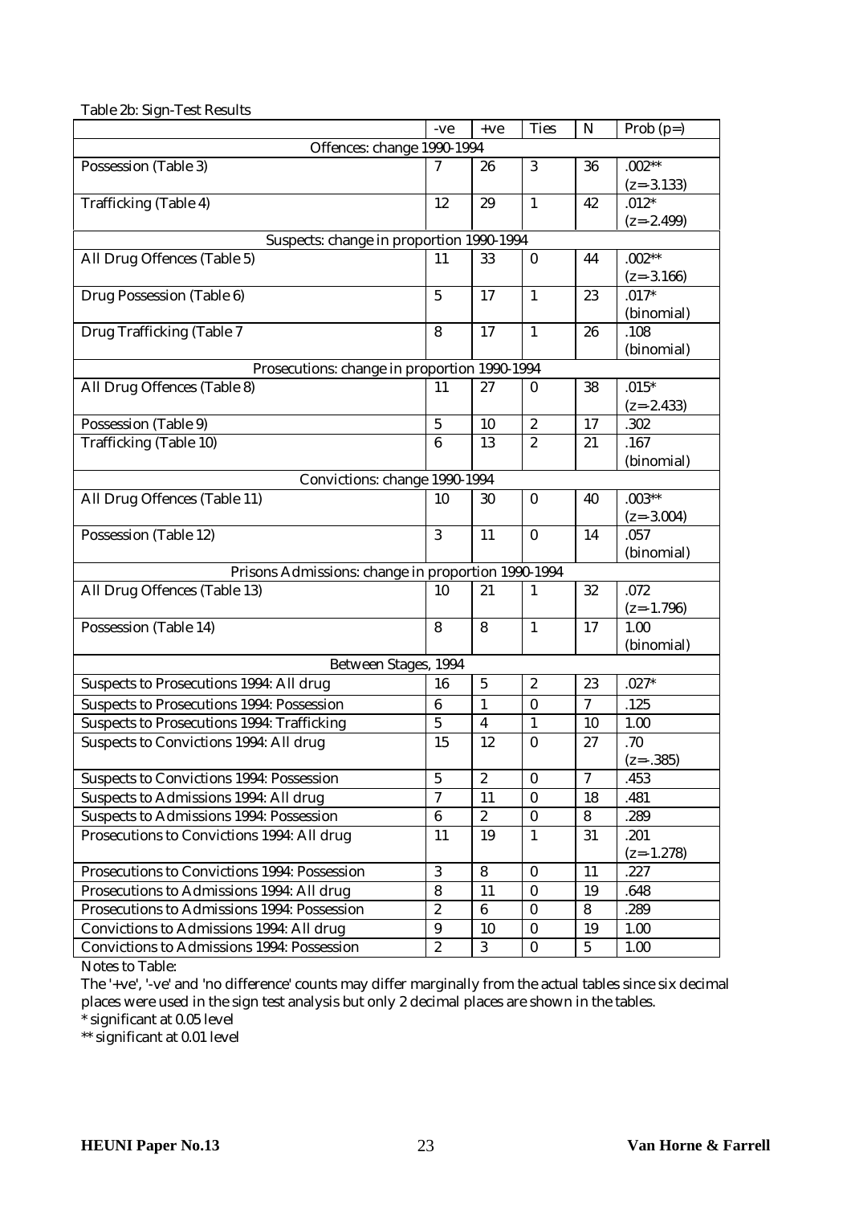Table 2b: Sign-Test Results

| | -ve | +ve | Ties | N | Prob (p=) |
|---|---|---|---|---|---|
| Offences: change 1990-1994 | | | | | |
| Possession (Table 3) | 7 | 26 | 3 | 36 | .002** (z=-3.133) |
| Trafficking (Table 4) | 12 | 29 | 1 | 42 | .012* (z=-2.499) |
| Suspects: change in proportion 1990-1994 | | | | | |
| All Drug Offences (Table 5) | 11 | 33 | 0 | 44 | .002** (z=-3.166) |
| Drug Possession (Table 6) | 5 | 17 | 1 | 23 | .017* (binomial) |
| Drug Trafficking (Table 7 | 8 | 17 | 1 | 26 | .108 (binomial) |
| Prosecutions: change in proportion 1990-1994 | | | | | |
| All Drug Offences (Table 8) | 11 | 27 | 0 | 38 | .015* (z=-2.433) |
| Possession (Table 9) | 5 | 10 | 2 | 17 | .302 |
| Trafficking (Table 10) | 6 | 13 | 2 | 21 | .167 (binomial) |
| Convictions: change 1990-1994 | | | | | |
| All Drug Offences (Table 11) | 10 | 30 | 0 | 40 | .003** (z=-3.004) |
| Possession (Table 12) | 3 | 11 | 0 | 14 | .057 (binomial) |
| Prisons Admissions: change in proportion 1990-1994 | | | | | |
| All Drug Offences (Table 13) | 10 | 21 | 1 | 32 | .072 (z=-1.796) |
| Possession (Table 14) | 8 | 8 | 1 | 17 | 1.00 (binomial) |
| Between Stages, 1994 | | | | | |
| Suspects to Prosecutions 1994: All drug | 16 | 5 | 2 | 23 | .027* |
| Suspects to Prosecutions 1994: Possession | 6 | 1 | 0 | 7 | .125 |
| Suspects to Prosecutions 1994: Trafficking | 5 | 4 | 1 | 10 | 1.00 |
| Suspects to Convictions 1994: All drug | 15 | 12 | 0 | 27 | .70 (z=-.385) |
| Suspects to Convictions 1994: Possession | 5 | 2 | 0 | 7 | .453 |
| Suspects to Admissions 1994: All drug | 7 | 11 | 0 | 18 | .481 |
| Suspects to Admissions 1994: Possession | 6 | 2 | 0 | 8 | .289 |
| Prosecutions to Convictions 1994: All drug | 11 | 19 | 1 | 31 | .201 (z=-1.278) |
| Prosecutions to Convictions 1994: Possession | 3 | 8 | 0 | 11 | .227 |
| Prosecutions to Admissions 1994: All drug | 8 | 11 | 0 | 19 | .648 |
| Prosecutions to Admissions 1994: Possession | 2 | 6 | 0 | 8 | .289 |
| Convictions to Admissions 1994: All drug | 9 | 10 | 0 | 19 | 1.00 |
| Convictions to Admissions 1994: Possession | 2 | 3 | 0 | 5 | 1.00 |

Notes to Table:

The '+ve', '-ve' and 'no difference' counts may differ marginally from the actual tables since six decimal places were used in the sign test analysis but only 2 decimal places are shown in the tables.

\* significant at 0.05 level

\*\* significant at 0.01 level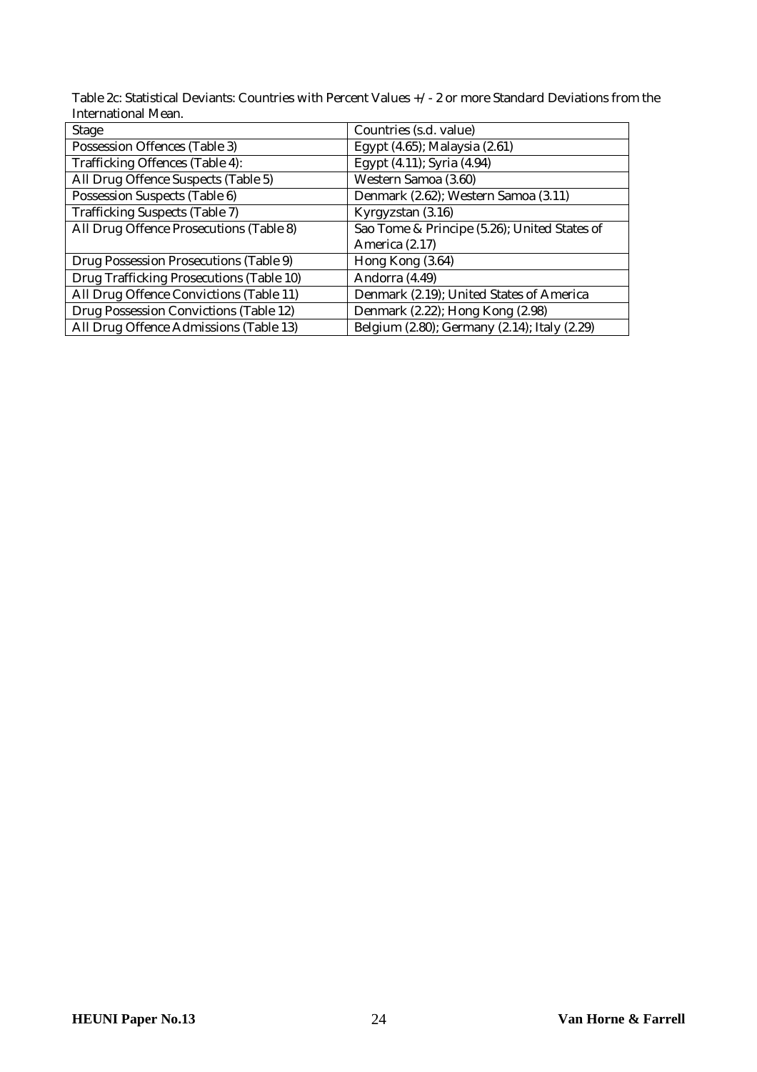Table 2c: Statistical Deviants: Countries with Percent Values +/- 2 or more Standard Deviations from the International Mean.

| Stage | Countries (s.d. value) |
|---|---|
| Possession Offences (Table 3) | Egypt (4.65); Malaysia (2.61) |
| Trafficking Offences (Table 4): | Egypt (4.11); Syria (4.94) |
| All Drug Offence Suspects (Table 5) | Western Samoa (3.60) |
| Possession Suspects (Table 6) | Denmark (2.62); Western Samoa (3.11) |
| Trafficking Suspects (Table 7) | Kyrgyzstan (3.16) |
| All Drug Offence Prosecutions (Table 8) | Sao Tome & Principe (5.26); United States of America (2.17) |
| Drug Possession Prosecutions (Table 9) | Hong Kong (3.64) |
| Drug Trafficking Prosecutions (Table 10) | Andorra (4.49) |
| All Drug Offence Convictions (Table 11) | Denmark (2.19); United States of America |
| Drug Possession Convictions (Table 12) | Denmark (2.22); Hong Kong (2.98) |
| All Drug Offence Admissions (Table 13) | Belgium (2.80); Germany (2.14); Italy (2.29) |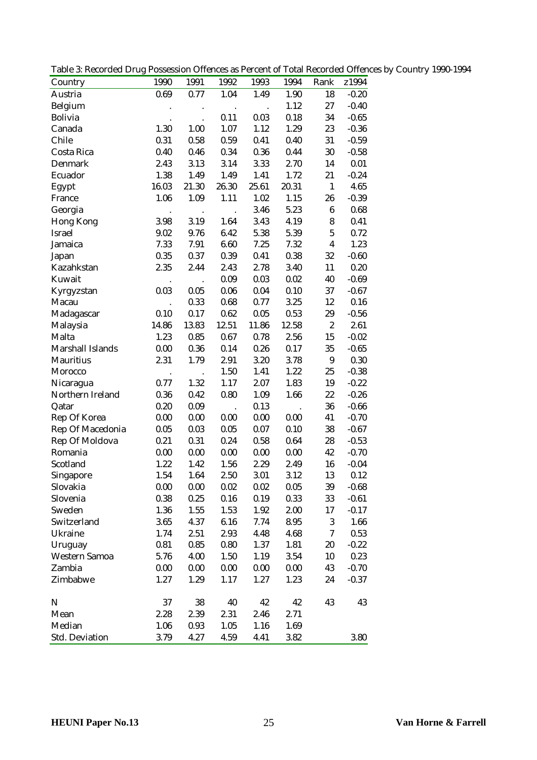Table 3: Recorded Drug Possession Offences as Percent of Total Recorded Offences by Country 1990-1994

| Country | 1990 | 1991 | 1992 | 1993 | 1994 | Rank | z1994 |
|---|---|---|---|---|---|---|---|
| Austria | 0.69 | 0.77 | 1.04 | 1.49 | 1.90 | 18 | -0.20 |
| Belgium | . | . | . | . | 1.12 | 27 | -0.40 |
| Bolivia | . | . | 0.11 | 0.03 | 0.18 | 34 | -0.65 |
| Canada | 1.30 | 1.00 | 1.07 | 1.12 | 1.29 | 23 | -0.36 |
| Chile | 0.31 | 0.58 | 0.59 | 0.41 | 0.40 | 31 | -0.59 |
| Costa Rica | 0.40 | 0.46 | 0.34 | 0.36 | 0.44 | 30 | -0.58 |
| Denmark | 2.43 | 3.13 | 3.14 | 3.33 | 2.70 | 14 | 0.01 |
| Ecuador | 1.38 | 1.49 | 1.49 | 1.41 | 1.72 | 21 | -0.24 |
| Egypt | 16.03 | 21.30 | 26.30 | 25.61 | 20.31 | 1 | 4.65 |
| France | 1.06 | 1.09 | 1.11 | 1.02 | 1.15 | 26 | -0.39 |
| Georgia | . | . | . | 3.46 | 5.23 | 6 | 0.68 |
| Hong Kong | 3.98 | 3.19 | 1.64 | 3.43 | 4.19 | 8 | 0.41 |
| Israel | 9.02 | 9.76 | 6.42 | 5.38 | 5.39 | 5 | 0.72 |
| Jamaica | 7.33 | 7.91 | 6.60 | 7.25 | 7.32 | 4 | 1.23 |
| Japan | 0.35 | 0.37 | 0.39 | 0.41 | 0.38 | 32 | -0.60 |
| Kazahkstan | 2.35 | 2.44 | 2.43 | 2.78 | 3.40 | 11 | 0.20 |
| Kuwait | . | . | 0.09 | 0.03 | 0.02 | 40 | -0.69 |
| Kyrgyzstan | 0.03 | 0.05 | 0.06 | 0.04 | 0.10 | 37 | -0.67 |
| Macau | . | 0.33 | 0.68 | 0.77 | 3.25 | 12 | 0.16 |
| Madagascar | 0.10 | 0.17 | 0.62 | 0.05 | 0.53 | 29 | -0.56 |
| Malaysia | 14.86 | 13.83 | 12.51 | 11.86 | 12.58 | 2 | 2.61 |
| Malta | 1.23 | 0.85 | 0.67 | 0.78 | 2.56 | 15 | -0.02 |
| Marshall Islands | 0.00 | 0.36 | 0.14 | 0.26 | 0.17 | 35 | -0.65 |
| Mauritius | 2.31 | 1.79 | 2.91 | 3.20 | 3.78 | 9 | 0.30 |
| Morocco | . | . | 1.50 | 1.41 | 1.22 | 25 | -0.38 |
| Nicaragua | 0.77 | 1.32 | 1.17 | 2.07 | 1.83 | 19 | -0.22 |
| Northern Ireland | 0.36 | 0.42 | 0.80 | 1.09 | 1.66 | 22 | -0.26 |
| Qatar | 0.20 | 0.09 | . | 0.13 | . | 36 | -0.66 |
| Rep Of Korea | 0.00 | 0.00 | 0.00 | 0.00 | 0.00 | 41 | -0.70 |
| Rep Of Macedonia | 0.05 | 0.03 | 0.05 | 0.07 | 0.10 | 38 | -0.67 |
| Rep Of Moldova | 0.21 | 0.31 | 0.24 | 0.58 | 0.64 | 28 | -0.53 |
| Romania | 0.00 | 0.00 | 0.00 | 0.00 | 0.00 | 42 | -0.70 |
| Scotland | 1.22 | 1.42 | 1.56 | 2.29 | 2.49 | 16 | -0.04 |
| Singapore | 1.54 | 1.64 | 2.50 | 3.01 | 3.12 | 13 | 0.12 |
| Slovakia | 0.00 | 0.00 | 0.02 | 0.02 | 0.05 | 39 | -0.68 |
| Slovenia | 0.38 | 0.25 | 0.16 | 0.19 | 0.33 | 33 | -0.61 |
| Sweden | 1.36 | 1.55 | 1.53 | 1.92 | 2.00 | 17 | -0.17 |
| Switzerland | 3.65 | 4.37 | 6.16 | 7.74 | 8.95 | 3 | 1.66 |
| Ukraine | 1.74 | 2.51 | 2.93 | 4.48 | 4.68 | 7 | 0.53 |
| Uruguay | 0.81 | 0.85 | 0.80 | 1.37 | 1.81 | 20 | -0.22 |
| Western Samoa | 5.76 | 4.00 | 1.50 | 1.19 | 3.54 | 10 | 0.23 |
| Zambia | 0.00 | 0.00 | 0.00 | 0.00 | 0.00 | 43 | -0.70 |
| Zimbabwe | 1.27 | 1.29 | 1.17 | 1.27 | 1.23 | 24 | -0.37 |
| | | | | | | | |
| N | 37 | 38 | 40 | 42 | 42 | 43 | 43 |
| Mean | 2.28 | 2.39 | 2.31 | 2.46 | 2.71 | | |
| Median | 1.06 | 0.93 | 1.05 | 1.16 | 1.69 | | |
| Std. Deviation | 3.79 | 4.27 | 4.59 | 4.41 | 3.82 | | 3.80 |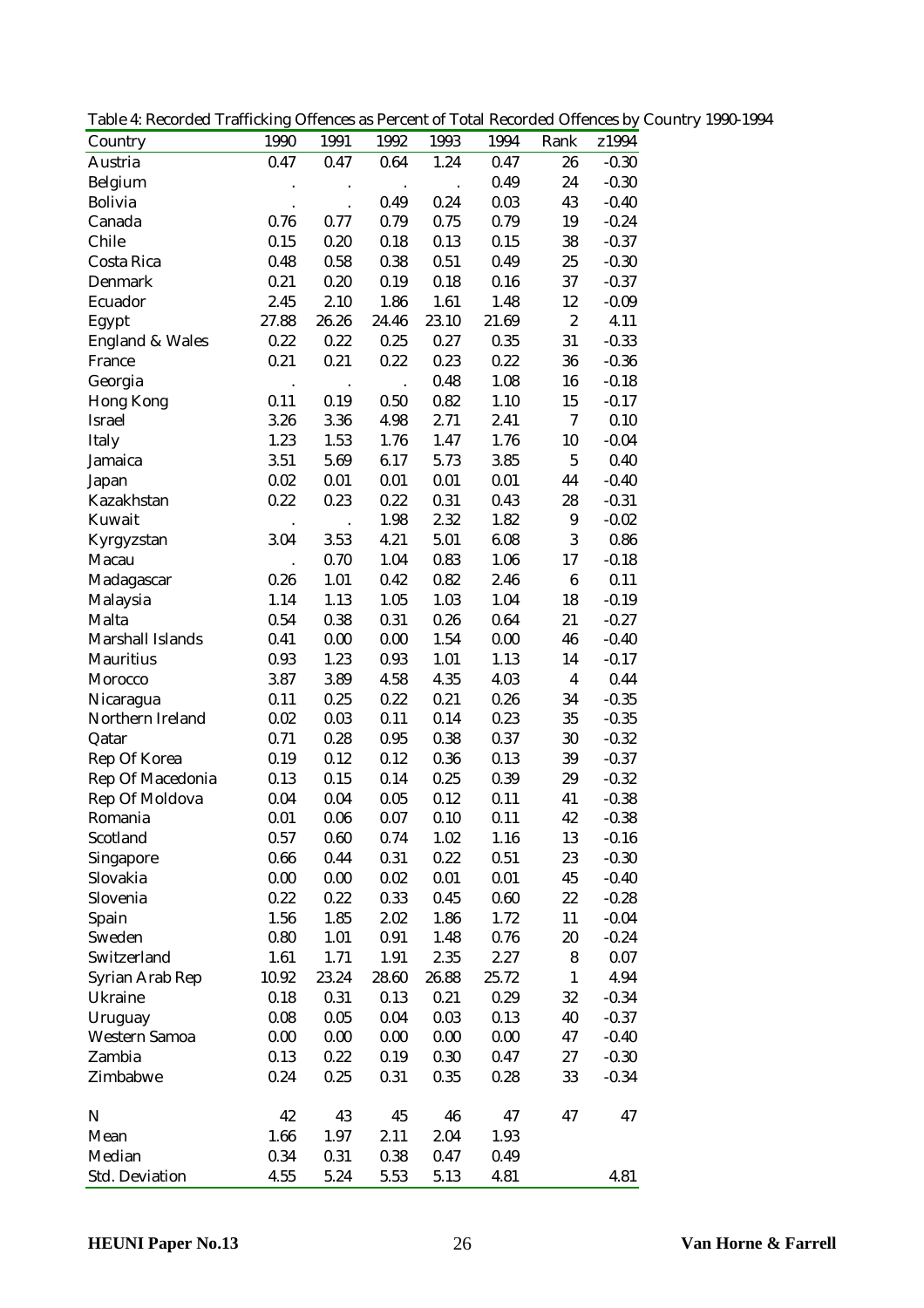Table 4: Recorded Trafficking Offences as Percent of Total Recorded Offences by Country 1990-1994

| Country | 1990 | 1991 | 1992 | 1993 | 1994 | Rank | z1994 |
|---|---|---|---|---|---|---|---|
| Austria | 0.47 | 0.47 | 0.64 | 1.24 | 0.47 | 26 | -0.30 |
| Belgium | . | . | . | . | 0.49 | 24 | -0.30 |
| Bolivia | . | . | 0.49 | 0.24 | 0.03 | 43 | -0.40 |
| Canada | 0.76 | 0.77 | 0.79 | 0.75 | 0.79 | 19 | -0.24 |
| Chile | 0.15 | 0.20 | 0.18 | 0.13 | 0.15 | 38 | -0.37 |
| Costa Rica | 0.48 | 0.58 | 0.38 | 0.51 | 0.49 | 25 | -0.30 |
| Denmark | 0.21 | 0.20 | 0.19 | 0.18 | 0.16 | 37 | -0.37 |
| Ecuador | 2.45 | 2.10 | 1.86 | 1.61 | 1.48 | 12 | -0.09 |
| Egypt | 27.88 | 26.26 | 24.46 | 23.10 | 21.69 | 2 | 4.11 |
| England & Wales | 0.22 | 0.22 | 0.25 | 0.27 | 0.35 | 31 | -0.33 |
| France | 0.21 | 0.21 | 0.22 | 0.23 | 0.22 | 36 | -0.36 |
| Georgia | . | . | . | 0.48 | 1.08 | 16 | -0.18 |
| Hong Kong | 0.11 | 0.19 | 0.50 | 0.82 | 1.10 | 15 | -0.17 |
| Israel | 3.26 | 3.36 | 4.98 | 2.71 | 2.41 | 7 | 0.10 |
| Italy | 1.23 | 1.53 | 1.76 | 1.47 | 1.76 | 10 | -0.04 |
| Jamaica | 3.51 | 5.69 | 6.17 | 5.73 | 3.85 | 5 | 0.40 |
| Japan | 0.02 | 0.01 | 0.01 | 0.01 | 0.01 | 44 | -0.40 |
| Kazakhstan | 0.22 | 0.23 | 0.22 | 0.31 | 0.43 | 28 | -0.31 |
| Kuwait | . | . | 1.98 | 2.32 | 1.82 | 9 | -0.02 |
| Kyrgyzstan | 3.04 | 3.53 | 4.21 | 5.01 | 6.08 | 3 | 0.86 |
| Macau | . | 0.70 | 1.04 | 0.83 | 1.06 | 17 | -0.18 |
| Madagascar | 0.26 | 1.01 | 0.42 | 0.82 | 2.46 | 6 | 0.11 |
| Malaysia | 1.14 | 1.13 | 1.05 | 1.03 | 1.04 | 18 | -0.19 |
| Malta | 0.54 | 0.38 | 0.31 | 0.26 | 0.64 | 21 | -0.27 |
| Marshall Islands | 0.41 | 0.00 | 0.00 | 1.54 | 0.00 | 46 | -0.40 |
| Mauritius | 0.93 | 1.23 | 0.93 | 1.01 | 1.13 | 14 | -0.17 |
| Morocco | 3.87 | 3.89 | 4.58 | 4.35 | 4.03 | 4 | 0.44 |
| Nicaragua | 0.11 | 0.25 | 0.22 | 0.21 | 0.26 | 34 | -0.35 |
| Northern Ireland | 0.02 | 0.03 | 0.11 | 0.14 | 0.23 | 35 | -0.35 |
| Qatar | 0.71 | 0.28 | 0.95 | 0.38 | 0.37 | 30 | -0.32 |
| Rep Of Korea | 0.19 | 0.12 | 0.12 | 0.36 | 0.13 | 39 | -0.37 |
| Rep Of Macedonia | 0.13 | 0.15 | 0.14 | 0.25 | 0.39 | 29 | -0.32 |
| Rep Of Moldova | 0.04 | 0.04 | 0.05 | 0.12 | 0.11 | 41 | -0.38 |
| Romania | 0.01 | 0.06 | 0.07 | 0.10 | 0.11 | 42 | -0.38 |
| Scotland | 0.57 | 0.60 | 0.74 | 1.02 | 1.16 | 13 | -0.16 |
| Singapore | 0.66 | 0.44 | 0.31 | 0.22 | 0.51 | 23 | -0.30 |
| Slovakia | 0.00 | 0.00 | 0.02 | 0.01 | 0.01 | 45 | -0.40 |
| Slovenia | 0.22 | 0.22 | 0.33 | 0.45 | 0.60 | 22 | -0.28 |
| Spain | 1.56 | 1.85 | 2.02 | 1.86 | 1.72 | 11 | -0.04 |
| Sweden | 0.80 | 1.01 | 0.91 | 1.48 | 0.76 | 20 | -0.24 |
| Switzerland | 1.61 | 1.71 | 1.91 | 2.35 | 2.27 | 8 | 0.07 |
| Syrian Arab Rep | 10.92 | 23.24 | 28.60 | 26.88 | 25.72 | 1 | 4.94 |
| Ukraine | 0.18 | 0.31 | 0.13 | 0.21 | 0.29 | 32 | -0.34 |
| Uruguay | 0.08 | 0.05 | 0.04 | 0.03 | 0.13 | 40 | -0.37 |
| Western Samoa | 0.00 | 0.00 | 0.00 | 0.00 | 0.00 | 47 | -0.40 |
| Zambia | 0.13 | 0.22 | 0.19 | 0.30 | 0.47 | 27 | -0.30 |
| Zimbabwe | 0.24 | 0.25 | 0.31 | 0.35 | 0.28 | 33 | -0.34 |
| | | | | | | | |
| N | 42 | 43 | 45 | 46 | 47 | 47 | 47 |
| Mean | 1.66 | 1.97 | 2.11 | 2.04 | 1.93 | | |
| Median | 0.34 | 0.31 | 0.38 | 0.47 | 0.49 | | |
| Std. Deviation | 4.55 | 5.24 | 5.53 | 5.13 | 4.81 | | 4.81 |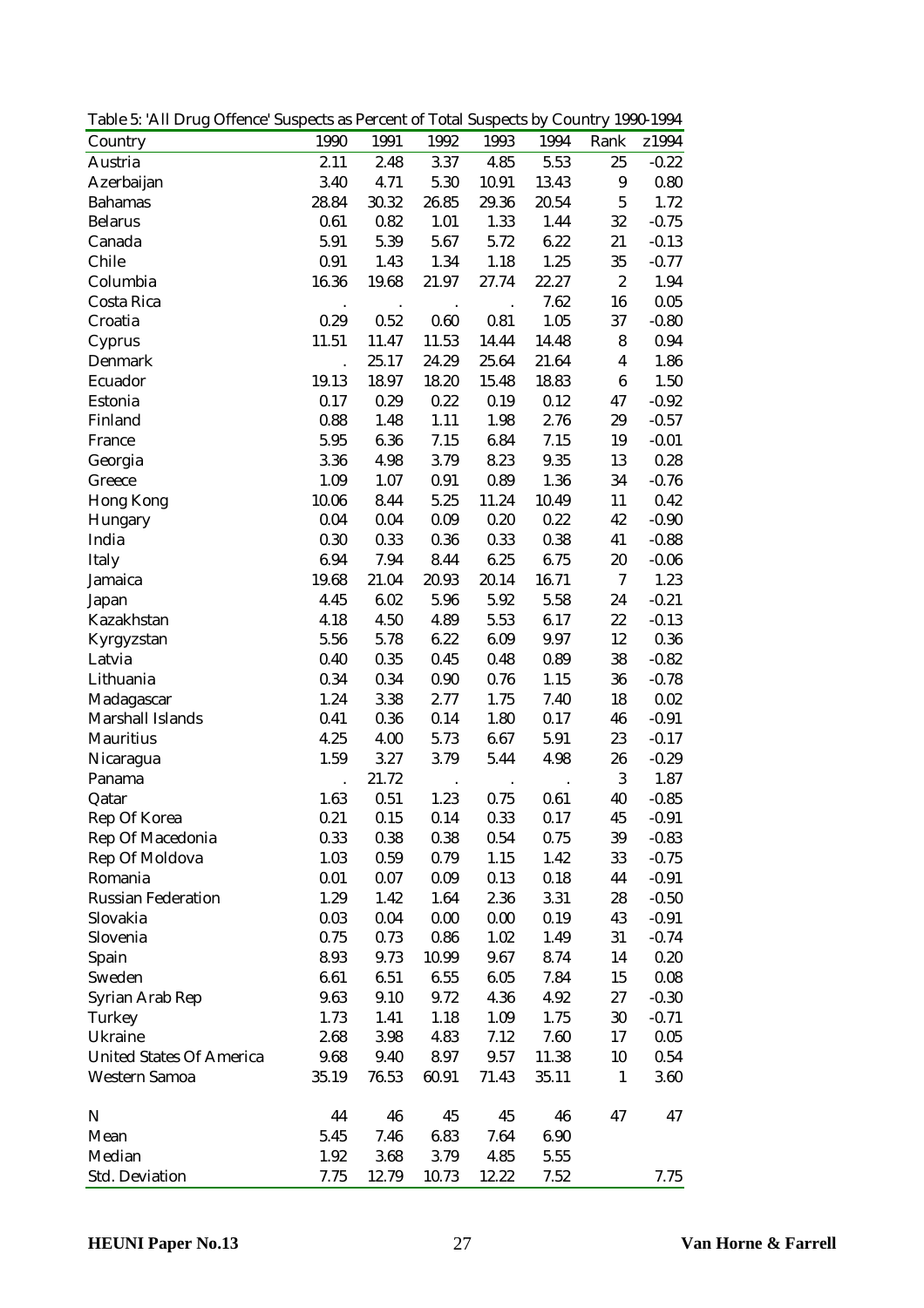Table 5: 'All Drug Offence' Suspects as Percent of Total Suspects by Country 1990-1994

| Country | 1990 | 1991 | 1992 | 1993 | 1994 | Rank | z1994 |
|---|---|---|---|---|---|---|---|
| Austria | 2.11 | 2.48 | 3.37 | 4.85 | 5.53 | 25 | -0.22 |
| Azerbaijan | 3.40 | 4.71 | 5.30 | 10.91 | 13.43 | 9 | 0.80 |
| Bahamas | 28.84 | 30.32 | 26.85 | 29.36 | 20.54 | 5 | 1.72 |
| Belarus | 0.61 | 0.82 | 1.01 | 1.33 | 1.44 | 32 | -0.75 |
| Canada | 5.91 | 5.39 | 5.67 | 5.72 | 6.22 | 21 | -0.13 |
| Chile | 0.91 | 1.43 | 1.34 | 1.18 | 1.25 | 35 | -0.77 |
| Columbia | 16.36 | 19.68 | 21.97 | 27.74 | 22.27 | 2 | 1.94 |
| Costa Rica | . | . | . | . | 7.62 | 16 | 0.05 |
| Croatia | 0.29 | 0.52 | 0.60 | 0.81 | 1.05 | 37 | -0.80 |
| Cyprus | 11.51 | 11.47 | 11.53 | 14.44 | 14.48 | 8 | 0.94 |
| Denmark | . | 25.17 | 24.29 | 25.64 | 21.64 | 4 | 1.86 |
| Ecuador | 19.13 | 18.97 | 18.20 | 15.48 | 18.83 | 6 | 1.50 |
| Estonia | 0.17 | 0.29 | 0.22 | 0.19 | 0.12 | 47 | -0.92 |
| Finland | 0.88 | 1.48 | 1.11 | 1.98 | 2.76 | 29 | -0.57 |
| France | 5.95 | 6.36 | 7.15 | 6.84 | 7.15 | 19 | -0.01 |
| Georgia | 3.36 | 4.98 | 3.79 | 8.23 | 9.35 | 13 | 0.28 |
| Greece | 1.09 | 1.07 | 0.91 | 0.89 | 1.36 | 34 | -0.76 |
| Hong Kong | 10.06 | 8.44 | 5.25 | 11.24 | 10.49 | 11 | 0.42 |
| Hungary | 0.04 | 0.04 | 0.09 | 0.20 | 0.22 | 42 | -0.90 |
| India | 0.30 | 0.33 | 0.36 | 0.33 | 0.38 | 41 | -0.88 |
| Italy | 6.94 | 7.94 | 8.44 | 6.25 | 6.75 | 20 | -0.06 |
| Jamaica | 19.68 | 21.04 | 20.93 | 20.14 | 16.71 | 7 | 1.23 |
| Japan | 4.45 | 6.02 | 5.96 | 5.92 | 5.58 | 24 | -0.21 |
| Kazakhstan | 4.18 | 4.50 | 4.89 | 5.53 | 6.17 | 22 | -0.13 |
| Kyrgyzstan | 5.56 | 5.78 | 6.22 | 6.09 | 9.97 | 12 | 0.36 |
| Latvia | 0.40 | 0.35 | 0.45 | 0.48 | 0.89 | 38 | -0.82 |
| Lithuania | 0.34 | 0.34 | 0.90 | 0.76 | 1.15 | 36 | -0.78 |
| Madagascar | 1.24 | 3.38 | 2.77 | 1.75 | 7.40 | 18 | 0.02 |
| Marshall Islands | 0.41 | 0.36 | 0.14 | 1.80 | 0.17 | 46 | -0.91 |
| Mauritius | 4.25 | 4.00 | 5.73 | 6.67 | 5.91 | 23 | -0.17 |
| Nicaragua | 1.59 | 3.27 | 3.79 | 5.44 | 4.98 | 26 | -0.29 |
| Panama | . | 21.72 | . | . | . | 3 | 1.87 |
| Qatar | 1.63 | 0.51 | 1.23 | 0.75 | 0.61 | 40 | -0.85 |
| Rep Of Korea | 0.21 | 0.15 | 0.14 | 0.33 | 0.17 | 45 | -0.91 |
| Rep Of Macedonia | 0.33 | 0.38 | 0.38 | 0.54 | 0.75 | 39 | -0.83 |
| Rep Of Moldova | 1.03 | 0.59 | 0.79 | 1.15 | 1.42 | 33 | -0.75 |
| Romania | 0.01 | 0.07 | 0.09 | 0.13 | 0.18 | 44 | -0.91 |
| Russian Federation | 1.29 | 1.42 | 1.64 | 2.36 | 3.31 | 28 | -0.50 |
| Slovakia | 0.03 | 0.04 | 0.00 | 0.00 | 0.19 | 43 | -0.91 |
| Slovenia | 0.75 | 0.73 | 0.86 | 1.02 | 1.49 | 31 | -0.74 |
| Spain | 8.93 | 9.73 | 10.99 | 9.67 | 8.74 | 14 | 0.20 |
| Sweden | 6.61 | 6.51 | 6.55 | 6.05 | 7.84 | 15 | 0.08 |
| Syrian Arab Rep | 9.63 | 9.10 | 9.72 | 4.36 | 4.92 | 27 | -0.30 |
| Turkey | 1.73 | 1.41 | 1.18 | 1.09 | 1.75 | 30 | -0.71 |
| Ukraine | 2.68 | 3.98 | 4.83 | 7.12 | 7.60 | 17 | 0.05 |
| United States Of America | 9.68 | 9.40 | 8.97 | 9.57 | 11.38 | 10 | 0.54 |
| Western Samoa | 35.19 | 76.53 | 60.91 | 71.43 | 35.11 | 1 | 3.60 |
| N | 44 | 46 | 45 | 45 | 46 | 47 | 47 |
| Mean | 5.45 | 7.46 | 6.83 | 7.64 | 6.90 | | |
| Median | 1.92 | 3.68 | 3.79 | 4.85 | 5.55 | | |
| Std. Deviation | 7.75 | 12.79 | 10.73 | 12.22 | 7.52 | | 7.75 |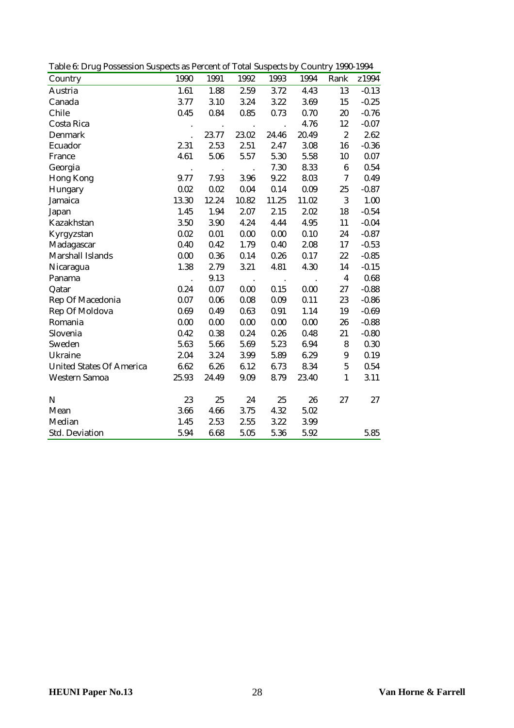Table 6: Drug Possession Suspects as Percent of Total Suspects by Country 1990-1994

| Country | 1990 | 1991 | 1992 | 1993 | 1994 | Rank | z1994 |
|---|---|---|---|---|---|---|---|
| Austria | 1.61 | 1.88 | 2.59 | 3.72 | 4.43 | 13 | -0.13 |
| Canada | 3.77 | 3.10 | 3.24 | 3.22 | 3.69 | 15 | -0.25 |
| Chile | 0.45 | 0.84 | 0.85 | 0.73 | 0.70 | 20 | -0.76 |
| Costa Rica | . | . | . | . | 4.76 | 12 | -0.07 |
| Denmark | . | 23.77 | 23.02 | 24.46 | 20.49 | 2 | 2.62 |
| Ecuador | 2.31 | 2.53 | 2.51 | 2.47 | 3.08 | 16 | -0.36 |
| France | 4.61 | 5.06 | 5.57 | 5.30 | 5.58 | 10 | 0.07 |
| Georgia | . | . | . | 7.30 | 8.33 | 6 | 0.54 |
| Hong Kong | 9.77 | 7.93 | 3.96 | 9.22 | 8.03 | 7 | 0.49 |
| Hungary | 0.02 | 0.02 | 0.04 | 0.14 | 0.09 | 25 | -0.87 |
| Jamaica | 13.30 | 12.24 | 10.82 | 11.25 | 11.02 | 3 | 1.00 |
| Japan | 1.45 | 1.94 | 2.07 | 2.15 | 2.02 | 18 | -0.54 |
| Kazakhstan | 3.50 | 3.90 | 4.24 | 4.44 | 4.95 | 11 | -0.04 |
| Kyrgyzstan | 0.02 | 0.01 | 0.00 | 0.00 | 0.10 | 24 | -0.87 |
| Madagascar | 0.40 | 0.42 | 1.79 | 0.40 | 2.08 | 17 | -0.53 |
| Marshall Islands | 0.00 | 0.36 | 0.14 | 0.26 | 0.17 | 22 | -0.85 |
| Nicaragua | 1.38 | 2.79 | 3.21 | 4.81 | 4.30 | 14 | -0.15 |
| Panama | . | 9.13 | . | . | . | 4 | 0.68 |
| Qatar | 0.24 | 0.07 | 0.00 | 0.15 | 0.00 | 27 | -0.88 |
| Rep Of Macedonia | 0.07 | 0.06 | 0.08 | 0.09 | 0.11 | 23 | -0.86 |
| Rep Of Moldova | 0.69 | 0.49 | 0.63 | 0.91 | 1.14 | 19 | -0.69 |
| Romania | 0.00 | 0.00 | 0.00 | 0.00 | 0.00 | 26 | -0.88 |
| Slovenia | 0.42 | 0.38 | 0.24 | 0.26 | 0.48 | 21 | -0.80 |
| Sweden | 5.63 | 5.66 | 5.69 | 5.23 | 6.94 | 8 | 0.30 |
| Ukraine | 2.04 | 3.24 | 3.99 | 5.89 | 6.29 | 9 | 0.19 |
| United States Of America | 6.62 | 6.26 | 6.12 | 6.73 | 8.34 | 5 | 0.54 |
| Western Samoa | 25.93 | 24.49 | 9.09 | 8.79 | 23.40 | 1 | 3.11 |
| N | 23 | 25 | 24 | 25 | 26 | 27 | 27 |
| Mean | 3.66 | 4.66 | 3.75 | 4.32 | 5.02 | | |
| Median | 1.45 | 2.53 | 2.55 | 3.22 | 3.99 | | |
| Std. Deviation | 5.94 | 6.68 | 5.05 | 5.36 | 5.92 | | 5.85 |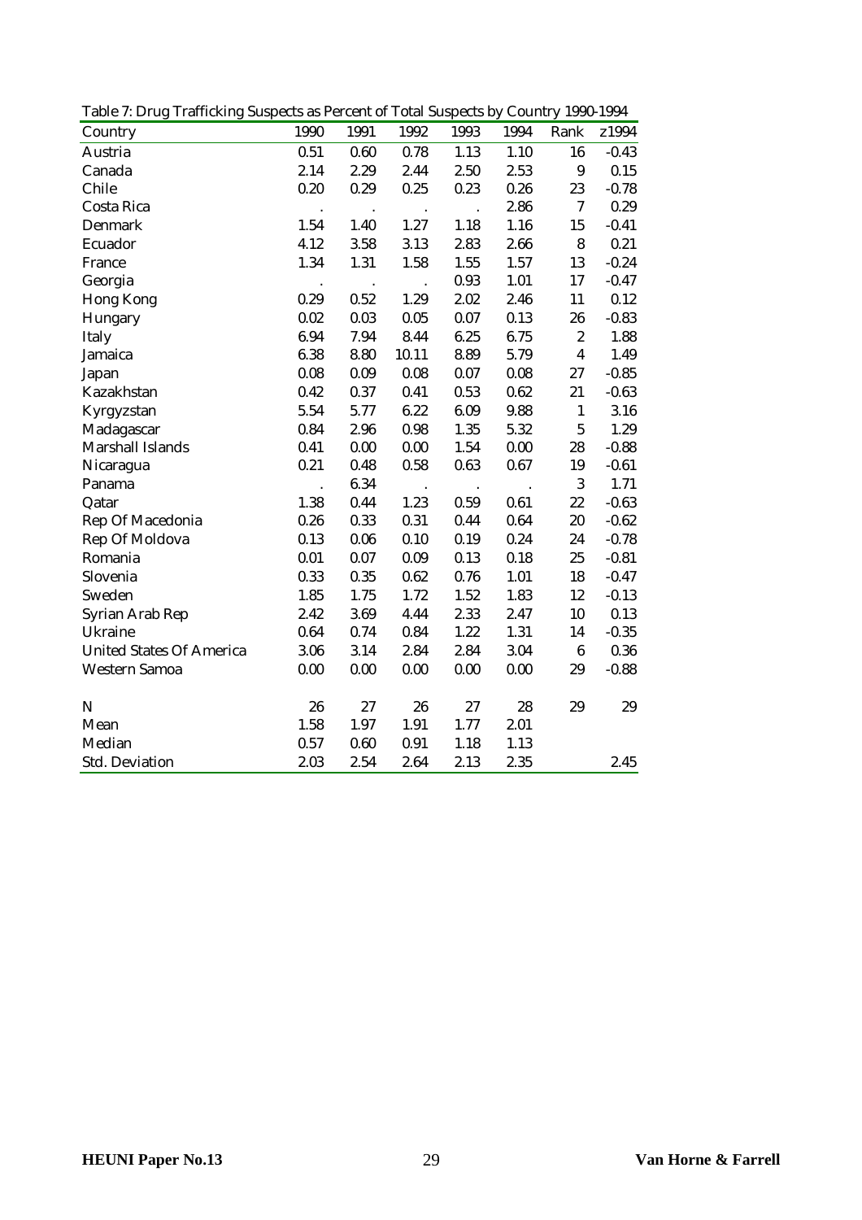Table 7: Drug Trafficking Suspects as Percent of Total Suspects by Country 1990-1994

| Country | 1990 | 1991 | 1992 | 1993 | 1994 | Rank | z1994 |
|---|---|---|---|---|---|---|---|
| Austria | 0.51 | 0.60 | 0.78 | 1.13 | 1.10 | 16 | -0.43 |
| Canada | 2.14 | 2.29 | 2.44 | 2.50 | 2.53 | 9 | 0.15 |
| Chile | 0.20 | 0.29 | 0.25 | 0.23 | 0.26 | 23 | -0.78 |
| Costa Rica | . | . | . | . | 2.86 | 7 | 0.29 |
| Denmark | 1.54 | 1.40 | 1.27 | 1.18 | 1.16 | 15 | -0.41 |
| Ecuador | 4.12 | 3.58 | 3.13 | 2.83 | 2.66 | 8 | 0.21 |
| France | 1.34 | 1.31 | 1.58 | 1.55 | 1.57 | 13 | -0.24 |
| Georgia | . | . | . | 0.93 | 1.01 | 17 | -0.47 |
| Hong Kong | 0.29 | 0.52 | 1.29 | 2.02 | 2.46 | 11 | 0.12 |
| Hungary | 0.02 | 0.03 | 0.05 | 0.07 | 0.13 | 26 | -0.83 |
| Italy | 6.94 | 7.94 | 8.44 | 6.25 | 6.75 | 2 | 1.88 |
| Jamaica | 6.38 | 8.80 | 10.11 | 8.89 | 5.79 | 4 | 1.49 |
| Japan | 0.08 | 0.09 | 0.08 | 0.07 | 0.08 | 27 | -0.85 |
| Kazakhstan | 0.42 | 0.37 | 0.41 | 0.53 | 0.62 | 21 | -0.63 |
| Kyrgyzstan | 5.54 | 5.77 | 6.22 | 6.09 | 9.88 | 1 | 3.16 |
| Madagascar | 0.84 | 2.96 | 0.98 | 1.35 | 5.32 | 5 | 1.29 |
| Marshall Islands | 0.41 | 0.00 | 0.00 | 1.54 | 0.00 | 28 | -0.88 |
| Nicaragua | 0.21 | 0.48 | 0.58 | 0.63 | 0.67 | 19 | -0.61 |
| Panama | . | 6.34 | . | . | . | 3 | 1.71 |
| Qatar | 1.38 | 0.44 | 1.23 | 0.59 | 0.61 | 22 | -0.63 |
| Rep Of Macedonia | 0.26 | 0.33 | 0.31 | 0.44 | 0.64 | 20 | -0.62 |
| Rep Of Moldova | 0.13 | 0.06 | 0.10 | 0.19 | 0.24 | 24 | -0.78 |
| Romania | 0.01 | 0.07 | 0.09 | 0.13 | 0.18 | 25 | -0.81 |
| Slovenia | 0.33 | 0.35 | 0.62 | 0.76 | 1.01 | 18 | -0.47 |
| Sweden | 1.85 | 1.75 | 1.72 | 1.52 | 1.83 | 12 | -0.13 |
| Syrian Arab Rep | 2.42 | 3.69 | 4.44 | 2.33 | 2.47 | 10 | 0.13 |
| Ukraine | 0.64 | 0.74 | 0.84 | 1.22 | 1.31 | 14 | -0.35 |
| United States Of America | 3.06 | 3.14 | 2.84 | 2.84 | 3.04 | 6 | 0.36 |
| Western Samoa | 0.00 | 0.00 | 0.00 | 0.00 | 0.00 | 29 | -0.88 |
| | | | | | | | |
| N | 26 | 27 | 26 | 27 | 28 | 29 | 29 |
| Mean | 1.58 | 1.97 | 1.91 | 1.77 | 2.01 | | |
| Median | 0.57 | 0.60 | 0.91 | 1.18 | 1.13 | | |
| Std. Deviation | 2.03 | 2.54 | 2.64 | 2.13 | 2.35 | | 2.45 |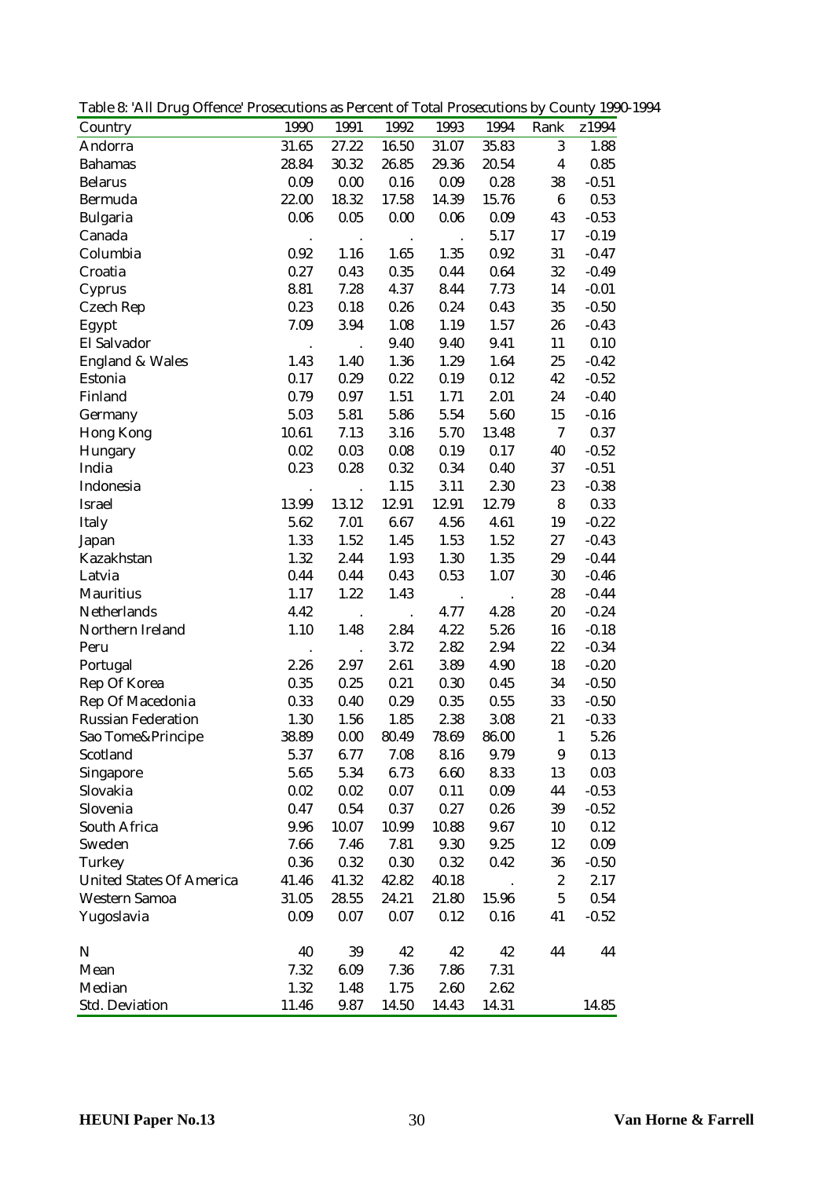Table 8: 'All Drug Offence' Prosecutions as Percent of Total Prosecutions by County 1990-1994

| Country | 1990 | 1991 | 1992 | 1993 | 1994 | Rank | z1994 |
|---|---|---|---|---|---|---|---|
| Andorra | 31.65 | 27.22 | 16.50 | 31.07 | 35.83 | 3 | 1.88 |
| Bahamas | 28.84 | 30.32 | 26.85 | 29.36 | 20.54 | 4 | 0.85 |
| Belarus | 0.09 | 0.00 | 0.16 | 0.09 | 0.28 | 38 | -0.51 |
| Bermuda | 22.00 | 18.32 | 17.58 | 14.39 | 15.76 | 6 | 0.53 |
| Bulgaria | 0.06 | 0.05 | 0.00 | 0.06 | 0.09 | 43 | -0.53 |
| Canada | . | . | . | . | 5.17 | 17 | -0.19 |
| Columbia | 0.92 | 1.16 | 1.65 | 1.35 | 0.92 | 31 | -0.47 |
| Croatia | 0.27 | 0.43 | 0.35 | 0.44 | 0.64 | 32 | -0.49 |
| Cyprus | 8.81 | 7.28 | 4.37 | 8.44 | 7.73 | 14 | -0.01 |
| Czech Rep | 0.23 | 0.18 | 0.26 | 0.24 | 0.43 | 35 | -0.50 |
| Egypt | 7.09 | 3.94 | 1.08 | 1.19 | 1.57 | 26 | -0.43 |
| El Salvador | . | . | 9.40 | 9.40 | 9.41 | 11 | 0.10 |
| England & Wales | 1.43 | 1.40 | 1.36 | 1.29 | 1.64 | 25 | -0.42 |
| Estonia | 0.17 | 0.29 | 0.22 | 0.19 | 0.12 | 42 | -0.52 |
| Finland | 0.79 | 0.97 | 1.51 | 1.71 | 2.01 | 24 | -0.40 |
| Germany | 5.03 | 5.81 | 5.86 | 5.54 | 5.60 | 15 | -0.16 |
| Hong Kong | 10.61 | 7.13 | 3.16 | 5.70 | 13.48 | 7 | 0.37 |
| Hungary | 0.02 | 0.03 | 0.08 | 0.19 | 0.17 | 40 | -0.52 |
| India | 0.23 | 0.28 | 0.32 | 0.34 | 0.40 | 37 | -0.51 |
| Indonesia | . | . | 1.15 | 3.11 | 2.30 | 23 | -0.38 |
| Israel | 13.99 | 13.12 | 12.91 | 12.91 | 12.79 | 8 | 0.33 |
| Italy | 5.62 | 7.01 | 6.67 | 4.56 | 4.61 | 19 | -0.22 |
| Japan | 1.33 | 1.52 | 1.45 | 1.53 | 1.52 | 27 | -0.43 |
| Kazakhstan | 1.32 | 2.44 | 1.93 | 1.30 | 1.35 | 29 | -0.44 |
| Latvia | 0.44 | 0.44 | 0.43 | 0.53 | 1.07 | 30 | -0.46 |
| Mauritius | 1.17 | 1.22 | 1.43 | . | . | 28 | -0.44 |
| Netherlands | 4.42 | . | . | 4.77 | 4.28 | 20 | -0.24 |
| Northern Ireland | 1.10 | 1.48 | 2.84 | 4.22 | 5.26 | 16 | -0.18 |
| Peru | . | . | 3.72 | 2.82 | 2.94 | 22 | -0.34 |
| Portugal | 2.26 | 2.97 | 2.61 | 3.89 | 4.90 | 18 | -0.20 |
| Rep Of Korea | 0.35 | 0.25 | 0.21 | 0.30 | 0.45 | 34 | -0.50 |
| Rep Of Macedonia | 0.33 | 0.40 | 0.29 | 0.35 | 0.55 | 33 | -0.50 |
| Russian Federation | 1.30 | 1.56 | 1.85 | 2.38 | 3.08 | 21 | -0.33 |
| Sao Tome&Principe | 38.89 | 0.00 | 80.49 | 78.69 | 86.00 | 1 | 5.26 |
| Scotland | 5.37 | 6.77 | 7.08 | 8.16 | 9.79 | 9 | 0.13 |
| Singapore | 5.65 | 5.34 | 6.73 | 6.60 | 8.33 | 13 | 0.03 |
| Slovakia | 0.02 | 0.02 | 0.07 | 0.11 | 0.09 | 44 | -0.53 |
| Slovenia | 0.47 | 0.54 | 0.37 | 0.27 | 0.26 | 39 | -0.52 |
| South Africa | 9.96 | 10.07 | 10.99 | 10.88 | 9.67 | 10 | 0.12 |
| Sweden | 7.66 | 7.46 | 7.81 | 9.30 | 9.25 | 12 | 0.09 |
| Turkey | 0.36 | 0.32 | 0.30 | 0.32 | 0.42 | 36 | -0.50 |
| United States Of America | 41.46 | 41.32 | 42.82 | 40.18 | . | 2 | 2.17 |
| Western Samoa | 31.05 | 28.55 | 24.21 | 21.80 | 15.96 | 5 | 0.54 |
| Yugoslavia | 0.09 | 0.07 | 0.07 | 0.12 | 0.16 | 41 | -0.52 |
| | | | | | | | |
| N | 40 | 39 | 42 | 42 | 42 | 44 | 44 |
| Mean | 7.32 | 6.09 | 7.36 | 7.86 | 7.31 | | |
| Median | 1.32 | 1.48 | 1.75 | 2.60 | 2.62 | | |
| Std. Deviation | 11.46 | 9.87 | 14.50 | 14.43 | 14.31 | | 14.85 |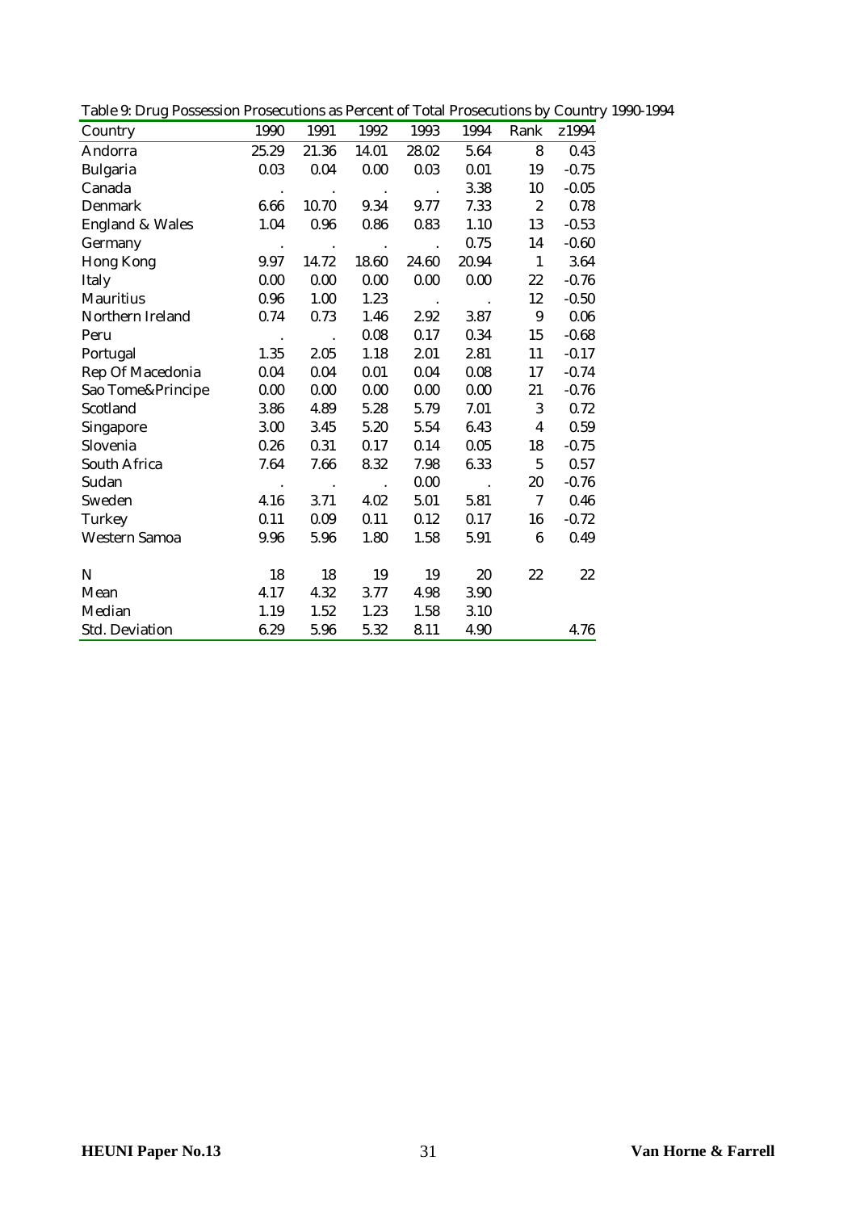Table 9: Drug Possession Prosecutions as Percent of Total Prosecutions by Country 1990-1994

| Country | 1990 | 1991 | 1992 | 1993 | 1994 | Rank | z1994 |
|---|---|---|---|---|---|---|---|
| Andorra | 25.29 | 21.36 | 14.01 | 28.02 | 5.64 | 8 | 0.43 |
| Bulgaria | 0.03 | 0.04 | 0.00 | 0.03 | 0.01 | 19 | -0.75 |
| Canada | . | . | . | . | 3.38 | 10 | -0.05 |
| Denmark | 6.66 | 10.70 | 9.34 | 9.77 | 7.33 | 2 | 0.78 |
| England & Wales | 1.04 | 0.96 | 0.86 | 0.83 | 1.10 | 13 | -0.53 |
| Germany | . | . | . | . | 0.75 | 14 | -0.60 |
| Hong Kong | 9.97 | 14.72 | 18.60 | 24.60 | 20.94 | 1 | 3.64 |
| Italy | 0.00 | 0.00 | 0.00 | 0.00 | 0.00 | 22 | -0.76 |
| Mauritius | 0.96 | 1.00 | 1.23 | . | . | 12 | -0.50 |
| Northern Ireland | 0.74 | 0.73 | 1.46 | 2.92 | 3.87 | 9 | 0.06 |
| Peru | . | . | 0.08 | 0.17 | 0.34 | 15 | -0.68 |
| Portugal | 1.35 | 2.05 | 1.18 | 2.01 | 2.81 | 11 | -0.17 |
| Rep Of Macedonia | 0.04 | 0.04 | 0.01 | 0.04 | 0.08 | 17 | -0.74 |
| Sao Tome&Principe | 0.00 | 0.00 | 0.00 | 0.00 | 0.00 | 21 | -0.76 |
| Scotland | 3.86 | 4.89 | 5.28 | 5.79 | 7.01 | 3 | 0.72 |
| Singapore | 3.00 | 3.45 | 5.20 | 5.54 | 6.43 | 4 | 0.59 |
| Slovenia | 0.26 | 0.31 | 0.17 | 0.14 | 0.05 | 18 | -0.75 |
| South Africa | 7.64 | 7.66 | 8.32 | 7.98 | 6.33 | 5 | 0.57 |
| Sudan | . | . | . | 0.00 | . | 20 | -0.76 |
| Sweden | 4.16 | 3.71 | 4.02 | 5.01 | 5.81 | 7 | 0.46 |
| Turkey | 0.11 | 0.09 | 0.11 | 0.12 | 0.17 | 16 | -0.72 |
| Western Samoa | 9.96 | 5.96 | 1.80 | 1.58 | 5.91 | 6 | 0.49 |
| | | | | | | | |
| N | 18 | 18 | 19 | 19 | 20 | 22 | 22 |
| Mean | 4.17 | 4.32 | 3.77 | 4.98 | 3.90 | | |
| Median | 1.19 | 1.52 | 1.23 | 1.58 | 3.10 | | |
| Std. Deviation | 6.29 | 5.96 | 5.32 | 8.11 | 4.90 | | 4.76 |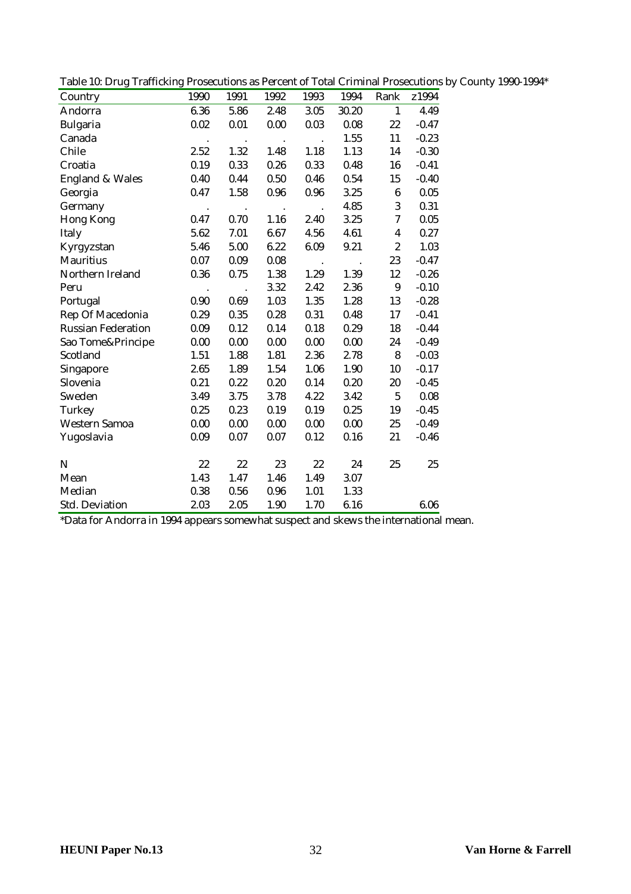Table 10: Drug Trafficking Prosecutions as Percent of Total Criminal Prosecutions by County 1990-1994*

| Country | 1990 | 1991 | 1992 | 1993 | 1994 | Rank | z1994 |
|---|---|---|---|---|---|---|---|
| Andorra | 6.36 | 5.86 | 2.48 | 3.05 | 30.20 | 1 | 4.49 |
| Bulgaria | 0.02 | 0.01 | 0.00 | 0.03 | 0.08 | 22 | -0.47 |
| Canada | . | . | . | . | 1.55 | 11 | -0.23 |
| Chile | 2.52 | 1.32 | 1.48 | 1.18 | 1.13 | 14 | -0.30 |
| Croatia | 0.19 | 0.33 | 0.26 | 0.33 | 0.48 | 16 | -0.41 |
| England & Wales | 0.40 | 0.44 | 0.50 | 0.46 | 0.54 | 15 | -0.40 |
| Georgia | 0.47 | 1.58 | 0.96 | 0.96 | 3.25 | 6 | 0.05 |
| Germany | . | . | . | . | 4.85 | 3 | 0.31 |
| Hong Kong | 0.47 | 0.70 | 1.16 | 2.40 | 3.25 | 7 | 0.05 |
| Italy | 5.62 | 7.01 | 6.67 | 4.56 | 4.61 | 4 | 0.27 |
| Kyrgyzstan | 5.46 | 5.00 | 6.22 | 6.09 | 9.21 | 2 | 1.03 |
| Mauritius | 0.07 | 0.09 | 0.08 | . | . | 23 | -0.47 |
| Northern Ireland | 0.36 | 0.75 | 1.38 | 1.29 | 1.39 | 12 | -0.26 |
| Peru | . | . | 3.32 | 2.42 | 2.36 | 9 | -0.10 |
| Portugal | 0.90 | 0.69 | 1.03 | 1.35 | 1.28 | 13 | -0.28 |
| Rep Of Macedonia | 0.29 | 0.35 | 0.28 | 0.31 | 0.48 | 17 | -0.41 |
| Russian Federation | 0.09 | 0.12 | 0.14 | 0.18 | 0.29 | 18 | -0.44 |
| Sao Tome&Principe | 0.00 | 0.00 | 0.00 | 0.00 | 0.00 | 24 | -0.49 |
| Scotland | 1.51 | 1.88 | 1.81 | 2.36 | 2.78 | 8 | -0.03 |
| Singapore | 2.65 | 1.89 | 1.54 | 1.06 | 1.90 | 10 | -0.17 |
| Slovenia | 0.21 | 0.22 | 0.20 | 0.14 | 0.20 | 20 | -0.45 |
| Sweden | 3.49 | 3.75 | 3.78 | 4.22 | 3.42 | 5 | 0.08 |
| Turkey | 0.25 | 0.23 | 0.19 | 0.19 | 0.25 | 19 | -0.45 |
| Western Samoa | 0.00 | 0.00 | 0.00 | 0.00 | 0.00 | 25 | -0.49 |
| Yugoslavia | 0.09 | 0.07 | 0.07 | 0.12 | 0.16 | 21 | -0.46 |
| | | | | | | | |
| N | 22 | 22 | 23 | 22 | 24 | 25 | 25 |
| Mean | 1.43 | 1.47 | 1.46 | 1.49 | 3.07 | | |
| Median | 0.38 | 0.56 | 0.96 | 1.01 | 1.33 | | |
| Std. Deviation | 2.03 | 2.05 | 1.90 | 1.70 | 6.16 | | 6.06 |

*Data for Andorra in 1994 appears somewhat suspect and skews the international mean.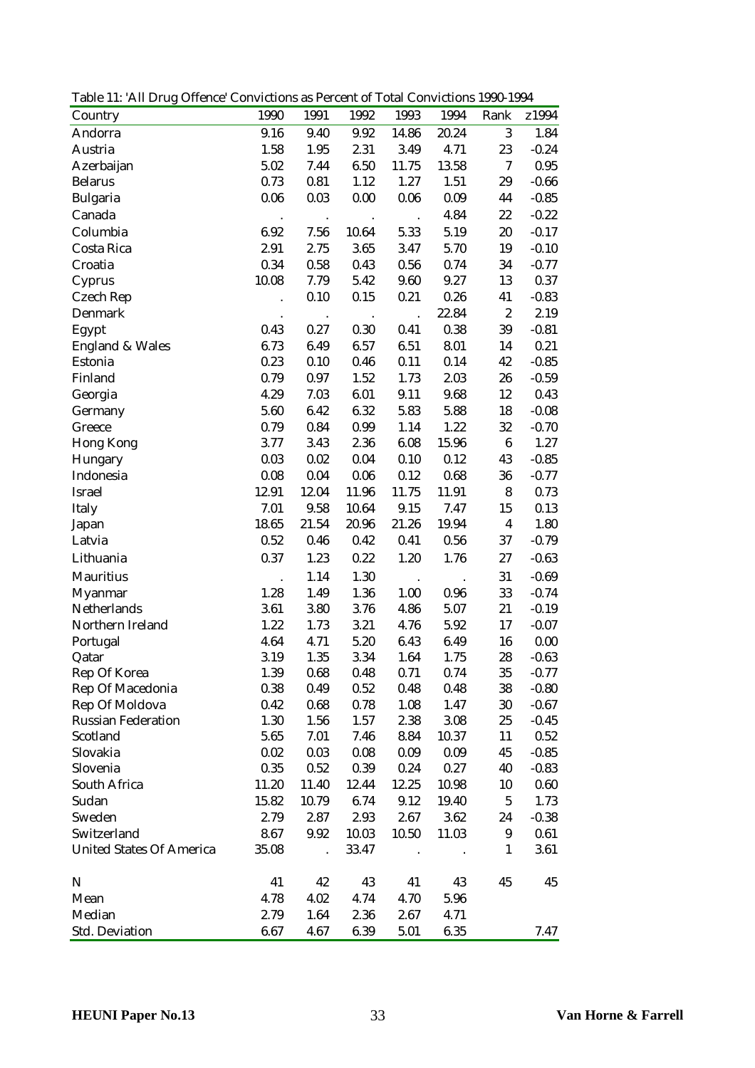Table 11: 'All Drug Offence' Convictions as Percent of Total Convictions 1990-1994

| Country | 1990 | 1991 | 1992 | 1993 | 1994 | Rank | z1994 |
|---|---|---|---|---|---|---|---|
| Andorra | 9.16 | 9.40 | 9.92 | 14.86 | 20.24 | 3 | 1.84 |
| Austria | 1.58 | 1.95 | 2.31 | 3.49 | 4.71 | 23 | -0.24 |
| Azerbaijan | 5.02 | 7.44 | 6.50 | 11.75 | 13.58 | 7 | 0.95 |
| Belarus | 0.73 | 0.81 | 1.12 | 1.27 | 1.51 | 29 | -0.66 |
| Bulgaria | 0.06 | 0.03 | 0.00 | 0.06 | 0.09 | 44 | -0.85 |
| Canada | . | . | . | . | 4.84 | 22 | -0.22 |
| Columbia | 6.92 | 7.56 | 10.64 | 5.33 | 5.19 | 20 | -0.17 |
| Costa Rica | 2.91 | 2.75 | 3.65 | 3.47 | 5.70 | 19 | -0.10 |
| Croatia | 0.34 | 0.58 | 0.43 | 0.56 | 0.74 | 34 | -0.77 |
| Cyprus | 10.08 | 7.79 | 5.42 | 9.60 | 9.27 | 13 | 0.37 |
| Czech Rep | . | 0.10 | 0.15 | 0.21 | 0.26 | 41 | -0.83 |
| Denmark | . | . | . | . | 22.84 | 2 | 2.19 |
| Egypt | 0.43 | 0.27 | 0.30 | 0.41 | 0.38 | 39 | -0.81 |
| England & Wales | 6.73 | 6.49 | 6.57 | 6.51 | 8.01 | 14 | 0.21 |
| Estonia | 0.23 | 0.10 | 0.46 | 0.11 | 0.14 | 42 | -0.85 |
| Finland | 0.79 | 0.97 | 1.52 | 1.73 | 2.03 | 26 | -0.59 |
| Georgia | 4.29 | 7.03 | 6.01 | 9.11 | 9.68 | 12 | 0.43 |
| Germany | 5.60 | 6.42 | 6.32 | 5.83 | 5.88 | 18 | -0.08 |
| Greece | 0.79 | 0.84 | 0.99 | 1.14 | 1.22 | 32 | -0.70 |
| Hong Kong | 3.77 | 3.43 | 2.36 | 6.08 | 15.96 | 6 | 1.27 |
| Hungary | 0.03 | 0.02 | 0.04 | 0.10 | 0.12 | 43 | -0.85 |
| Indonesia | 0.08 | 0.04 | 0.06 | 0.12 | 0.68 | 36 | -0.77 |
| Israel | 12.91 | 12.04 | 11.96 | 11.75 | 11.91 | 8 | 0.73 |
| Italy | 7.01 | 9.58 | 10.64 | 9.15 | 7.47 | 15 | 0.13 |
| Japan | 18.65 | 21.54 | 20.96 | 21.26 | 19.94 | 4 | 1.80 |
| Latvia | 0.52 | 0.46 | 0.42 | 0.41 | 0.56 | 37 | -0.79 |
| Lithuania | 0.37 | 1.23 | 0.22 | 1.20 | 1.76 | 27 | -0.63 |
| Mauritius | . | 1.14 | 1.30 | . | . | 31 | -0.69 |
| Myanmar | 1.28 | 1.49 | 1.36 | 1.00 | 0.96 | 33 | -0.74 |
| Netherlands | 3.61 | 3.80 | 3.76 | 4.86 | 5.07 | 21 | -0.19 |
| Northern Ireland | 1.22 | 1.73 | 3.21 | 4.76 | 5.92 | 17 | -0.07 |
| Portugal | 4.64 | 4.71 | 5.20 | 6.43 | 6.49 | 16 | 0.00 |
| Qatar | 3.19 | 1.35 | 3.34 | 1.64 | 1.75 | 28 | -0.63 |
| Rep Of Korea | 1.39 | 0.68 | 0.48 | 0.71 | 0.74 | 35 | -0.77 |
| Rep Of Macedonia | 0.38 | 0.49 | 0.52 | 0.48 | 0.48 | 38 | -0.80 |
| Rep Of Moldova | 0.42 | 0.68 | 0.78 | 1.08 | 1.47 | 30 | -0.67 |
| Russian Federation | 1.30 | 1.56 | 1.57 | 2.38 | 3.08 | 25 | -0.45 |
| Scotland | 5.65 | 7.01 | 7.46 | 8.84 | 10.37 | 11 | 0.52 |
| Slovakia | 0.02 | 0.03 | 0.08 | 0.09 | 0.09 | 45 | -0.85 |
| Slovenia | 0.35 | 0.52 | 0.39 | 0.24 | 0.27 | 40 | -0.83 |
| South Africa | 11.20 | 11.40 | 12.44 | 12.25 | 10.98 | 10 | 0.60 |
| Sudan | 15.82 | 10.79 | 6.74 | 9.12 | 19.40 | 5 | 1.73 |
| Sweden | 2.79 | 2.87 | 2.93 | 2.67 | 3.62 | 24 | -0.38 |
| Switzerland | 8.67 | 9.92 | 10.03 | 10.50 | 11.03 | 9 | 0.61 |
| United States Of America | 35.08 | . | 33.47 | . | . | 1 | 3.61 |
| | | | | | | | |
| N | 41 | 42 | 43 | 41 | 43 | 45 | 45 |
| Mean | 4.78 | 4.02 | 4.74 | 4.70 | 5.96 | | |
| Median | 2.79 | 1.64 | 2.36 | 2.67 | 4.71 | | |
| Std. Deviation | 6.67 | 4.67 | 6.39 | 5.01 | 6.35 | | 7.47 |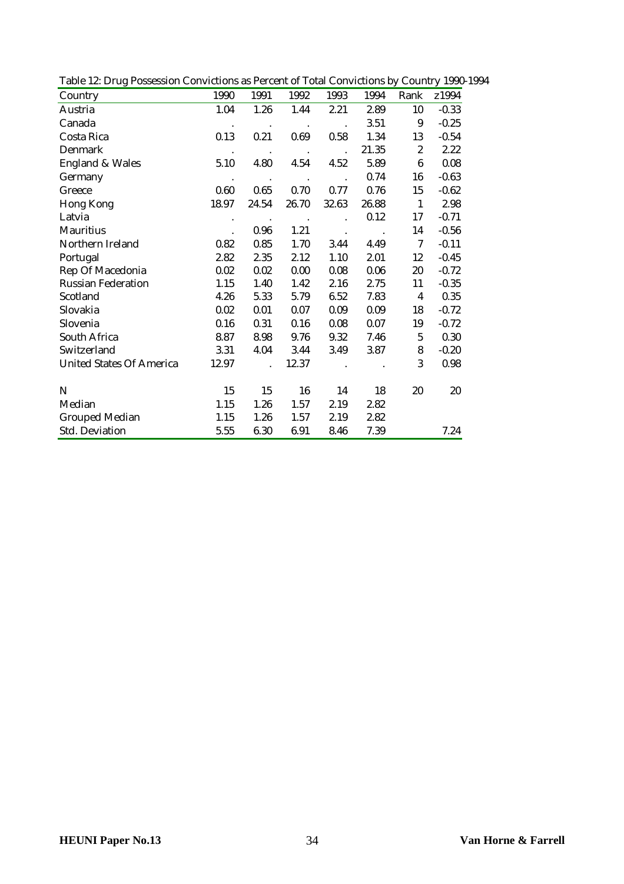Table 12: Drug Possession Convictions as Percent of Total Convictions by Country 1990-1994

| Country | 1990 | 1991 | 1992 | 1993 | 1994 | Rank | z1994 |
|---|---|---|---|---|---|---|---|
| Austria | 1.04 | 1.26 | 1.44 | 2.21 | 2.89 | 10 | -0.33 |
| Canada | . | . | . | . | 3.51 | 9 | -0.25 |
| Costa Rica | 0.13 | 0.21 | 0.69 | 0.58 | 1.34 | 13 | -0.54 |
| Denmark | . | . | . | . | 21.35 | 2 | 2.22 |
| England & Wales | 5.10 | 4.80 | 4.54 | 4.52 | 5.89 | 6 | 0.08 |
| Germany | . | . | . | . | 0.74 | 16 | -0.63 |
| Greece | 0.60 | 0.65 | 0.70 | 0.77 | 0.76 | 15 | -0.62 |
| Hong Kong | 18.97 | 24.54 | 26.70 | 32.63 | 26.88 | 1 | 2.98 |
| Latvia | . | . | . | . | 0.12 | 17 | -0.71 |
| Mauritius | . | 0.96 | 1.21 | . | . | 14 | -0.56 |
| Northern Ireland | 0.82 | 0.85 | 1.70 | 3.44 | 4.49 | 7 | -0.11 |
| Portugal | 2.82 | 2.35 | 2.12 | 1.10 | 2.01 | 12 | -0.45 |
| Rep Of Macedonia | 0.02 | 0.02 | 0.00 | 0.08 | 0.06 | 20 | -0.72 |
| Russian Federation | 1.15 | 1.40 | 1.42 | 2.16 | 2.75 | 11 | -0.35 |
| Scotland | 4.26 | 5.33 | 5.79 | 6.52 | 7.83 | 4 | 0.35 |
| Slovakia | 0.02 | 0.01 | 0.07 | 0.09 | 0.09 | 18 | -0.72 |
| Slovenia | 0.16 | 0.31 | 0.16 | 0.08 | 0.07 | 19 | -0.72 |
| South Africa | 8.87 | 8.98 | 9.76 | 9.32 | 7.46 | 5 | 0.30 |
| Switzerland | 3.31 | 4.04 | 3.44 | 3.49 | 3.87 | 8 | -0.20 |
| United States Of America | 12.97 | . | 12.37 | . | . | 3 | 0.98 |
| | | | | | | | |
| N | 15 | 15 | 16 | 14 | 18 | 20 | 20 |
| Median | 1.15 | 1.26 | 1.57 | 2.19 | 2.82 | | |
| Grouped Median | 1.15 | 1.26 | 1.57 | 2.19 | 2.82 | | |
| Std. Deviation | 5.55 | 6.30 | 6.91 | 8.46 | 7.39 | | 7.24 |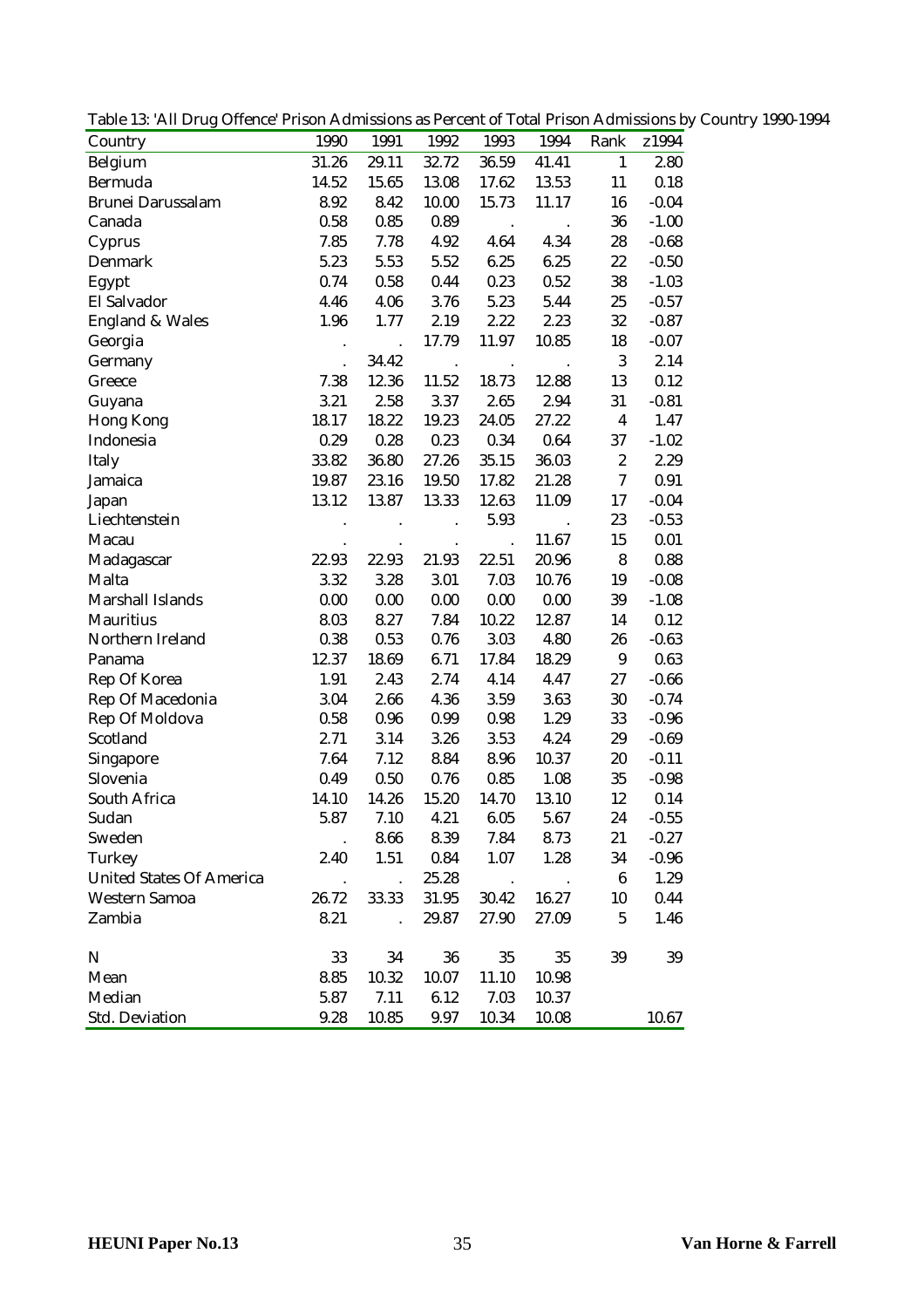Table 13: 'All Drug Offence' Prison Admissions as Percent of Total Prison Admissions by Country 1990-1994

| Country | 1990 | 1991 | 1992 | 1993 | 1994 | Rank | z1994 |
|---|---|---|---|---|---|---|---|
| Belgium | 31.26 | 29.11 | 32.72 | 36.59 | 41.41 | 1 | 2.80 |
| Bermuda | 14.52 | 15.65 | 13.08 | 17.62 | 13.53 | 11 | 0.18 |
| Brunei Darussalam | 8.92 | 8.42 | 10.00 | 15.73 | 11.17 | 16 | -0.04 |
| Canada | 0.58 | 0.85 | 0.89 | . | . | 36 | -1.00 |
| Cyprus | 7.85 | 7.78 | 4.92 | 4.64 | 4.34 | 28 | -0.68 |
| Denmark | 5.23 | 5.53 | 5.52 | 6.25 | 6.25 | 22 | -0.50 |
| Egypt | 0.74 | 0.58 | 0.44 | 0.23 | 0.52 | 38 | -1.03 |
| El Salvador | 4.46 | 4.06 | 3.76 | 5.23 | 5.44 | 25 | -0.57 |
| England & Wales | 1.96 | 1.77 | 2.19 | 2.22 | 2.23 | 32 | -0.87 |
| Georgia | . | . | 17.79 | 11.97 | 10.85 | 18 | -0.07 |
| Germany | . | 34.42 | . | . | . | 3 | 2.14 |
| Greece | 7.38 | 12.36 | 11.52 | 18.73 | 12.88 | 13 | 0.12 |
| Guyana | 3.21 | 2.58 | 3.37 | 2.65 | 2.94 | 31 | -0.81 |
| Hong Kong | 18.17 | 18.22 | 19.23 | 24.05 | 27.22 | 4 | 1.47 |
| Indonesia | 0.29 | 0.28 | 0.23 | 0.34 | 0.64 | 37 | -1.02 |
| Italy | 33.82 | 36.80 | 27.26 | 35.15 | 36.03 | 2 | 2.29 |
| Jamaica | 19.87 | 23.16 | 19.50 | 17.82 | 21.28 | 7 | 0.91 |
| Japan | 13.12 | 13.87 | 13.33 | 12.63 | 11.09 | 17 | -0.04 |
| Liechtenstein | . | . | . | 5.93 | . | 23 | -0.53 |
| Macau | . | . | . | . | 11.67 | 15 | 0.01 |
| Madagascar | 22.93 | 22.93 | 21.93 | 22.51 | 20.96 | 8 | 0.88 |
| Malta | 3.32 | 3.28 | 3.01 | 7.03 | 10.76 | 19 | -0.08 |
| Marshall Islands | 0.00 | 0.00 | 0.00 | 0.00 | 0.00 | 39 | -1.08 |
| Mauritius | 8.03 | 8.27 | 7.84 | 10.22 | 12.87 | 14 | 0.12 |
| Northern Ireland | 0.38 | 0.53 | 0.76 | 3.03 | 4.80 | 26 | -0.63 |
| Panama | 12.37 | 18.69 | 6.71 | 17.84 | 18.29 | 9 | 0.63 |
| Rep Of Korea | 1.91 | 2.43 | 2.74 | 4.14 | 4.47 | 27 | -0.66 |
| Rep Of Macedonia | 3.04 | 2.66 | 4.36 | 3.59 | 3.63 | 30 | -0.74 |
| Rep Of Moldova | 0.58 | 0.96 | 0.99 | 0.98 | 1.29 | 33 | -0.96 |
| Scotland | 2.71 | 3.14 | 3.26 | 3.53 | 4.24 | 29 | -0.69 |
| Singapore | 7.64 | 7.12 | 8.84 | 8.96 | 10.37 | 20 | -0.11 |
| Slovenia | 0.49 | 0.50 | 0.76 | 0.85 | 1.08 | 35 | -0.98 |
| South Africa | 14.10 | 14.26 | 15.20 | 14.70 | 13.10 | 12 | 0.14 |
| Sudan | 5.87 | 7.10 | 4.21 | 6.05 | 5.67 | 24 | -0.55 |
| Sweden | . | 8.66 | 8.39 | 7.84 | 8.73 | 21 | -0.27 |
| Turkey | 2.40 | 1.51 | 0.84 | 1.07 | 1.28 | 34 | -0.96 |
| United States Of America | . | . | 25.28 | . | . | 6 | 1.29 |
| Western Samoa | 26.72 | 33.33 | 31.95 | 30.42 | 16.27 | 10 | 0.44 |
| Zambia | 8.21 | . | 29.87 | 27.90 | 27.09 | 5 | 1.46 |
| | | | | | | | |
| N | 33 | 34 | 36 | 35 | 35 | 39 | 39 |
| Mean | 8.85 | 10.32 | 10.07 | 11.10 | 10.98 | | |
| Median | 5.87 | 7.11 | 6.12 | 7.03 | 10.37 | | |
| Std. Deviation | 9.28 | 10.85 | 9.97 | 10.34 | 10.08 | | 10.67 |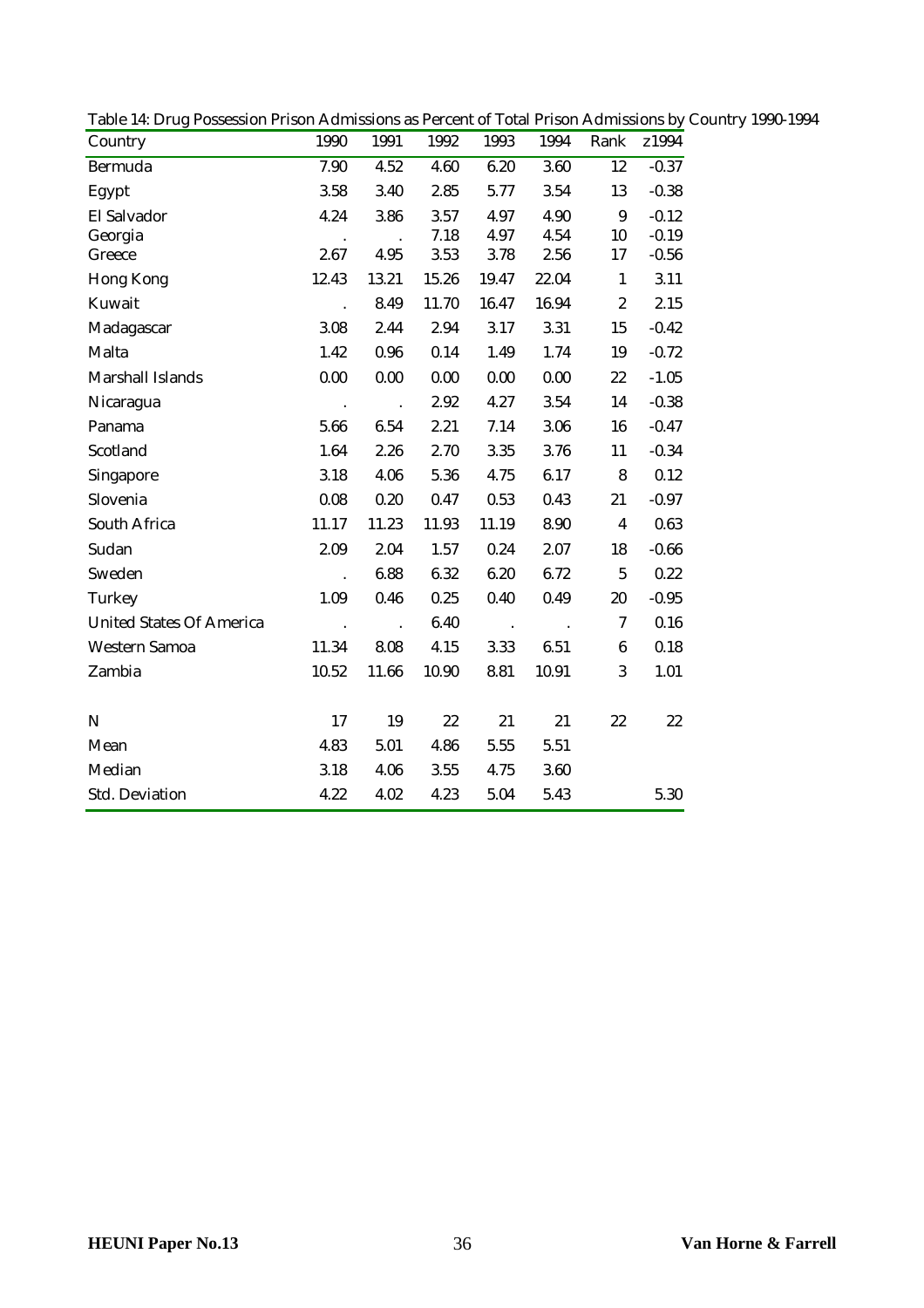Table 14: Drug Possession Prison Admissions as Percent of Total Prison Admissions by Country 1990-1994

| Country | 1990 | 1991 | 1992 | 1993 | 1994 | Rank | z1994 |
|---|---|---|---|---|---|---|---|
| Bermuda | 7.90 | 4.52 | 4.60 | 6.20 | 3.60 | 12 | -0.37 |
| Egypt | 3.58 | 3.40 | 2.85 | 5.77 | 3.54 | 13 | -0.38 |
| El Salvador | 4.24 | 3.86 | 3.57 | 4.97 | 4.90 | 9 | -0.12 |
| Georgia | . | . | 7.18 | 4.97 | 4.54 | 10 | -0.19 |
| Greece | 2.67 | 4.95 | 3.53 | 3.78 | 2.56 | 17 | -0.56 |
| Hong Kong | 12.43 | 13.21 | 15.26 | 19.47 | 22.04 | 1 | 3.11 |
| Kuwait | . | 8.49 | 11.70 | 16.47 | 16.94 | 2 | 2.15 |
| Madagascar | 3.08 | 2.44 | 2.94 | 3.17 | 3.31 | 15 | -0.42 |
| Malta | 1.42 | 0.96 | 0.14 | 1.49 | 1.74 | 19 | -0.72 |
| Marshall Islands | 0.00 | 0.00 | 0.00 | 0.00 | 0.00 | 22 | -1.05 |
| Nicaragua | . | . | 2.92 | 4.27 | 3.54 | 14 | -0.38 |
| Panama | 5.66 | 6.54 | 2.21 | 7.14 | 3.06 | 16 | -0.47 |
| Scotland | 1.64 | 2.26 | 2.70 | 3.35 | 3.76 | 11 | -0.34 |
| Singapore | 3.18 | 4.06 | 5.36 | 4.75 | 6.17 | 8 | 0.12 |
| Slovenia | 0.08 | 0.20 | 0.47 | 0.53 | 0.43 | 21 | -0.97 |
| South Africa | 11.17 | 11.23 | 11.93 | 11.19 | 8.90 | 4 | 0.63 |
| Sudan | 2.09 | 2.04 | 1.57 | 0.24 | 2.07 | 18 | -0.66 |
| Sweden | . | 6.88 | 6.32 | 6.20 | 6.72 | 5 | 0.22 |
| Turkey | 1.09 | 0.46 | 0.25 | 0.40 | 0.49 | 20 | -0.95 |
| United States Of America | . | . | 6.40 | . | . | 7 | 0.16 |
| Western Samoa | 11.34 | 8.08 | 4.15 | 3.33 | 6.51 | 6 | 0.18 |
| Zambia | 10.52 | 11.66 | 10.90 | 8.81 | 10.91 | 3 | 1.01 |
| | | | | | | | |
| N | 17 | 19 | 22 | 21 | 21 | 22 | 22 |
| Mean | 4.83 | 5.01 | 4.86 | 5.55 | 5.51 | | |
| Median | 3.18 | 4.06 | 3.55 | 4.75 | 3.60 | | |
| Std. Deviation | 4.22 | 4.02 | 4.23 | 5.04 | 5.43 | | 5.30 |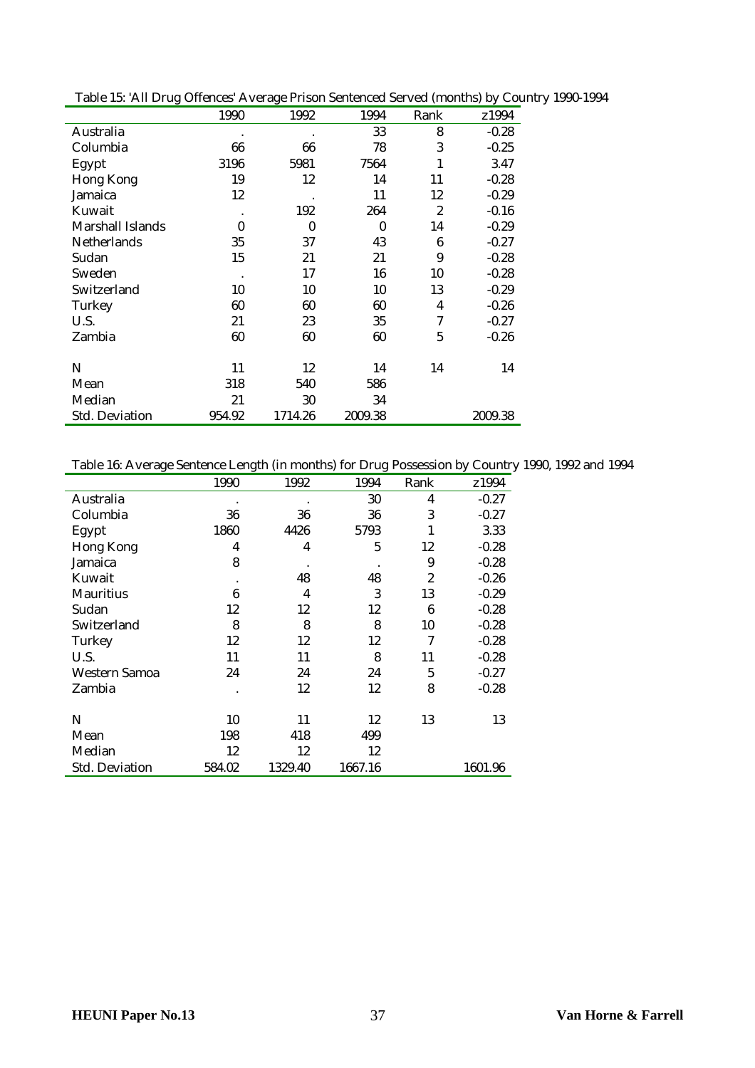Table 15: 'All Drug Offences' Average Prison Sentenced Served (months) by Country 1990-1994

| | 1990 | 1992 | 1994 | Rank | z1994 |
|---|---|---|---|---|---|
| Australia | . | . | 33 | 8 | -0.28 |
| Columbia | 66 | 66 | 78 | 3 | -0.25 |
| Egypt | 3196 | 5981 | 7564 | 1 | 3.47 |
| Hong Kong | 19 | 12 | 14 | 11 | -0.28 |
| Jamaica | 12 | . | 11 | 12 | -0.29 |
| Kuwait | . | 192 | 264 | 2 | -0.16 |
| Marshall Islands | 0 | 0 | 0 | 14 | -0.29 |
| Netherlands | 35 | 37 | 43 | 6 | -0.27 |
| Sudan | 15 | 21 | 21 | 9 | -0.28 |
| Sweden | . | 17 | 16 | 10 | -0.28 |
| Switzerland | 10 | 10 | 10 | 13 | -0.29 |
| Turkey | 60 | 60 | 60 | 4 | -0.26 |
| U.S. | 21 | 23 | 35 | 7 | -0.27 |
| Zambia | 60 | 60 | 60 | 5 | -0.26 |
| | | | | | |
| N | 11 | 12 | 14 | 14 | 14 |
| Mean | 318 | 540 | 586 | | |
| Median | 21 | 30 | 34 | | |
| Std. Deviation | 954.92 | 1714.26 | 2009.38 | | 2009.38 |

Table 16: Average Sentence Length (in months) for Drug Possession by Country 1990, 1992 and 1994

| | 1990 | 1992 | 1994 | Rank | z1994 |
|---|---|---|---|---|---|
| Australia | . | . | 30 | 4 | -0.27 |
| Columbia | 36 | 36 | 36 | 3 | -0.27 |
| Egypt | 1860 | 4426 | 5793 | 1 | 3.33 |
| Hong Kong | 4 | 4 | 5 | 12 | -0.28 |
| Jamaica | 8 | . | . | 9 | -0.28 |
| Kuwait | . | 48 | 48 | 2 | -0.26 |
| Mauritius | 6 | 4 | 3 | 13 | -0.29 |
| Sudan | 12 | 12 | 12 | 6 | -0.28 |
| Switzerland | 8 | 8 | 8 | 10 | -0.28 |
| Turkey | 12 | 12 | 12 | 7 | -0.28 |
| U.S. | 11 | 11 | 8 | 11 | -0.28 |
| Western Samoa | 24 | 24 | 24 | 5 | -0.27 |
| Zambia | . | 12 | 12 | 8 | -0.28 |
| | | | | | |
| N | 10 | 11 | 12 | 13 | 13 |
| Mean | 198 | 418 | 499 | | |
| Median | 12 | 12 | 12 | | |
| Std. Deviation | 584.02 | 1329.40 | 1667.16 | | 1601.96 |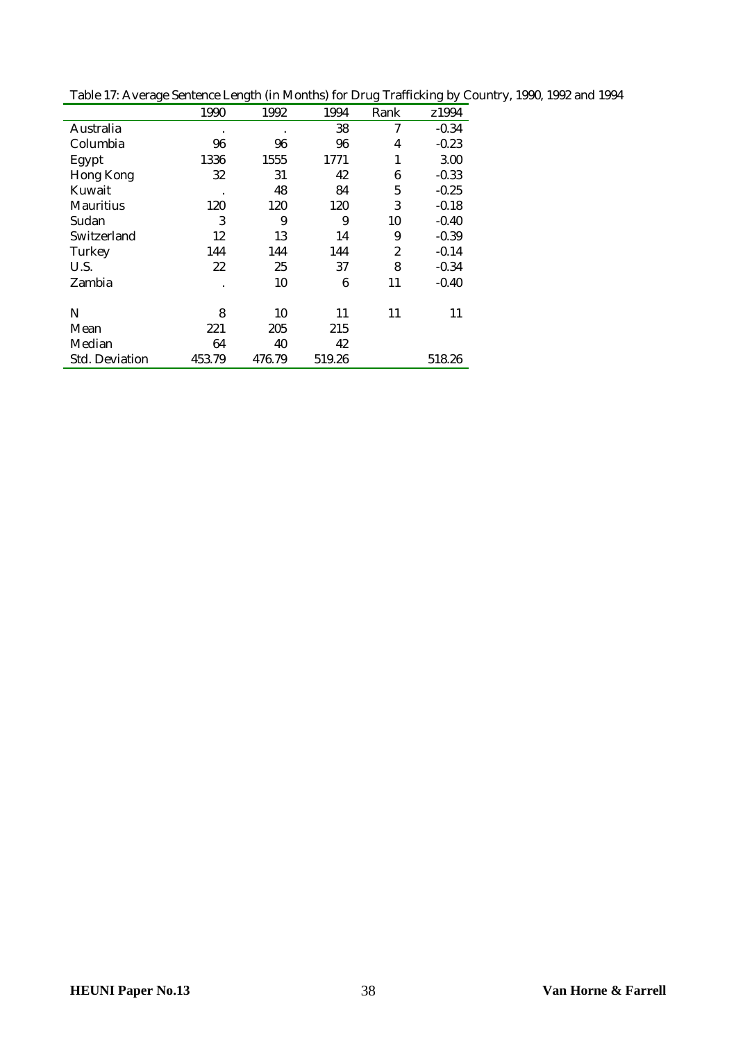Table 17: Average Sentence Length (in Months) for Drug Trafficking by Country, 1990, 1992 and 1994

| | 1990 | 1992 | 1994 | Rank | z1994 |
|---|---|---|---|---|---|
| Australia | . | . | 38 | 7 | -0.34 |
| Columbia | 96 | 96 | 96 | 4 | -0.23 |
| Egypt | 1336 | 1555 | 1771 | 1 | 3.00 |
| Hong Kong | 32 | 31 | 42 | 6 | -0.33 |
| Kuwait | . | 48 | 84 | 5 | -0.25 |
| Mauritius | 120 | 120 | 120 | 3 | -0.18 |
| Sudan | 3 | 9 | 9 | 10 | -0.40 |
| Switzerland | 12 | 13 | 14 | 9 | -0.39 |
| Turkey | 144 | 144 | 144 | 2 | -0.14 |
| U.S. | 22 | 25 | 37 | 8 | -0.34 |
| Zambia | . | 10 | 6 | 11 | -0.40 |
| | | | | | |
| N | 8 | 10 | 11 | 11 | 11 |
| Mean | 221 | 205 | 215 | | |
| Median | 64 | 40 | 42 | | |
| Std. Deviation | 453.79 | 476.79 | 519.26 | | 518.26 |